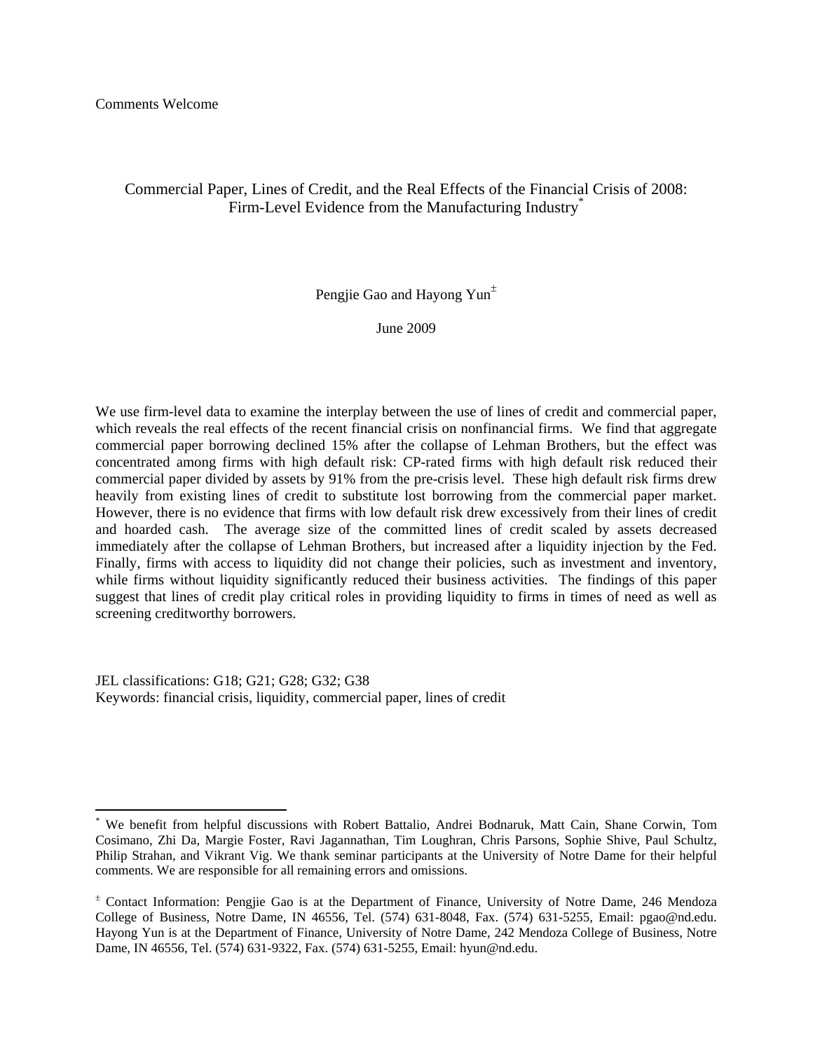Comments Welcome

# Commercial Paper, Lines of Credit, and the Real Effects of the Financial Crisis of 2008: Firm-Level Evidence from the Manufacturing Industry[*]

Pengjie Gao and Hayong Yun[±]

June 2009

We use firm-level data to examine the interplay between the use of lines of credit and commercial paper, which reveals the real effects of the recent financial crisis on nonfinancial firms. We find that aggregate commercial paper borrowing declined 15% after the collapse of Lehman Brothers, but the effect was concentrated among firms with high default risk: CP-rated firms with high default risk reduced their commercial paper divided by assets by 91% from the pre-crisis level. These high default risk firms drew heavily from existing lines of credit to substitute lost borrowing from the commercial paper market. However, there is no evidence that firms with low default risk drew excessively from their lines of credit and hoarded cash. The average size of the committed lines of credit scaled by assets decreased immediately after the collapse of Lehman Brothers, but increased after a liquidity injection by the Fed. Finally, firms with access to liquidity did not change their policies, such as investment and inventory, while firms without liquidity significantly reduced their business activities. The findings of this paper suggest that lines of credit play critical roles in providing liquidity to firms in times of need as well as screening creditworthy borrowers.

JEL classifications: G18; G21; G28; G32; G38
Keywords: financial crisis, liquidity, commercial paper, lines of credit

---

[*] We benefit from helpful discussions with Robert Battalio, Andrei Bodnaruk, Matt Cain, Shane Corwin, Tom Cosimano, Zhi Da, Margie Foster, Ravi Jagannathan, Tim Loughran, Chris Parsons, Sophie Shive, Paul Schultz, Philip Strahan, and Vikrant Vig. We thank seminar participants at the University of Notre Dame for their helpful comments. We are responsible for all remaining errors and omissions.

[±] Contact Information: Pengjie Gao is at the Department of Finance, University of Notre Dame, 246 Mendoza College of Business, Notre Dame, IN 46556, Tel. (574) 631-8048, Fax. (574) 631-5255, Email: pgao@nd.edu. Hayong Yun is at the Department of Finance, University of Notre Dame, 242 Mendoza College of Business, Notre Dame, IN 46556, Tel. (574) 631-9322, Fax. (574) 631-5255, Email: hyun@nd.edu.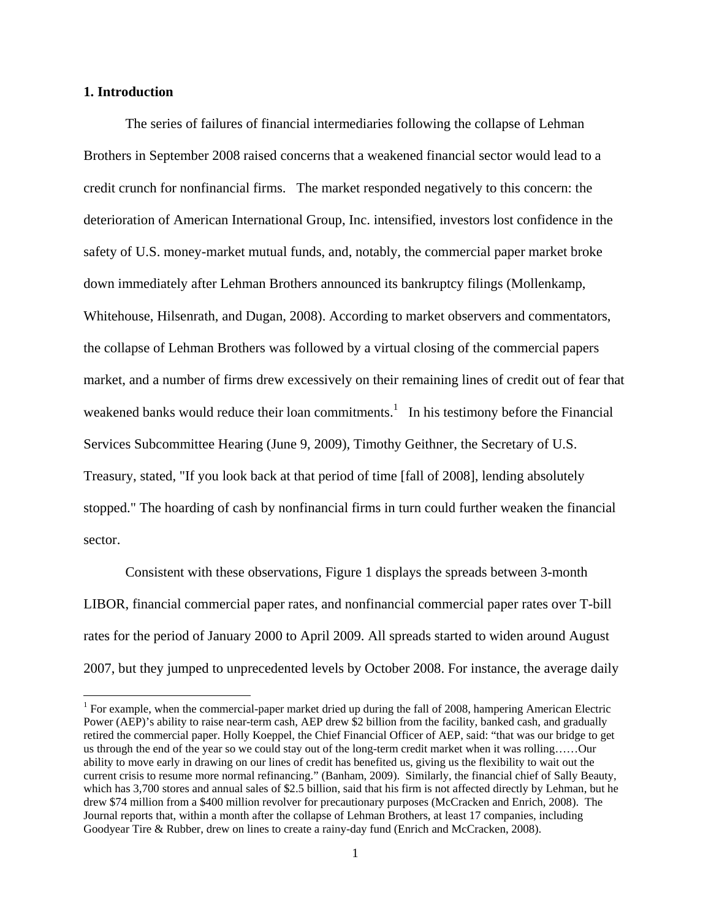## 1. Introduction

The series of failures of financial intermediaries following the collapse of Lehman Brothers in September 2008 raised concerns that a weakened financial sector would lead to a credit crunch for nonfinancial firms. The market responded negatively to this concern: the deterioration of American International Group, Inc. intensified, investors lost confidence in the safety of U.S. money-market mutual funds, and, notably, the commercial paper market broke down immediately after Lehman Brothers announced its bankruptcy filings (Mollenkamp, Whitehouse, Hilsenrath, and Dugan, 2008). According to market observers and commentators, the collapse of Lehman Brothers was followed by a virtual closing of the commercial papers market, and a number of firms drew excessively on their remaining lines of credit out of fear that weakened banks would reduce their loan commitments.[1] In his testimony before the Financial Services Subcommittee Hearing (June 9, 2009), Timothy Geithner, the Secretary of U.S. Treasury, stated, "If you look back at that period of time [fall of 2008], lending absolutely stopped." The hoarding of cash by nonfinancial firms in turn could further weaken the financial sector.

Consistent with these observations, Figure 1 displays the spreads between 3-month LIBOR, financial commercial paper rates, and nonfinancial commercial paper rates over T-bill rates for the period of January 2000 to April 2009. All spreads started to widen around August 2007, but they jumped to unprecedented levels by October 2008. For instance, the average daily

[1] For example, when the commercial-paper market dried up during the fall of 2008, hampering American Electric Power (AEP)'s ability to raise near-term cash, AEP drew $2 billion from the facility, banked cash, and gradually retired the commercial paper. Holly Koeppel, the Chief Financial Officer of AEP, said: "that was our bridge to get us through the end of the year so we could stay out of the long-term credit market when it was rolling……Our ability to move early in drawing on our lines of credit has benefited us, giving us the flexibility to wait out the current crisis to resume more normal refinancing." (Banham, 2009). Similarly, the financial chief of Sally Beauty, which has 3,700 stores and annual sales of $2.5 billion, said that his firm is not affected directly by Lehman, but he drew $74 million from a $400 million revolver for precautionary purposes (McCracken and Enrich, 2008). The Journal reports that, within a month after the collapse of Lehman Brothers, at least 17 companies, including Goodyear Tire & Rubber, drew on lines to create a rainy-day fund (Enrich and McCracken, 2008).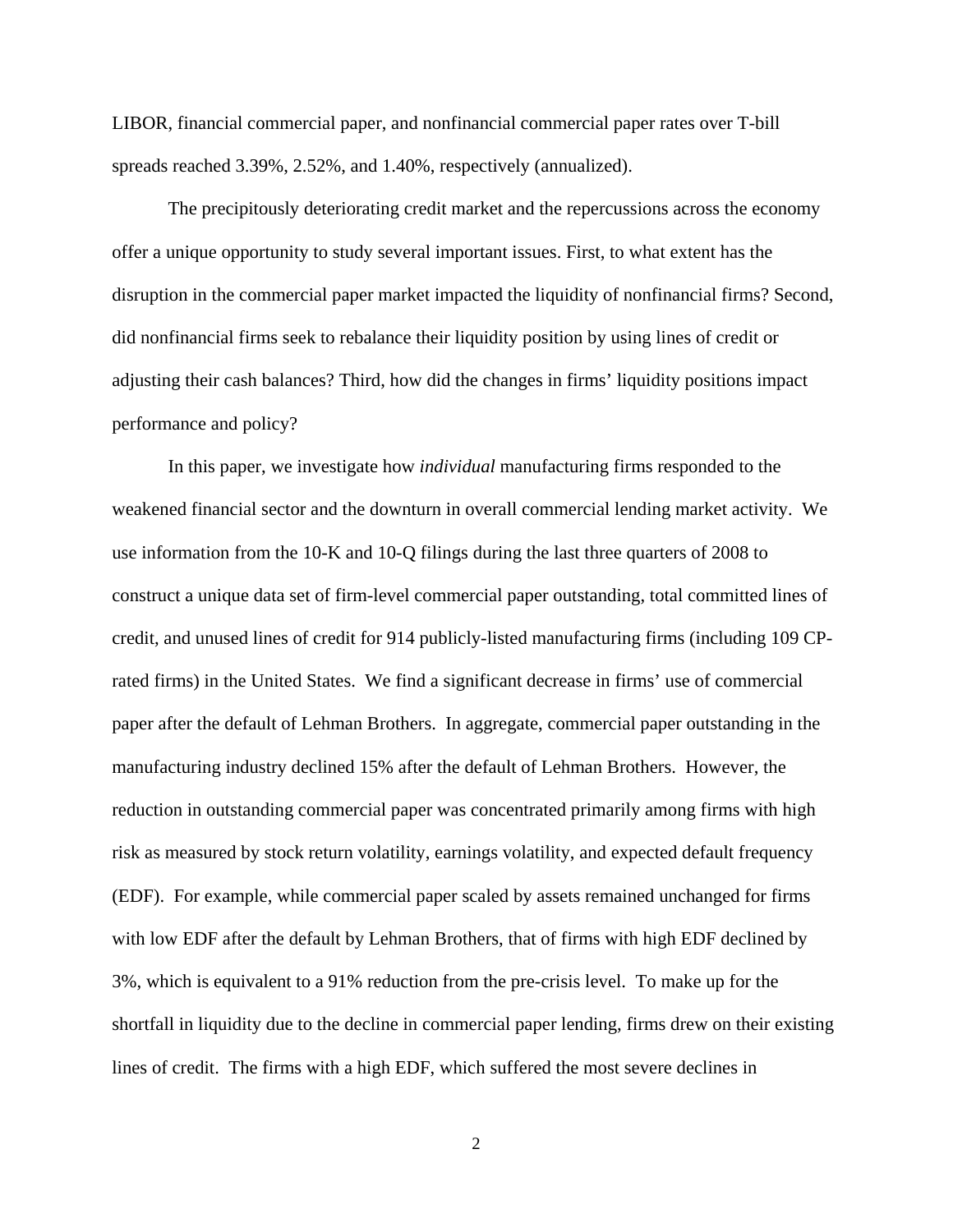LIBOR, financial commercial paper, and nonfinancial commercial paper rates over T-bill spreads reached 3.39%, 2.52%, and 1.40%, respectively (annualized).

The precipitously deteriorating credit market and the repercussions across the economy offer a unique opportunity to study several important issues. First, to what extent has the disruption in the commercial paper market impacted the liquidity of nonfinancial firms? Second, did nonfinancial firms seek to rebalance their liquidity position by using lines of credit or adjusting their cash balances? Third, how did the changes in firms' liquidity positions impact performance and policy?

In this paper, we investigate how *individual* manufacturing firms responded to the weakened financial sector and the downturn in overall commercial lending market activity. We use information from the 10-K and 10-Q filings during the last three quarters of 2008 to construct a unique data set of firm-level commercial paper outstanding, total committed lines of credit, and unused lines of credit for 914 publicly-listed manufacturing firms (including 109 CP-rated firms) in the United States. We find a significant decrease in firms' use of commercial paper after the default of Lehman Brothers. In aggregate, commercial paper outstanding in the manufacturing industry declined 15% after the default of Lehman Brothers. However, the reduction in outstanding commercial paper was concentrated primarily among firms with high risk as measured by stock return volatility, earnings volatility, and expected default frequency (EDF). For example, while commercial paper scaled by assets remained unchanged for firms with low EDF after the default by Lehman Brothers, that of firms with high EDF declined by 3%, which is equivalent to a 91% reduction from the pre-crisis level. To make up for the shortfall in liquidity due to the decline in commercial paper lending, firms drew on their existing lines of credit. The firms with a high EDF, which suffered the most severe declines in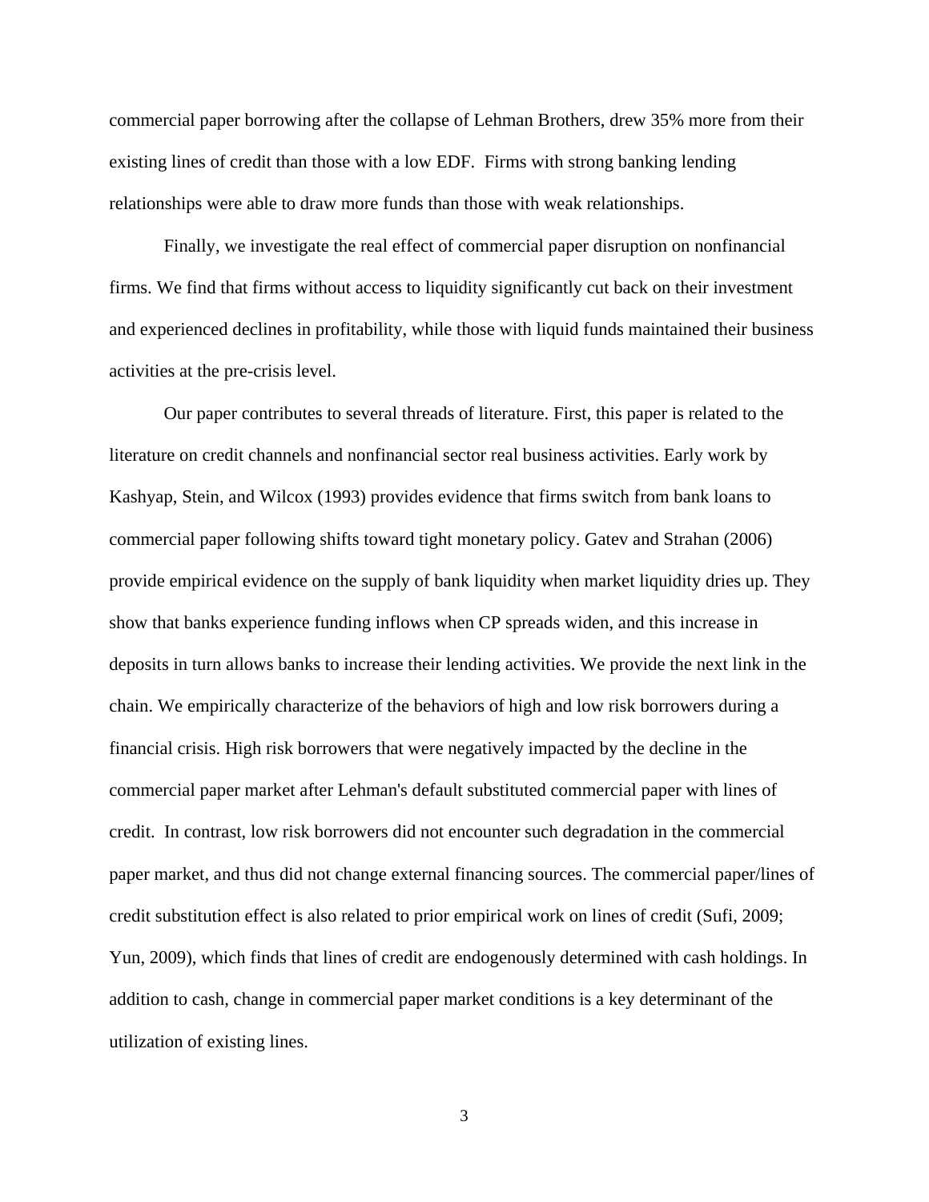commercial paper borrowing after the collapse of Lehman Brothers, drew 35% more from their existing lines of credit than those with a low EDF. Firms with strong banking lending relationships were able to draw more funds than those with weak relationships.

Finally, we investigate the real effect of commercial paper disruption on nonfinancial firms. We find that firms without access to liquidity significantly cut back on their investment and experienced declines in profitability, while those with liquid funds maintained their business activities at the pre-crisis level.

Our paper contributes to several threads of literature. First, this paper is related to the literature on credit channels and nonfinancial sector real business activities. Early work by Kashyap, Stein, and Wilcox (1993) provides evidence that firms switch from bank loans to commercial paper following shifts toward tight monetary policy. Gatev and Strahan (2006) provide empirical evidence on the supply of bank liquidity when market liquidity dries up. They show that banks experience funding inflows when CP spreads widen, and this increase in deposits in turn allows banks to increase their lending activities. We provide the next link in the chain. We empirically characterize of the behaviors of high and low risk borrowers during a financial crisis. High risk borrowers that were negatively impacted by the decline in the commercial paper market after Lehman's default substituted commercial paper with lines of credit. In contrast, low risk borrowers did not encounter such degradation in the commercial paper market, and thus did not change external financing sources. The commercial paper/lines of credit substitution effect is also related to prior empirical work on lines of credit (Sufi, 2009; Yun, 2009), which finds that lines of credit are endogenously determined with cash holdings. In addition to cash, change in commercial paper market conditions is a key determinant of the utilization of existing lines.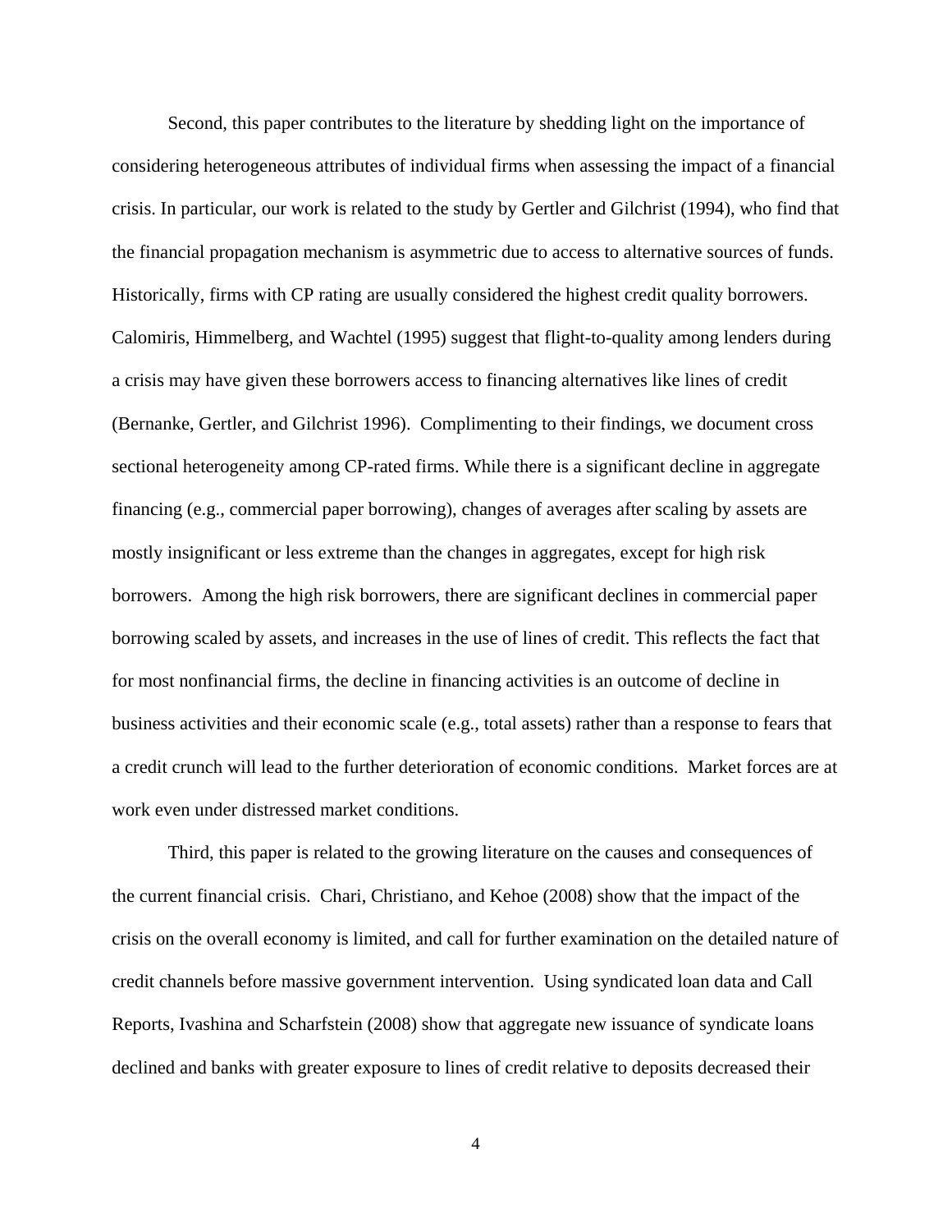Second, this paper contributes to the literature by shedding light on the importance of considering heterogeneous attributes of individual firms when assessing the impact of a financial crisis. In particular, our work is related to the study by Gertler and Gilchrist (1994), who find that the financial propagation mechanism is asymmetric due to access to alternative sources of funds. Historically, firms with CP rating are usually considered the highest credit quality borrowers. Calomiris, Himmelberg, and Wachtel (1995) suggest that flight-to-quality among lenders during a crisis may have given these borrowers access to financing alternatives like lines of credit (Bernanke, Gertler, and Gilchrist 1996). Complimenting to their findings, we document cross sectional heterogeneity among CP-rated firms. While there is a significant decline in aggregate financing (e.g., commercial paper borrowing), changes of averages after scaling by assets are mostly insignificant or less extreme than the changes in aggregates, except for high risk borrowers. Among the high risk borrowers, there are significant declines in commercial paper borrowing scaled by assets, and increases in the use of lines of credit. This reflects the fact that for most nonfinancial firms, the decline in financing activities is an outcome of decline in business activities and their economic scale (e.g., total assets) rather than a response to fears that a credit crunch will lead to the further deterioration of economic conditions. Market forces are at work even under distressed market conditions.

Third, this paper is related to the growing literature on the causes and consequences of the current financial crisis. Chari, Christiano, and Kehoe (2008) show that the impact of the crisis on the overall economy is limited, and call for further examination on the detailed nature of credit channels before massive government intervention. Using syndicated loan data and Call Reports, Ivashina and Scharfstein (2008) show that aggregate new issuance of syndicate loans declined and banks with greater exposure to lines of credit relative to deposits decreased their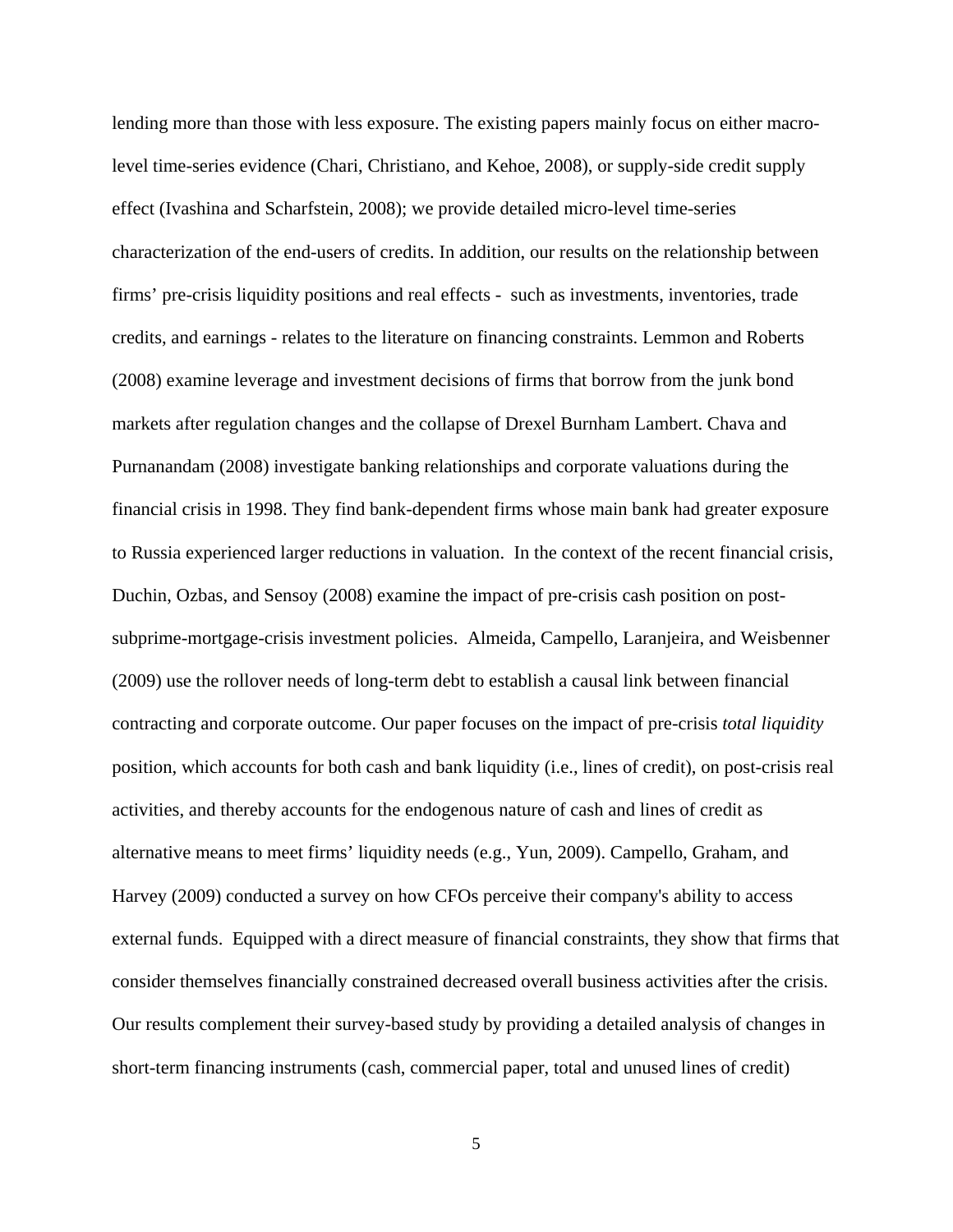lending more than those with less exposure. The existing papers mainly focus on either macro-level time-series evidence (Chari, Christiano, and Kehoe, 2008), or supply-side credit supply effect (Ivashina and Scharfstein, 2008); we provide detailed micro-level time-series characterization of the end-users of credits. In addition, our results on the relationship between firms' pre-crisis liquidity positions and real effects - such as investments, inventories, trade credits, and earnings - relates to the literature on financing constraints. Lemmon and Roberts (2008) examine leverage and investment decisions of firms that borrow from the junk bond markets after regulation changes and the collapse of Drexel Burnham Lambert. Chava and Purnanandam (2008) investigate banking relationships and corporate valuations during the financial crisis in 1998. They find bank-dependent firms whose main bank had greater exposure to Russia experienced larger reductions in valuation. In the context of the recent financial crisis, Duchin, Ozbas, and Sensoy (2008) examine the impact of pre-crisis cash position on post-subprime-mortgage-crisis investment policies. Almeida, Campello, Laranjeira, and Weisbenner (2009) use the rollover needs of long-term debt to establish a causal link between financial contracting and corporate outcome. Our paper focuses on the impact of pre-crisis *total liquidity* position, which accounts for both cash and bank liquidity (i.e., lines of credit), on post-crisis real activities, and thereby accounts for the endogenous nature of cash and lines of credit as alternative means to meet firms' liquidity needs (e.g., Yun, 2009). Campello, Graham, and Harvey (2009) conducted a survey on how CFOs perceive their company's ability to access external funds. Equipped with a direct measure of financial constraints, they show that firms that consider themselves financially constrained decreased overall business activities after the crisis. Our results complement their survey-based study by providing a detailed analysis of changes in short-term financing instruments (cash, commercial paper, total and unused lines of credit)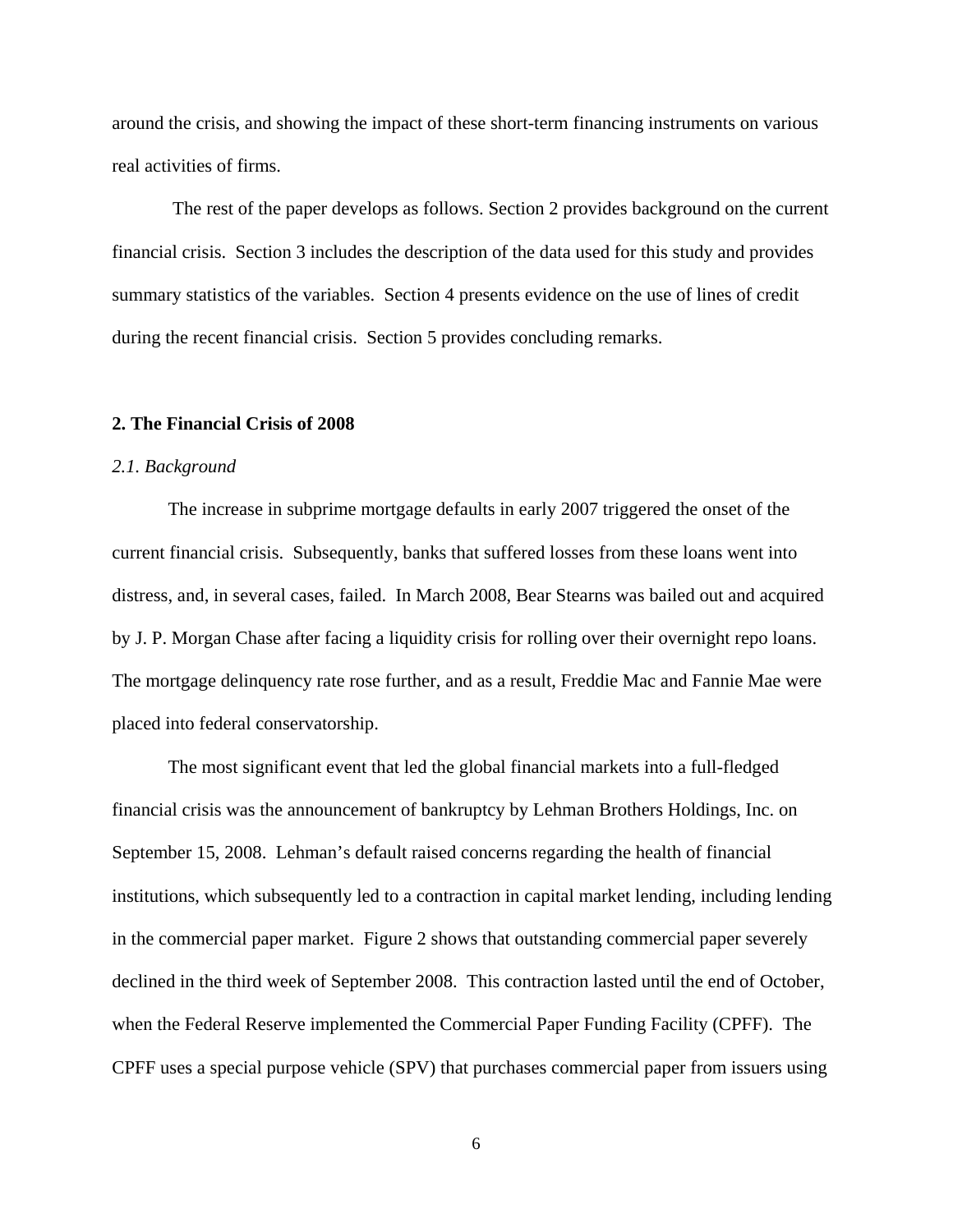around the crisis, and showing the impact of these short-term financing instruments on various real activities of firms.

The rest of the paper develops as follows. Section 2 provides background on the current financial crisis. Section 3 includes the description of the data used for this study and provides summary statistics of the variables. Section 4 presents evidence on the use of lines of credit during the recent financial crisis. Section 5 provides concluding remarks.

## 2. The Financial Crisis of 2008

### *2.1. Background*

The increase in subprime mortgage defaults in early 2007 triggered the onset of the current financial crisis. Subsequently, banks that suffered losses from these loans went into distress, and, in several cases, failed. In March 2008, Bear Stearns was bailed out and acquired by J. P. Morgan Chase after facing a liquidity crisis for rolling over their overnight repo loans. The mortgage delinquency rate rose further, and as a result, Freddie Mac and Fannie Mae were placed into federal conservatorship.

The most significant event that led the global financial markets into a full-fledged financial crisis was the announcement of bankruptcy by Lehman Brothers Holdings, Inc. on September 15, 2008. Lehman's default raised concerns regarding the health of financial institutions, which subsequently led to a contraction in capital market lending, including lending in the commercial paper market. Figure 2 shows that outstanding commercial paper severely declined in the third week of September 2008. This contraction lasted until the end of October, when the Federal Reserve implemented the Commercial Paper Funding Facility (CPFF). The CPFF uses a special purpose vehicle (SPV) that purchases commercial paper from issuers using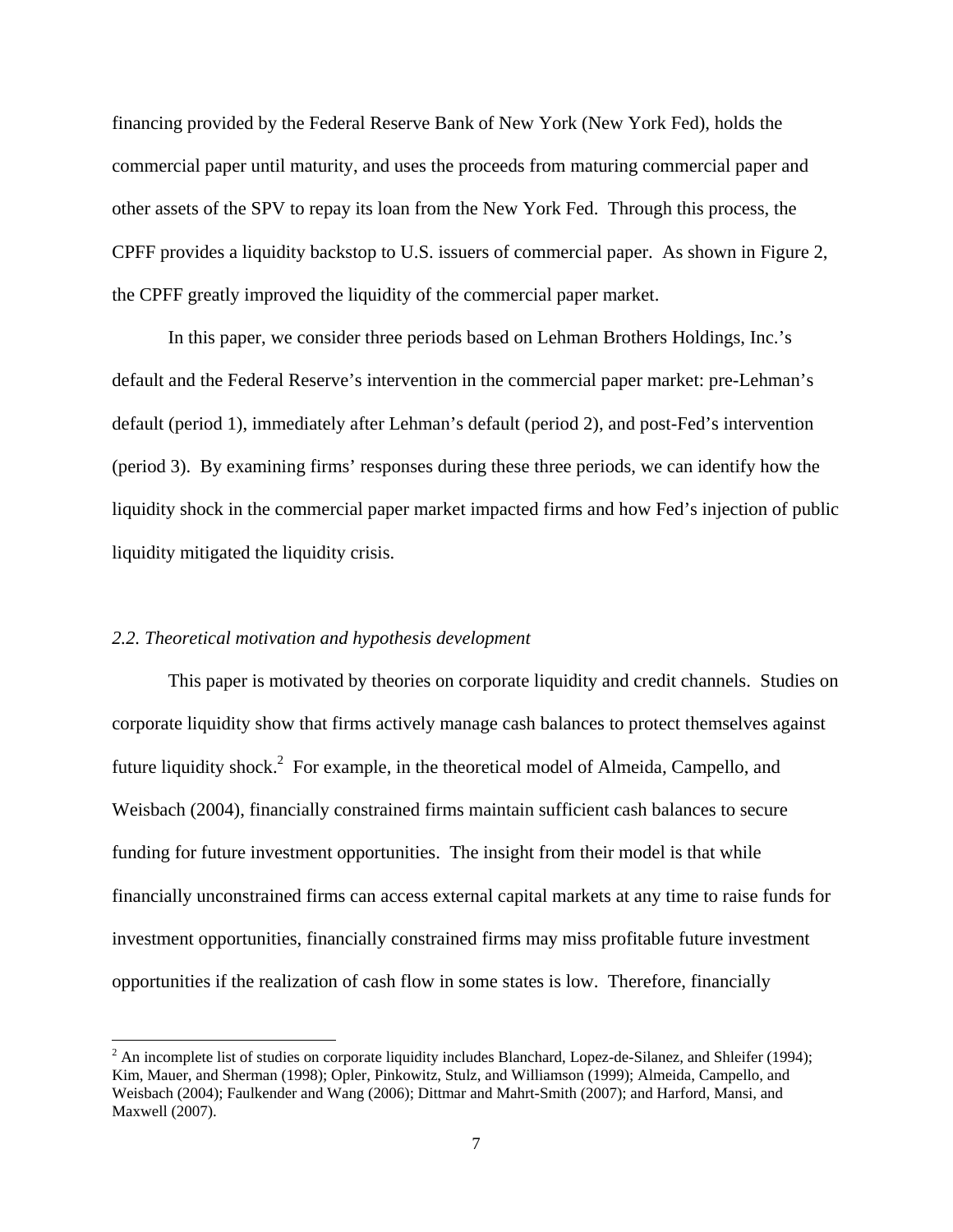financing provided by the Federal Reserve Bank of New York (New York Fed), holds the commercial paper until maturity, and uses the proceeds from maturing commercial paper and other assets of the SPV to repay its loan from the New York Fed. Through this process, the CPFF provides a liquidity backstop to U.S. issuers of commercial paper. As shown in Figure 2, the CPFF greatly improved the liquidity of the commercial paper market.

In this paper, we consider three periods based on Lehman Brothers Holdings, Inc.'s default and the Federal Reserve's intervention in the commercial paper market: pre-Lehman's default (period 1), immediately after Lehman's default (period 2), and post-Fed's intervention (period 3). By examining firms' responses during these three periods, we can identify how the liquidity shock in the commercial paper market impacted firms and how Fed's injection of public liquidity mitigated the liquidity crisis.

### *2.2. Theoretical motivation and hypothesis development*

This paper is motivated by theories on corporate liquidity and credit channels. Studies on corporate liquidity show that firms actively manage cash balances to protect themselves against future liquidity shock.[2] For example, in the theoretical model of Almeida, Campello, and Weisbach (2004), financially constrained firms maintain sufficient cash balances to secure funding for future investment opportunities. The insight from their model is that while financially unconstrained firms can access external capital markets at any time to raise funds for investment opportunities, financially constrained firms may miss profitable future investment opportunities if the realization of cash flow in some states is low. Therefore, financially

[2] An incomplete list of studies on corporate liquidity includes Blanchard, Lopez-de-Silanez, and Shleifer (1994); Kim, Mauer, and Sherman (1998); Opler, Pinkowitz, Stulz, and Williamson (1999); Almeida, Campello, and Weisbach (2004); Faulkender and Wang (2006); Dittmar and Mahrt-Smith (2007); and Harford, Mansi, and Maxwell (2007).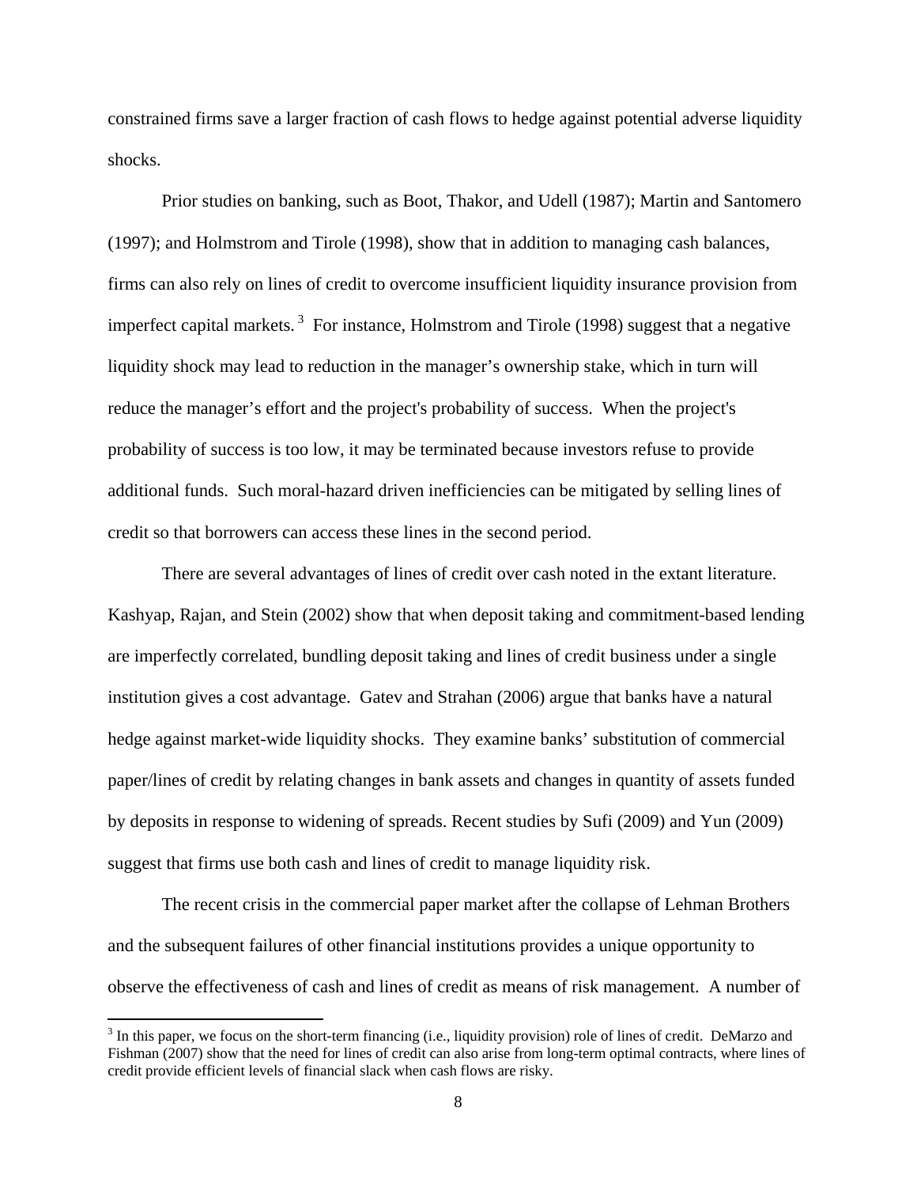constrained firms save a larger fraction of cash flows to hedge against potential adverse liquidity shocks.

Prior studies on banking, such as Boot, Thakor, and Udell (1987); Martin and Santomero (1997); and Holmstrom and Tirole (1998), show that in addition to managing cash balances, firms can also rely on lines of credit to overcome insufficient liquidity insurance provision from imperfect capital markets.[3] For instance, Holmstrom and Tirole (1998) suggest that a negative liquidity shock may lead to reduction in the manager's ownership stake, which in turn will reduce the manager's effort and the project's probability of success. When the project's probability of success is too low, it may be terminated because investors refuse to provide additional funds. Such moral-hazard driven inefficiencies can be mitigated by selling lines of credit so that borrowers can access these lines in the second period.

There are several advantages of lines of credit over cash noted in the extant literature. Kashyap, Rajan, and Stein (2002) show that when deposit taking and commitment-based lending are imperfectly correlated, bundling deposit taking and lines of credit business under a single institution gives a cost advantage. Gatev and Strahan (2006) argue that banks have a natural hedge against market-wide liquidity shocks. They examine banks' substitution of commercial paper/lines of credit by relating changes in bank assets and changes in quantity of assets funded by deposits in response to widening of spreads. Recent studies by Sufi (2009) and Yun (2009) suggest that firms use both cash and lines of credit to manage liquidity risk.

The recent crisis in the commercial paper market after the collapse of Lehman Brothers and the subsequent failures of other financial institutions provides a unique opportunity to observe the effectiveness of cash and lines of credit as means of risk management. A number of

[3] In this paper, we focus on the short-term financing (i.e., liquidity provision) role of lines of credit. DeMarzo and Fishman (2007) show that the need for lines of credit can also arise from long-term optimal contracts, where lines of credit provide efficient levels of financial slack when cash flows are risky.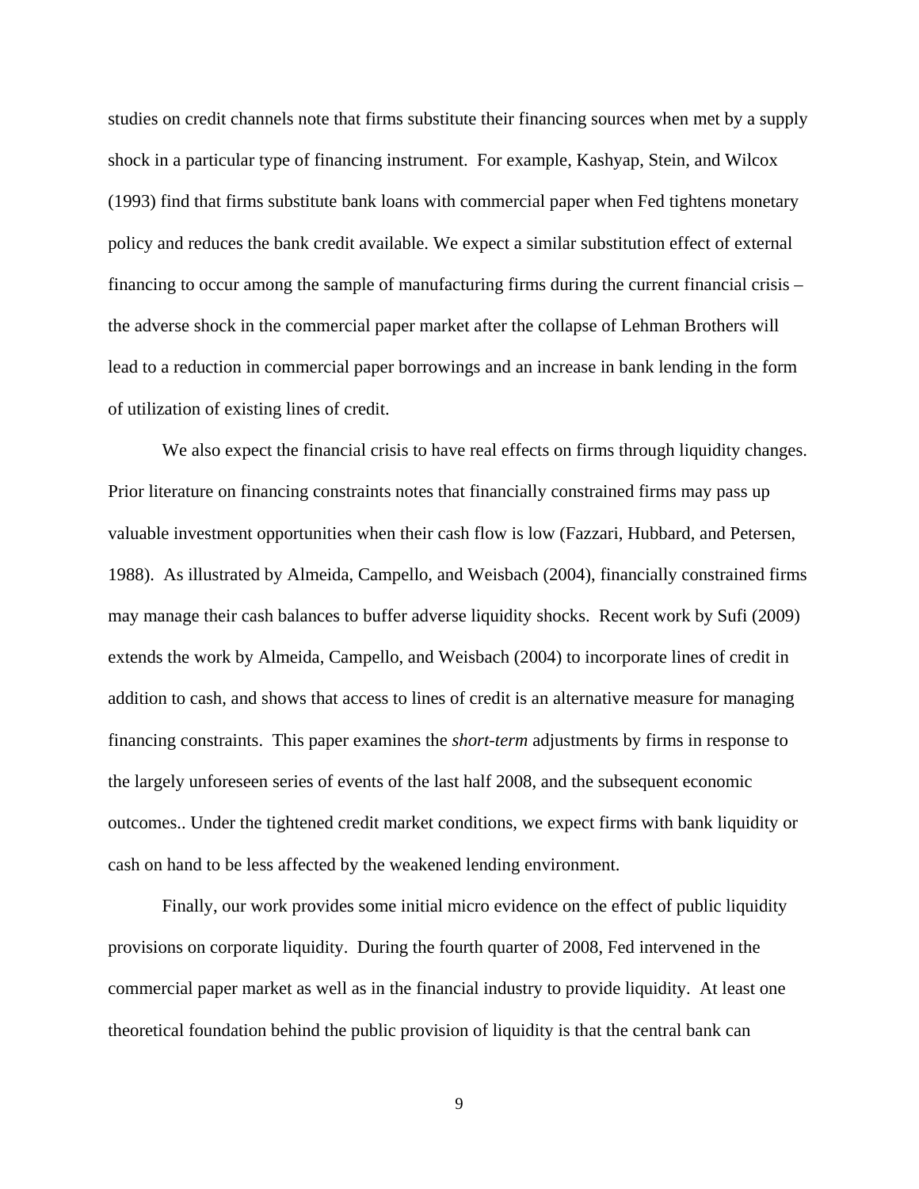studies on credit channels note that firms substitute their financing sources when met by a supply shock in a particular type of financing instrument. For example, Kashyap, Stein, and Wilcox (1993) find that firms substitute bank loans with commercial paper when Fed tightens monetary policy and reduces the bank credit available. We expect a similar substitution effect of external financing to occur among the sample of manufacturing firms during the current financial crisis – the adverse shock in the commercial paper market after the collapse of Lehman Brothers will lead to a reduction in commercial paper borrowings and an increase in bank lending in the form of utilization of existing lines of credit.

We also expect the financial crisis to have real effects on firms through liquidity changes. Prior literature on financing constraints notes that financially constrained firms may pass up valuable investment opportunities when their cash flow is low (Fazzari, Hubbard, and Petersen, 1988). As illustrated by Almeida, Campello, and Weisbach (2004), financially constrained firms may manage their cash balances to buffer adverse liquidity shocks. Recent work by Sufi (2009) extends the work by Almeida, Campello, and Weisbach (2004) to incorporate lines of credit in addition to cash, and shows that access to lines of credit is an alternative measure for managing financing constraints. This paper examines the *short-term* adjustments by firms in response to the largely unforeseen series of events of the last half 2008, and the subsequent economic outcomes.. Under the tightened credit market conditions, we expect firms with bank liquidity or cash on hand to be less affected by the weakened lending environment.

Finally, our work provides some initial micro evidence on the effect of public liquidity provisions on corporate liquidity. During the fourth quarter of 2008, Fed intervened in the commercial paper market as well as in the financial industry to provide liquidity. At least one theoretical foundation behind the public provision of liquidity is that the central bank can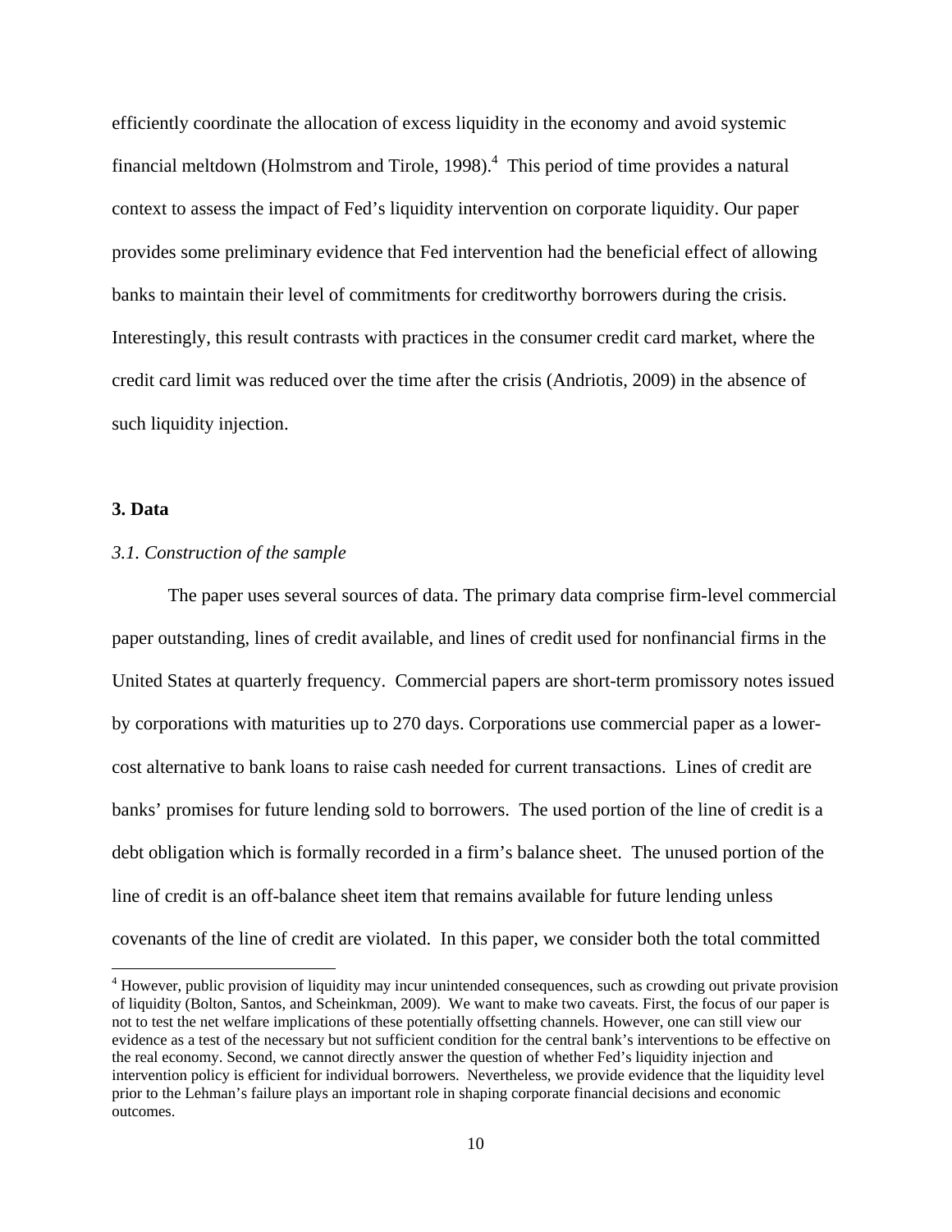efficiently coordinate the allocation of excess liquidity in the economy and avoid systemic financial meltdown (Holmstrom and Tirole, 1998).[4] This period of time provides a natural context to assess the impact of Fed's liquidity intervention on corporate liquidity. Our paper provides some preliminary evidence that Fed intervention had the beneficial effect of allowing banks to maintain their level of commitments for creditworthy borrowers during the crisis. Interestingly, this result contrasts with practices in the consumer credit card market, where the credit card limit was reduced over the time after the crisis (Andriotis, 2009) in the absence of such liquidity injection.

## 3. Data

### *3.1. Construction of the sample*

The paper uses several sources of data. The primary data comprise firm-level commercial paper outstanding, lines of credit available, and lines of credit used for nonfinancial firms in the United States at quarterly frequency. Commercial papers are short-term promissory notes issued by corporations with maturities up to 270 days. Corporations use commercial paper as a lower-cost alternative to bank loans to raise cash needed for current transactions. Lines of credit are banks' promises for future lending sold to borrowers. The used portion of the line of credit is a debt obligation which is formally recorded in a firm's balance sheet. The unused portion of the line of credit is an off-balance sheet item that remains available for future lending unless covenants of the line of credit are violated. In this paper, we consider both the total committed

---

[4] However, public provision of liquidity may incur unintended consequences, such as crowding out private provision of liquidity (Bolton, Santos, and Scheinkman, 2009). We want to make two caveats. First, the focus of our paper is not to test the net welfare implications of these potentially offsetting channels. However, one can still view our evidence as a test of the necessary but not sufficient condition for the central bank's interventions to be effective on the real economy. Second, we cannot directly answer the question of whether Fed's liquidity injection and intervention policy is efficient for individual borrowers. Nevertheless, we provide evidence that the liquidity level prior to the Lehman's failure plays an important role in shaping corporate financial decisions and economic outcomes.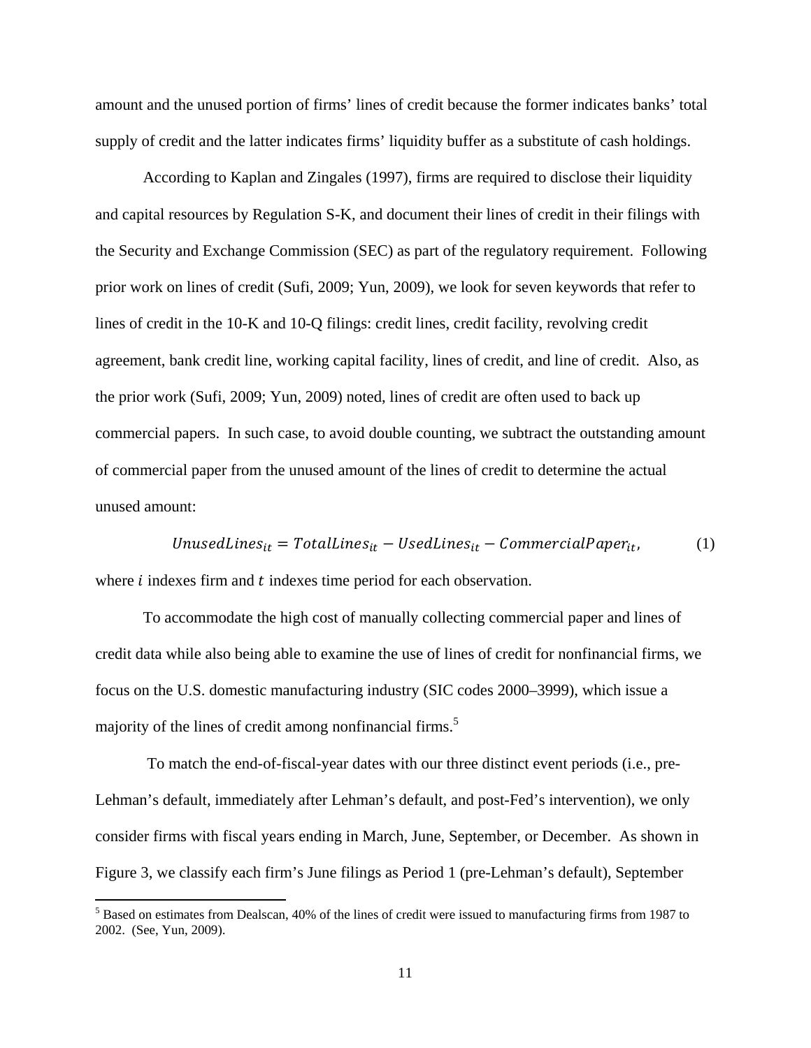amount and the unused portion of firms' lines of credit because the former indicates banks' total supply of credit and the latter indicates firms' liquidity buffer as a substitute of cash holdings.

According to Kaplan and Zingales (1997), firms are required to disclose their liquidity and capital resources by Regulation S-K, and document their lines of credit in their filings with the Security and Exchange Commission (SEC) as part of the regulatory requirement. Following prior work on lines of credit (Sufi, 2009; Yun, 2009), we look for seven keywords that refer to lines of credit in the 10-K and 10-Q filings: credit lines, credit facility, revolving credit agreement, bank credit line, working capital facility, lines of credit, and line of credit. Also, as the prior work (Sufi, 2009; Yun, 2009) noted, lines of credit are often used to back up commercial papers. In such case, to avoid double counting, we subtract the outstanding amount of commercial paper from the unused amount of the lines of credit to determine the actual unused amount:

$$UnusedLines_{it} = TotalLines_{it} - UsedLines_{it} - CommercialPaper_{it}, \quad (1)$$

where $i$ indexes firm and $t$ indexes time period for each observation.

To accommodate the high cost of manually collecting commercial paper and lines of credit data while also being able to examine the use of lines of credit for nonfinancial firms, we focus on the U.S. domestic manufacturing industry (SIC codes 2000–3999), which issue a majority of the lines of credit among nonfinancial firms.[5]

To match the end-of-fiscal-year dates with our three distinct event periods (i.e., pre-Lehman's default, immediately after Lehman's default, and post-Fed's intervention), we only consider firms with fiscal years ending in March, June, September, or December. As shown in Figure 3, we classify each firm's June filings as Period 1 (pre-Lehman's default), September

[5] Based on estimates from Dealscan, 40% of the lines of credit were issued to manufacturing firms from 1987 to 2002. (See, Yun, 2009).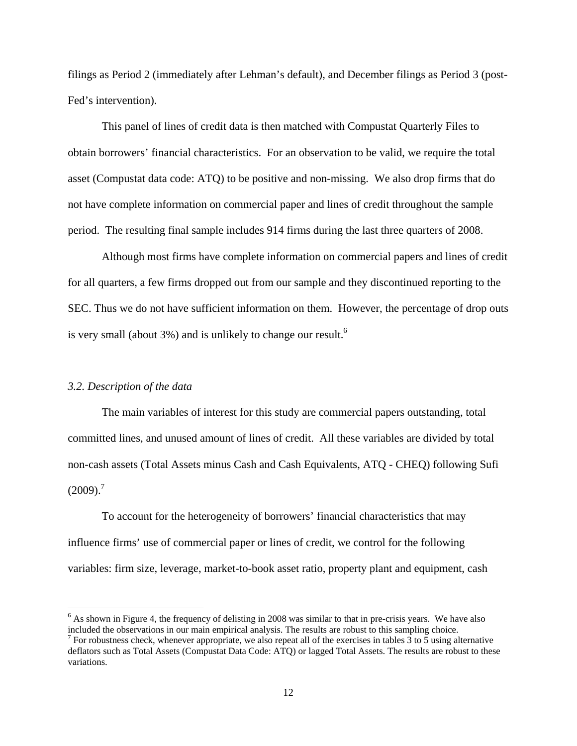filings as Period 2 (immediately after Lehman's default), and December filings as Period 3 (post-Fed's intervention).

This panel of lines of credit data is then matched with Compustat Quarterly Files to obtain borrowers' financial characteristics. For an observation to be valid, we require the total asset (Compustat data code: ATQ) to be positive and non-missing. We also drop firms that do not have complete information on commercial paper and lines of credit throughout the sample period. The resulting final sample includes 914 firms during the last three quarters of 2008.

Although most firms have complete information on commercial papers and lines of credit for all quarters, a few firms dropped out from our sample and they discontinued reporting to the SEC. Thus we do not have sufficient information on them. However, the percentage of drop outs is very small (about 3%) and is unlikely to change our result.[6]

### *3.2. Description of the data*

The main variables of interest for this study are commercial papers outstanding, total committed lines, and unused amount of lines of credit. All these variables are divided by total non-cash assets (Total Assets minus Cash and Cash Equivalents, ATQ - CHEQ) following Sufi (2009).[7]

To account for the heterogeneity of borrowers' financial characteristics that may influence firms' use of commercial paper or lines of credit, we control for the following variables: firm size, leverage, market-to-book asset ratio, property plant and equipment, cash

---

[6] As shown in Figure 4, the frequency of delisting in 2008 was similar to that in pre-crisis years. We have also included the observations in our main empirical analysis. The results are robust to this sampling choice.

[7] For robustness check, whenever appropriate, we also repeat all of the exercises in tables 3 to 5 using alternative deflators such as Total Assets (Compustat Data Code: ATQ) or lagged Total Assets. The results are robust to these variations.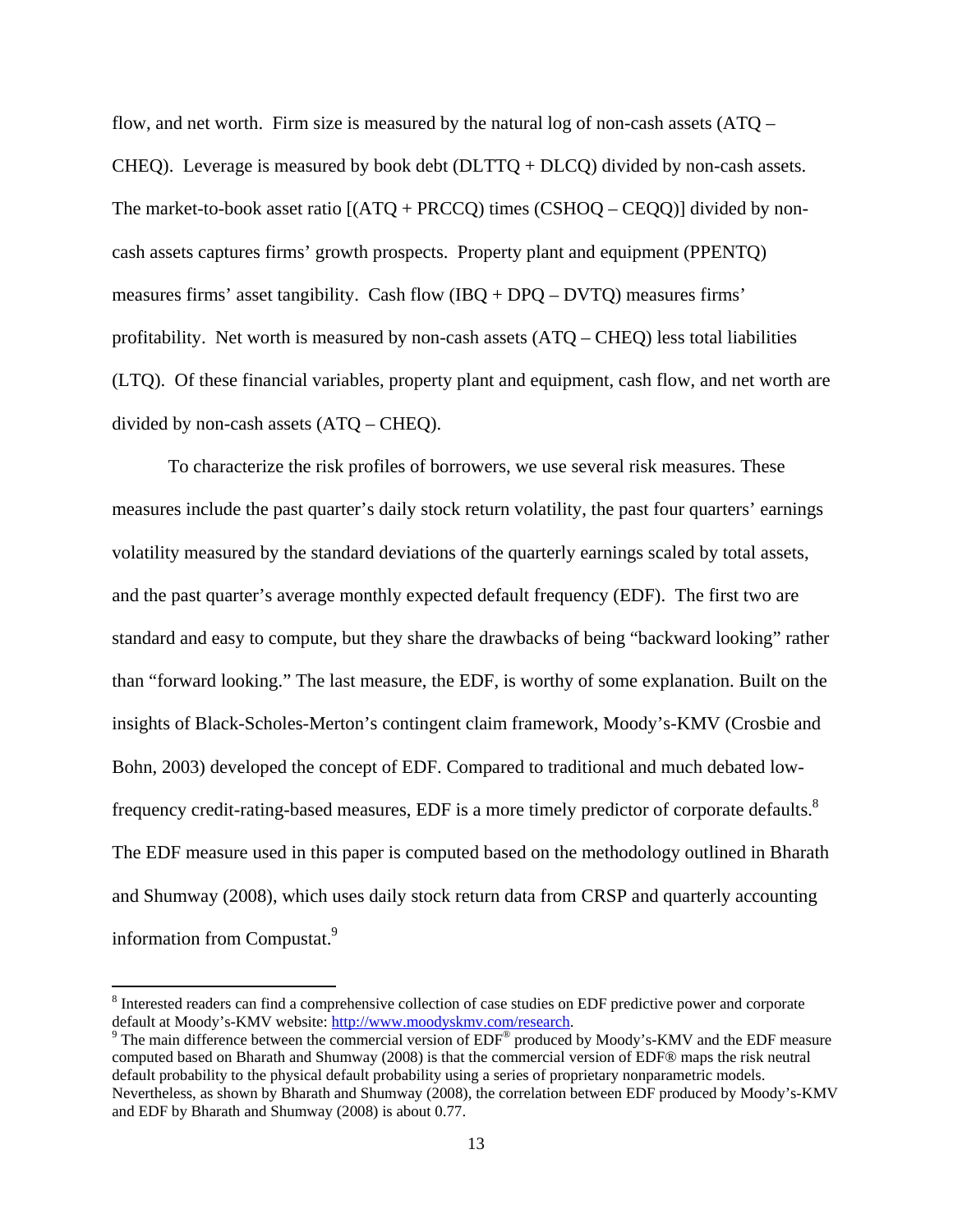flow, and net worth. Firm size is measured by the natural log of non-cash assets (ATQ – CHEQ). Leverage is measured by book debt (DLTTQ + DLCQ) divided by non-cash assets. The market-to-book asset ratio [(ATQ + PRCCQ) times (CSHOQ – CEQQ)] divided by non-cash assets captures firms' growth prospects. Property plant and equipment (PPENTQ) measures firms' asset tangibility. Cash flow (IBQ + DPQ – DVTQ) measures firms' profitability. Net worth is measured by non-cash assets (ATQ – CHEQ) less total liabilities (LTQ). Of these financial variables, property plant and equipment, cash flow, and net worth are divided by non-cash assets (ATQ – CHEQ).

To characterize the risk profiles of borrowers, we use several risk measures. These measures include the past quarter's daily stock return volatility, the past four quarters' earnings volatility measured by the standard deviations of the quarterly earnings scaled by total assets, and the past quarter's average monthly expected default frequency (EDF). The first two are standard and easy to compute, but they share the drawbacks of being "backward looking" rather than "forward looking." The last measure, the EDF, is worthy of some explanation. Built on the insights of Black-Scholes-Merton's contingent claim framework, Moody's-KMV (Crosbie and Bohn, 2003) developed the concept of EDF. Compared to traditional and much debated low-frequency credit-rating-based measures, EDF is a more timely predictor of corporate defaults.[8] The EDF measure used in this paper is computed based on the methodology outlined in Bharath and Shumway (2008), which uses daily stock return data from CRSP and quarterly accounting information from Compustat.[9]

---

[8] Interested readers can find a comprehensive collection of case studies on EDF predictive power and corporate default at Moody's-KMV website: http://www.moodyskmv.com/research.

[9] The main difference between the commercial version of EDF® produced by Moody's-KMV and the EDF measure computed based on Bharath and Shumway (2008) is that the commercial version of EDF® maps the risk neutral default probability to the physical default probability using a series of proprietary nonparametric models. Nevertheless, as shown by Bharath and Shumway (2008), the correlation between EDF produced by Moody's-KMV and EDF by Bharath and Shumway (2008) is about 0.77.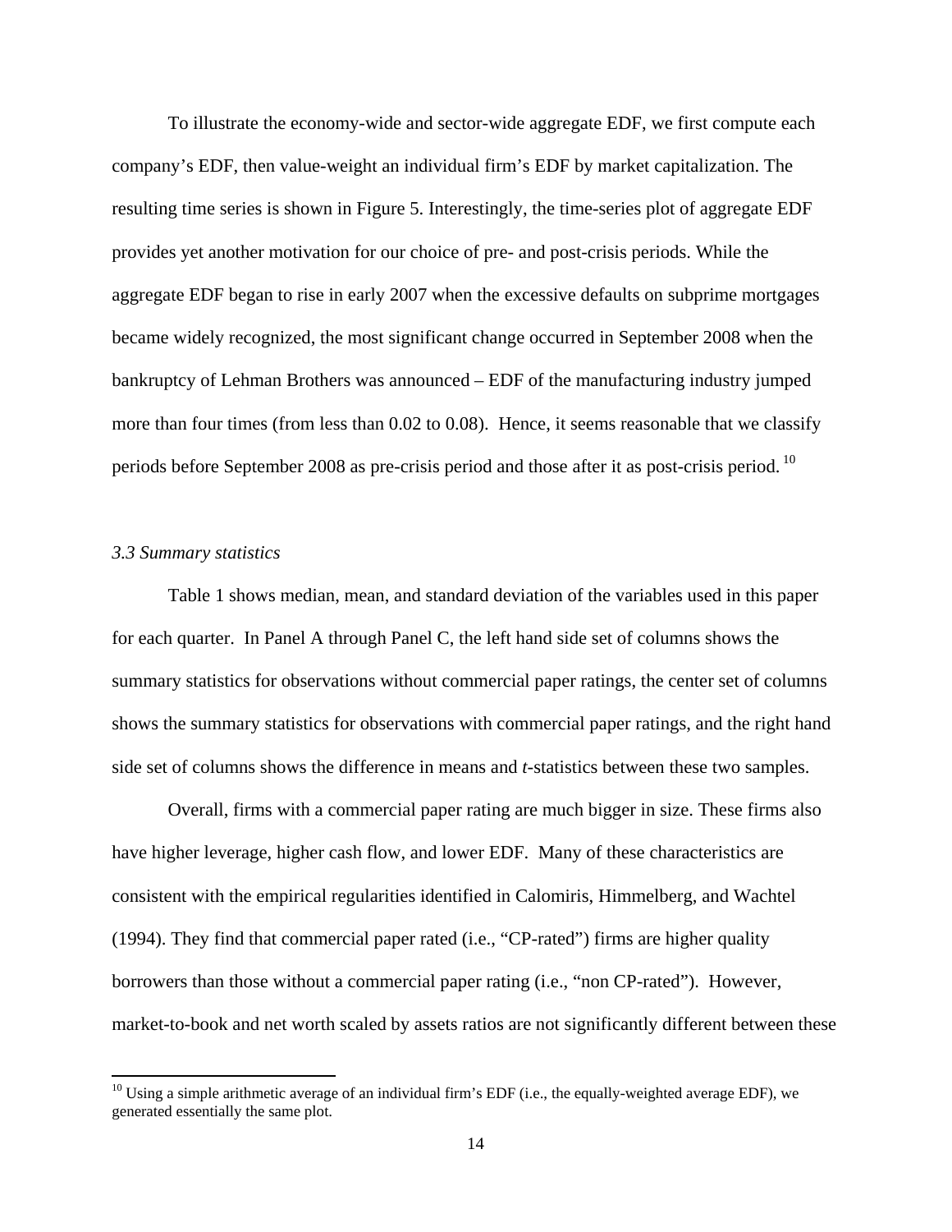To illustrate the economy-wide and sector-wide aggregate EDF, we first compute each company's EDF, then value-weight an individual firm's EDF by market capitalization. The resulting time series is shown in Figure 5. Interestingly, the time-series plot of aggregate EDF provides yet another motivation for our choice of pre- and post-crisis periods. While the aggregate EDF began to rise in early 2007 when the excessive defaults on subprime mortgages became widely recognized, the most significant change occurred in September 2008 when the bankruptcy of Lehman Brothers was announced – EDF of the manufacturing industry jumped more than four times (from less than 0.02 to 0.08). Hence, it seems reasonable that we classify periods before September 2008 as pre-crisis period and those after it as post-crisis period.[10]

### *3.3 Summary statistics*

Table 1 shows median, mean, and standard deviation of the variables used in this paper for each quarter. In Panel A through Panel C, the left hand side set of columns shows the summary statistics for observations without commercial paper ratings, the center set of columns shows the summary statistics for observations with commercial paper ratings, and the right hand side set of columns shows the difference in means and *t*-statistics between these two samples.

Overall, firms with a commercial paper rating are much bigger in size. These firms also have higher leverage, higher cash flow, and lower EDF. Many of these characteristics are consistent with the empirical regularities identified in Calomiris, Himmelberg, and Wachtel (1994). They find that commercial paper rated (i.e., "CP-rated") firms are higher quality borrowers than those without a commercial paper rating (i.e., "non CP-rated"). However, market-to-book and net worth scaled by assets ratios are not significantly different between these

[10] Using a simple arithmetic average of an individual firm's EDF (i.e., the equally-weighted average EDF), we generated essentially the same plot.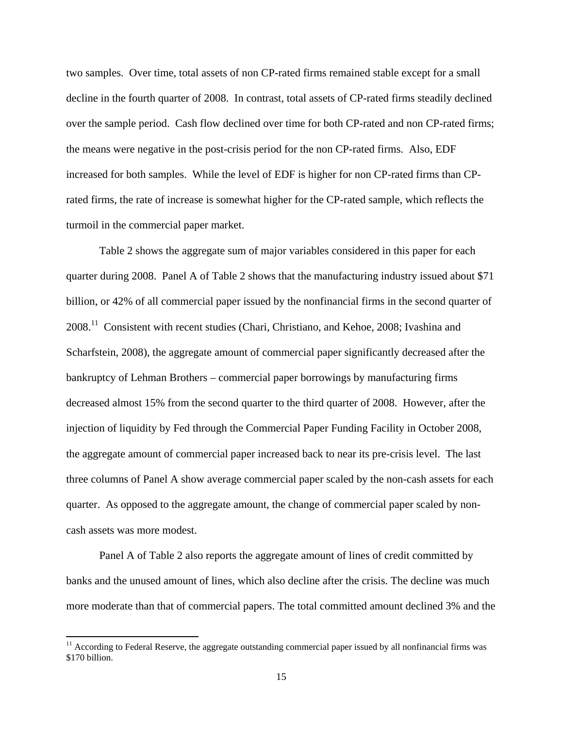two samples. Over time, total assets of non CP-rated firms remained stable except for a small decline in the fourth quarter of 2008. In contrast, total assets of CP-rated firms steadily declined over the sample period. Cash flow declined over time for both CP-rated and non CP-rated firms; the means were negative in the post-crisis period for the non CP-rated firms. Also, EDF increased for both samples. While the level of EDF is higher for non CP-rated firms than CP-rated firms, the rate of increase is somewhat higher for the CP-rated sample, which reflects the turmoil in the commercial paper market.

Table 2 shows the aggregate sum of major variables considered in this paper for each quarter during 2008. Panel A of Table 2 shows that the manufacturing industry issued about $71 billion, or 42% of all commercial paper issued by the nonfinancial firms in the second quarter of 2008.[11] Consistent with recent studies (Chari, Christiano, and Kehoe, 2008; Ivashina and Scharfstein, 2008), the aggregate amount of commercial paper significantly decreased after the bankruptcy of Lehman Brothers – commercial paper borrowings by manufacturing firms decreased almost 15% from the second quarter to the third quarter of 2008. However, after the injection of liquidity by Fed through the Commercial Paper Funding Facility in October 2008, the aggregate amount of commercial paper increased back to near its pre-crisis level. The last three columns of Panel A show average commercial paper scaled by the non-cash assets for each quarter. As opposed to the aggregate amount, the change of commercial paper scaled by non-cash assets was more modest.

Panel A of Table 2 also reports the aggregate amount of lines of credit committed by banks and the unused amount of lines, which also decline after the crisis. The decline was much more moderate than that of commercial papers. The total committed amount declined 3% and the

[11] According to Federal Reserve, the aggregate outstanding commercial paper issued by all nonfinancial firms was $170 billion.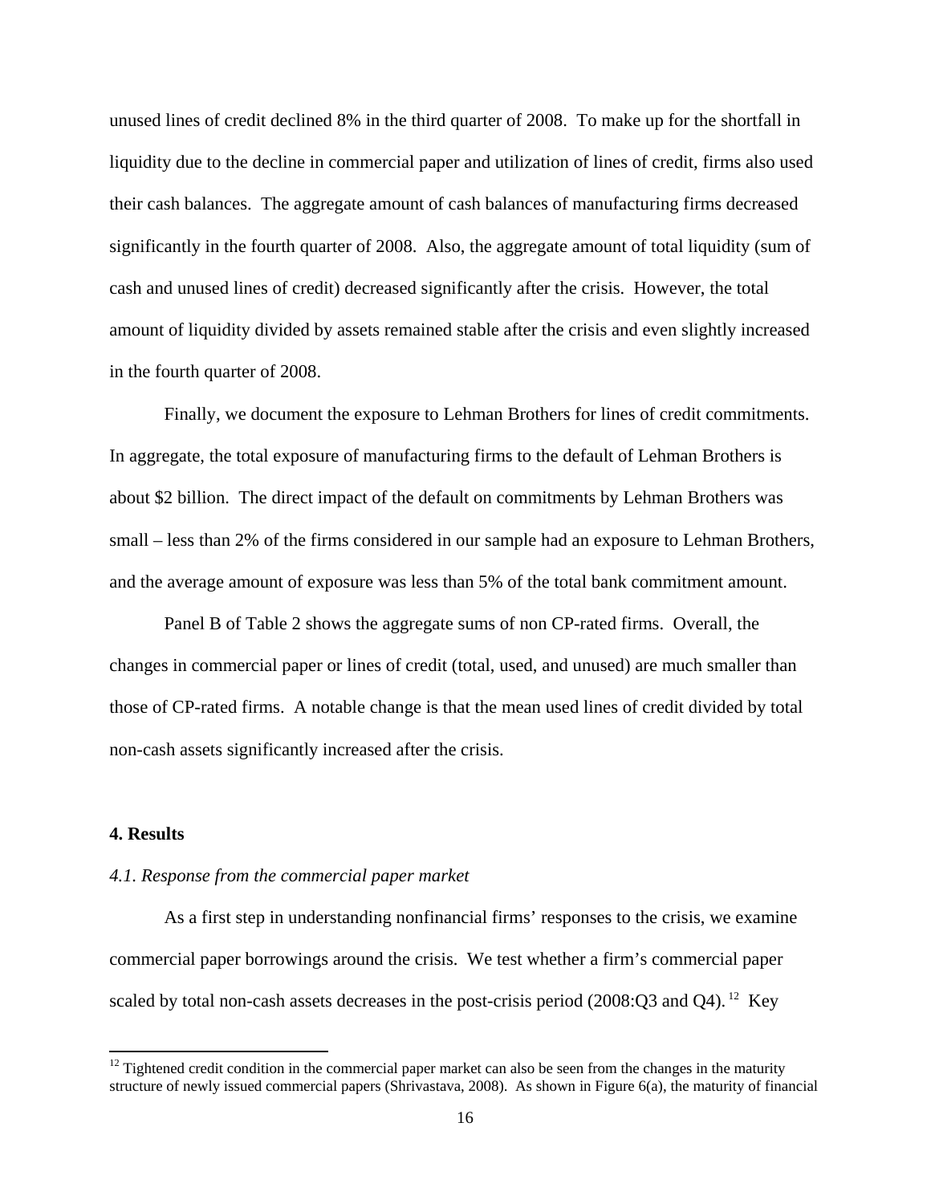unused lines of credit declined 8% in the third quarter of 2008. To make up for the shortfall in liquidity due to the decline in commercial paper and utilization of lines of credit, firms also used their cash balances. The aggregate amount of cash balances of manufacturing firms decreased significantly in the fourth quarter of 2008. Also, the aggregate amount of total liquidity (sum of cash and unused lines of credit) decreased significantly after the crisis. However, the total amount of liquidity divided by assets remained stable after the crisis and even slightly increased in the fourth quarter of 2008.

Finally, we document the exposure to Lehman Brothers for lines of credit commitments. In aggregate, the total exposure of manufacturing firms to the default of Lehman Brothers is about $2 billion. The direct impact of the default on commitments by Lehman Brothers was small – less than 2% of the firms considered in our sample had an exposure to Lehman Brothers, and the average amount of exposure was less than 5% of the total bank commitment amount.

Panel B of Table 2 shows the aggregate sums of non CP-rated firms. Overall, the changes in commercial paper or lines of credit (total, used, and unused) are much smaller than those of CP-rated firms. A notable change is that the mean used lines of credit divided by total non-cash assets significantly increased after the crisis.

## 4. Results

### *4.1. Response from the commercial paper market*

As a first step in understanding nonfinancial firms' responses to the crisis, we examine commercial paper borrowings around the crisis. We test whether a firm's commercial paper scaled by total non-cash assets decreases in the post-crisis period (2008:Q3 and Q4).[12] Key

[12] Tightened credit condition in the commercial paper market can also be seen from the changes in the maturity structure of newly issued commercial papers (Shrivastava, 2008). As shown in Figure 6(a), the maturity of financial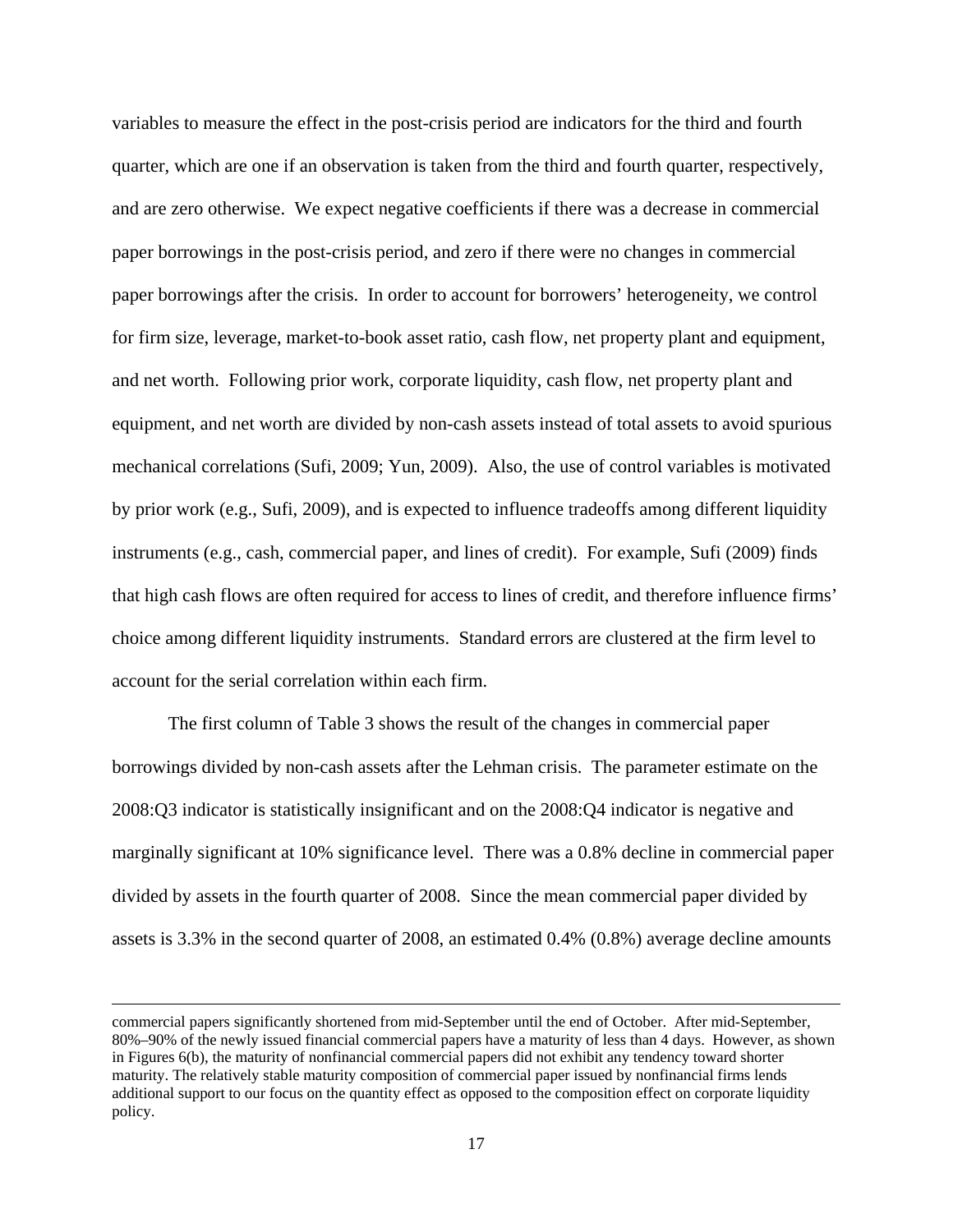variables to measure the effect in the post-crisis period are indicators for the third and fourth quarter, which are one if an observation is taken from the third and fourth quarter, respectively, and are zero otherwise. We expect negative coefficients if there was a decrease in commercial paper borrowings in the post-crisis period, and zero if there were no changes in commercial paper borrowings after the crisis. In order to account for borrowers' heterogeneity, we control for firm size, leverage, market-to-book asset ratio, cash flow, net property plant and equipment, and net worth. Following prior work, corporate liquidity, cash flow, net property plant and equipment, and net worth are divided by non-cash assets instead of total assets to avoid spurious mechanical correlations (Sufi, 2009; Yun, 2009). Also, the use of control variables is motivated by prior work (e.g., Sufi, 2009), and is expected to influence tradeoffs among different liquidity instruments (e.g., cash, commercial paper, and lines of credit). For example, Sufi (2009) finds that high cash flows are often required for access to lines of credit, and therefore influence firms' choice among different liquidity instruments. Standard errors are clustered at the firm level to account for the serial correlation within each firm.

The first column of Table 3 shows the result of the changes in commercial paper borrowings divided by non-cash assets after the Lehman crisis. The parameter estimate on the 2008:Q3 indicator is statistically insignificant and on the 2008:Q4 indicator is negative and marginally significant at 10% significance level. There was a 0.8% decline in commercial paper divided by assets in the fourth quarter of 2008. Since the mean commercial paper divided by assets is 3.3% in the second quarter of 2008, an estimated 0.4% (0.8%) average decline amounts

commercial papers significantly shortened from mid-September until the end of October. After mid-September, 80%–90% of the newly issued financial commercial papers have a maturity of less than 4 days. However, as shown in Figures 6(b), the maturity of nonfinancial commercial papers did not exhibit any tendency toward shorter maturity. The relatively stable maturity composition of commercial paper issued by nonfinancial firms lends additional support to our focus on the quantity effect as opposed to the composition effect on corporate liquidity policy.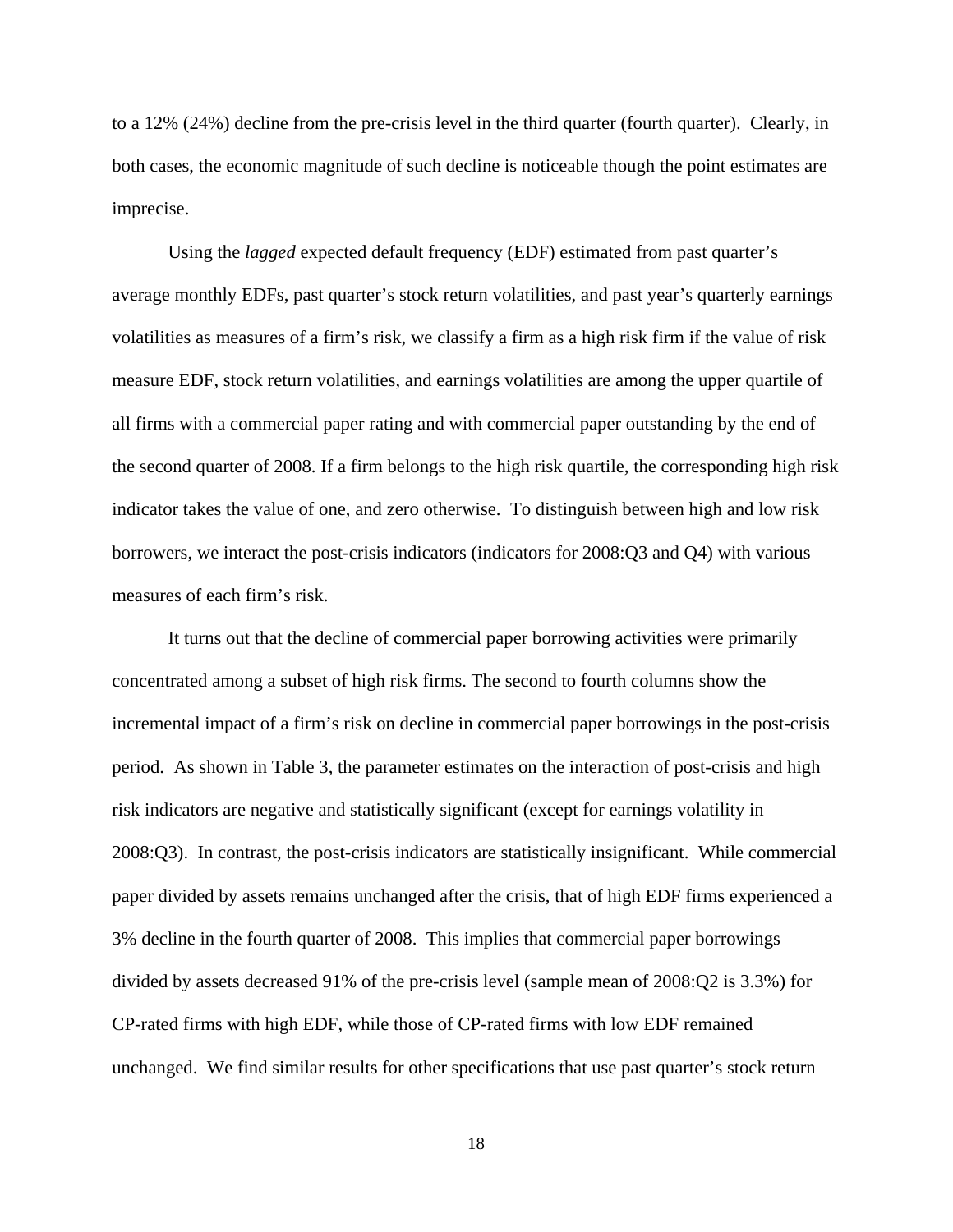to a 12% (24%) decline from the pre-crisis level in the third quarter (fourth quarter). Clearly, in both cases, the economic magnitude of such decline is noticeable though the point estimates are imprecise.

Using the *lagged* expected default frequency (EDF) estimated from past quarter's average monthly EDFs, past quarter's stock return volatilities, and past year's quarterly earnings volatilities as measures of a firm's risk, we classify a firm as a high risk firm if the value of risk measure EDF, stock return volatilities, and earnings volatilities are among the upper quartile of all firms with a commercial paper rating and with commercial paper outstanding by the end of the second quarter of 2008. If a firm belongs to the high risk quartile, the corresponding high risk indicator takes the value of one, and zero otherwise. To distinguish between high and low risk borrowers, we interact the post-crisis indicators (indicators for 2008:Q3 and Q4) with various measures of each firm's risk.

It turns out that the decline of commercial paper borrowing activities were primarily concentrated among a subset of high risk firms. The second to fourth columns show the incremental impact of a firm's risk on decline in commercial paper borrowings in the post-crisis period. As shown in Table 3, the parameter estimates on the interaction of post-crisis and high risk indicators are negative and statistically significant (except for earnings volatility in 2008:Q3). In contrast, the post-crisis indicators are statistically insignificant. While commercial paper divided by assets remains unchanged after the crisis, that of high EDF firms experienced a 3% decline in the fourth quarter of 2008. This implies that commercial paper borrowings divided by assets decreased 91% of the pre-crisis level (sample mean of 2008:Q2 is 3.3%) for CP-rated firms with high EDF, while those of CP-rated firms with low EDF remained unchanged. We find similar results for other specifications that use past quarter's stock return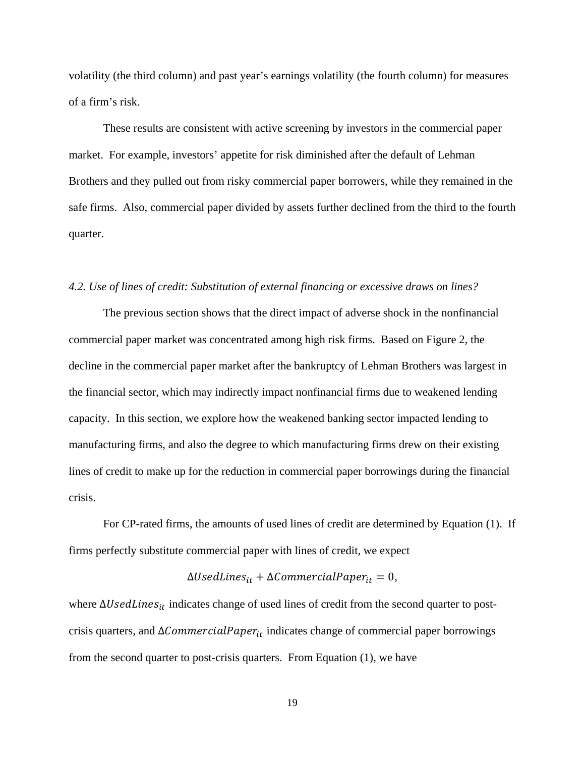volatility (the third column) and past year's earnings volatility (the fourth column) for measures of a firm's risk.

These results are consistent with active screening by investors in the commercial paper market. For example, investors' appetite for risk diminished after the default of Lehman Brothers and they pulled out from risky commercial paper borrowers, while they remained in the safe firms. Also, commercial paper divided by assets further declined from the third to the fourth quarter.

### *4.2. Use of lines of credit: Substitution of external financing or excessive draws on lines?*

The previous section shows that the direct impact of adverse shock in the nonfinancial commercial paper market was concentrated among high risk firms. Based on Figure 2, the decline in the commercial paper market after the bankruptcy of Lehman Brothers was largest in the financial sector, which may indirectly impact nonfinancial firms due to weakened lending capacity. In this section, we explore how the weakened banking sector impacted lending to manufacturing firms, and also the degree to which manufacturing firms drew on their existing lines of credit to make up for the reduction in commercial paper borrowings during the financial crisis.

For CP-rated firms, the amounts of used lines of credit are determined by Equation (1). If firms perfectly substitute commercial paper with lines of credit, we expect

$$\Delta UsedLines_{it} + \Delta CommercialPaper_{it} = 0,$$

where $\Delta UsedLines_{it}$ indicates change of used lines of credit from the second quarter to post-crisis quarters, and $\Delta CommercialPaper_{it}$ indicates change of commercial paper borrowings from the second quarter to post-crisis quarters. From Equation (1), we have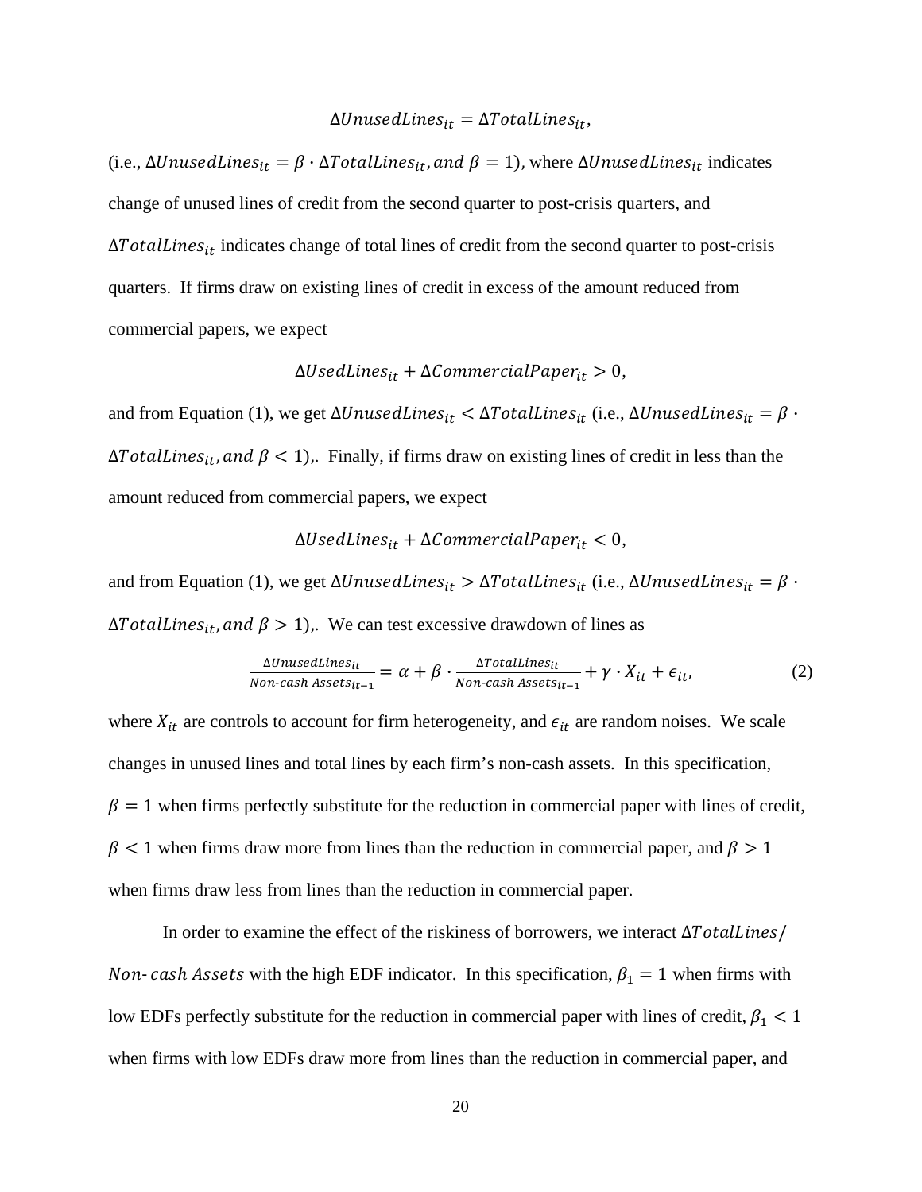$$\Delta UnusedLines_{it} = \Delta TotalLines_{it},$$

(i.e., $\Delta UnusedLines_{it} = \beta \cdot \Delta TotalLines_{it}, and\ \beta = 1$), where $\Delta UnusedLines_{it}$ indicates change of unused lines of credit from the second quarter to post-crisis quarters, and $\Delta TotalLines_{it}$ indicates change of total lines of credit from the second quarter to post-crisis quarters. If firms draw on existing lines of credit in excess of the amount reduced from commercial papers, we expect

$$\Delta UsedLines_{it} + \Delta CommercialPaper_{it} > 0,$$

and from Equation (1), we get $\Delta UnusedLines_{it} < \Delta TotalLines_{it}$ (i.e., $\Delta UnusedLines_{it} = \beta \cdot \Delta TotalLines_{it}, and\ \beta < 1$),. Finally, if firms draw on existing lines of credit in less than the amount reduced from commercial papers, we expect

$$\Delta UsedLines_{it} + \Delta CommercialPaper_{it} < 0,$$

and from Equation (1), we get $\Delta UnusedLines_{it} > \Delta TotalLines_{it}$ (i.e., $\Delta UnusedLines_{it} = \beta \cdot \Delta TotalLines_{it}, and\ \beta > 1$),. We can test excessive drawdown of lines as

$$\frac{\Delta UnusedLines_{it}}{Non\text{-}cash\ Assets_{it-1}} = \alpha + \beta \cdot \frac{\Delta TotalLines_{it}}{Non\text{-}cash\ Assets_{it-1}} + \gamma \cdot X_{it} + \epsilon_{it}, \tag{2}$$

where $X_{it}$ are controls to account for firm heterogeneity, and $\epsilon_{it}$ are random noises. We scale changes in unused lines and total lines by each firm's non-cash assets. In this specification, $\beta = 1$ when firms perfectly substitute for the reduction in commercial paper with lines of credit, $\beta < 1$ when firms draw more from lines than the reduction in commercial paper, and $\beta > 1$ when firms draw less from lines than the reduction in commercial paper.

In order to examine the effect of the riskiness of borrowers, we interact $\Delta TotalLines/Non\text{-}cash\ Assets$ with the high EDF indicator. In this specification, $\beta_1 = 1$ when firms with low EDFs perfectly substitute for the reduction in commercial paper with lines of credit, $\beta_1 < 1$ when firms with low EDFs draw more from lines than the reduction in commercial paper, and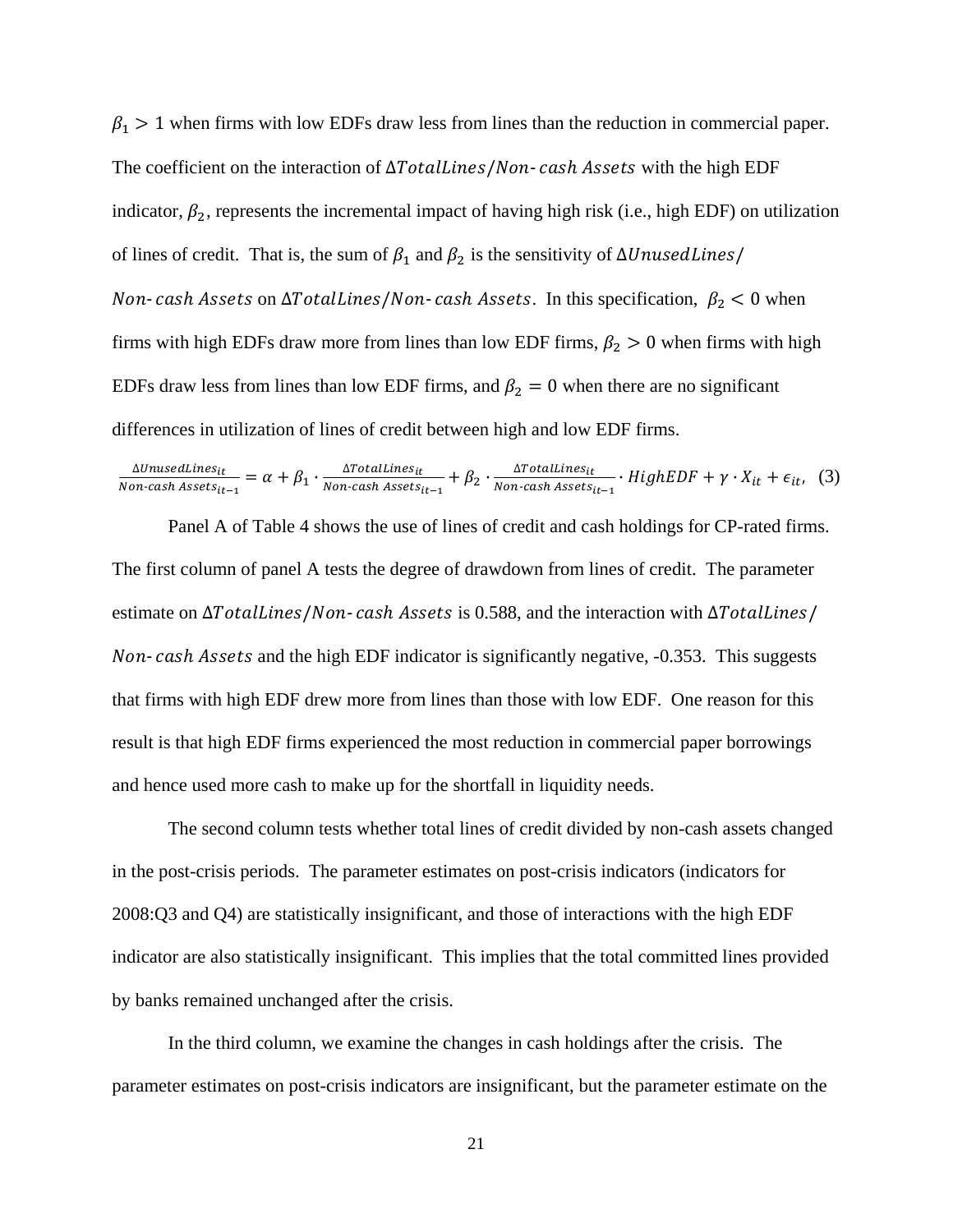$\beta_1 > 1$ when firms with low EDFs draw less from lines than the reduction in commercial paper. The coefficient on the interaction of $\Delta TotalLines/Non\text{-}cash\ Assets$ with the high EDF indicator, $\beta_2$, represents the incremental impact of having high risk (i.e., high EDF) on utilization of lines of credit. That is, the sum of $\beta_1$ and $\beta_2$ is the sensitivity of $\Delta UnusedLines/Non\text{-}cash\ Assets$ on $\Delta TotalLines/Non\text{-}cash\ Assets$. In this specification, $\beta_2 < 0$ when firms with high EDFs draw more from lines than low EDF firms, $\beta_2 > 0$ when firms with high EDFs draw less from lines than low EDF firms, and $\beta_2 = 0$ when there are no significant differences in utilization of lines of credit between high and low EDF firms.

$$\frac{\Delta UnusedLines_{it}}{Non\text{-}cash\ Assets_{it-1}} = \alpha + \beta_1 \cdot \frac{\Delta TotalLines_{it}}{Non\text{-}cash\ Assets_{it-1}} + \beta_2 \cdot \frac{\Delta TotalLines_{it}}{Non\text{-}cash\ Assets_{it-1}} \cdot HighEDF + \gamma \cdot X_{it} + \epsilon_{it}, \quad (3)$$

Panel A of Table 4 shows the use of lines of credit and cash holdings for CP-rated firms. The first column of panel A tests the degree of drawdown from lines of credit. The parameter estimate on $\Delta TotalLines/Non\text{-}cash\ Assets$ is 0.588, and the interaction with $\Delta TotalLines/Non\text{-}cash\ Assets$ and the high EDF indicator is significantly negative, -0.353. This suggests that firms with high EDF drew more from lines than those with low EDF. One reason for this result is that high EDF firms experienced the most reduction in commercial paper borrowings and hence used more cash to make up for the shortfall in liquidity needs.

The second column tests whether total lines of credit divided by non-cash assets changed in the post-crisis periods. The parameter estimates on post-crisis indicators (indicators for 2008:Q3 and Q4) are statistically insignificant, and those of interactions with the high EDF indicator are also statistically insignificant. This implies that the total committed lines provided by banks remained unchanged after the crisis.

In the third column, we examine the changes in cash holdings after the crisis. The parameter estimates on post-crisis indicators are insignificant, but the parameter estimate on the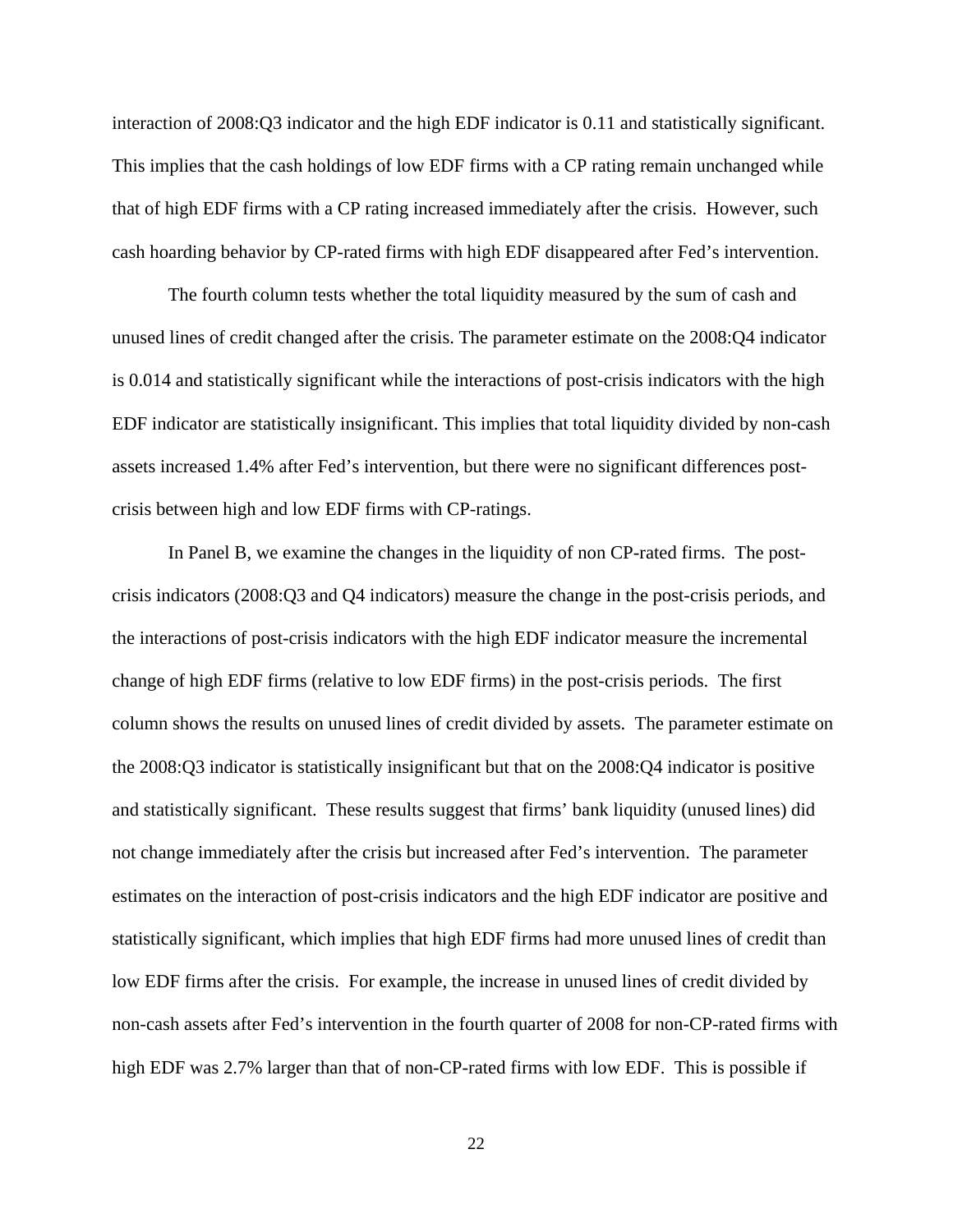interaction of 2008:Q3 indicator and the high EDF indicator is 0.11 and statistically significant. This implies that the cash holdings of low EDF firms with a CP rating remain unchanged while that of high EDF firms with a CP rating increased immediately after the crisis. However, such cash hoarding behavior by CP-rated firms with high EDF disappeared after Fed's intervention.

The fourth column tests whether the total liquidity measured by the sum of cash and unused lines of credit changed after the crisis. The parameter estimate on the 2008:Q4 indicator is 0.014 and statistically significant while the interactions of post-crisis indicators with the high EDF indicator are statistically insignificant. This implies that total liquidity divided by non-cash assets increased 1.4% after Fed's intervention, but there were no significant differences post-crisis between high and low EDF firms with CP-ratings.

In Panel B, we examine the changes in the liquidity of non CP-rated firms. The post-crisis indicators (2008:Q3 and Q4 indicators) measure the change in the post-crisis periods, and the interactions of post-crisis indicators with the high EDF indicator measure the incremental change of high EDF firms (relative to low EDF firms) in the post-crisis periods. The first column shows the results on unused lines of credit divided by assets. The parameter estimate on the 2008:Q3 indicator is statistically insignificant but that on the 2008:Q4 indicator is positive and statistically significant. These results suggest that firms' bank liquidity (unused lines) did not change immediately after the crisis but increased after Fed's intervention. The parameter estimates on the interaction of post-crisis indicators and the high EDF indicator are positive and statistically significant, which implies that high EDF firms had more unused lines of credit than low EDF firms after the crisis. For example, the increase in unused lines of credit divided by non-cash assets after Fed's intervention in the fourth quarter of 2008 for non-CP-rated firms with high EDF was 2.7% larger than that of non-CP-rated firms with low EDF. This is possible if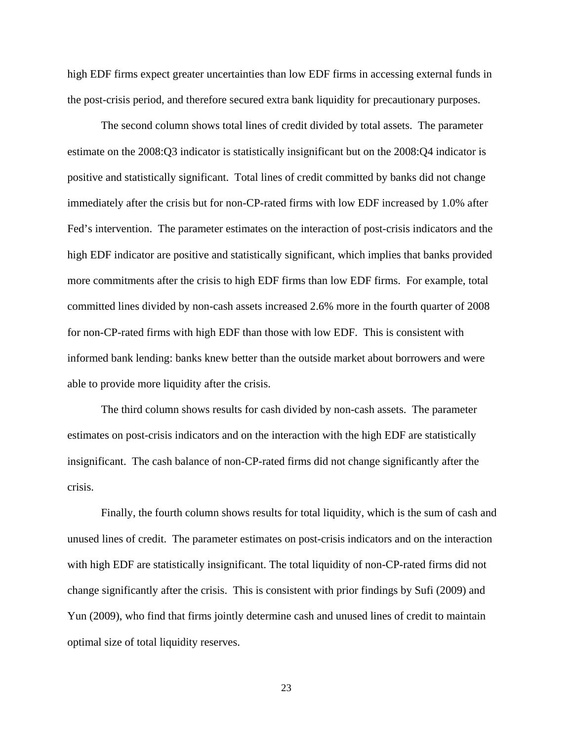high EDF firms expect greater uncertainties than low EDF firms in accessing external funds in the post-crisis period, and therefore secured extra bank liquidity for precautionary purposes.

The second column shows total lines of credit divided by total assets. The parameter estimate on the 2008:Q3 indicator is statistically insignificant but on the 2008:Q4 indicator is positive and statistically significant. Total lines of credit committed by banks did not change immediately after the crisis but for non-CP-rated firms with low EDF increased by 1.0% after Fed's intervention. The parameter estimates on the interaction of post-crisis indicators and the high EDF indicator are positive and statistically significant, which implies that banks provided more commitments after the crisis to high EDF firms than low EDF firms. For example, total committed lines divided by non-cash assets increased 2.6% more in the fourth quarter of 2008 for non-CP-rated firms with high EDF than those with low EDF. This is consistent with informed bank lending: banks knew better than the outside market about borrowers and were able to provide more liquidity after the crisis.

The third column shows results for cash divided by non-cash assets. The parameter estimates on post-crisis indicators and on the interaction with the high EDF are statistically insignificant. The cash balance of non-CP-rated firms did not change significantly after the crisis.

Finally, the fourth column shows results for total liquidity, which is the sum of cash and unused lines of credit. The parameter estimates on post-crisis indicators and on the interaction with high EDF are statistically insignificant. The total liquidity of non-CP-rated firms did not change significantly after the crisis. This is consistent with prior findings by Sufi (2009) and Yun (2009), who find that firms jointly determine cash and unused lines of credit to maintain optimal size of total liquidity reserves.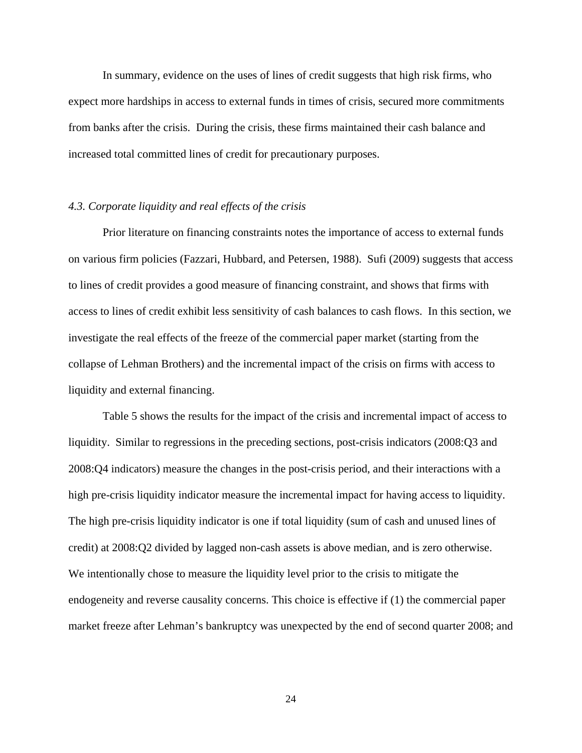In summary, evidence on the uses of lines of credit suggests that high risk firms, who expect more hardships in access to external funds in times of crisis, secured more commitments from banks after the crisis. During the crisis, these firms maintained their cash balance and increased total committed lines of credit for precautionary purposes.

### *4.3. Corporate liquidity and real effects of the crisis*

Prior literature on financing constraints notes the importance of access to external funds on various firm policies (Fazzari, Hubbard, and Petersen, 1988). Sufi (2009) suggests that access to lines of credit provides a good measure of financing constraint, and shows that firms with access to lines of credit exhibit less sensitivity of cash balances to cash flows. In this section, we investigate the real effects of the freeze of the commercial paper market (starting from the collapse of Lehman Brothers) and the incremental impact of the crisis on firms with access to liquidity and external financing.

Table 5 shows the results for the impact of the crisis and incremental impact of access to liquidity. Similar to regressions in the preceding sections, post-crisis indicators (2008:Q3 and 2008:Q4 indicators) measure the changes in the post-crisis period, and their interactions with a high pre-crisis liquidity indicator measure the incremental impact for having access to liquidity. The high pre-crisis liquidity indicator is one if total liquidity (sum of cash and unused lines of credit) at 2008:Q2 divided by lagged non-cash assets is above median, and is zero otherwise. We intentionally chose to measure the liquidity level prior to the crisis to mitigate the endogeneity and reverse causality concerns. This choice is effective if (1) the commercial paper market freeze after Lehman's bankruptcy was unexpected by the end of second quarter 2008; and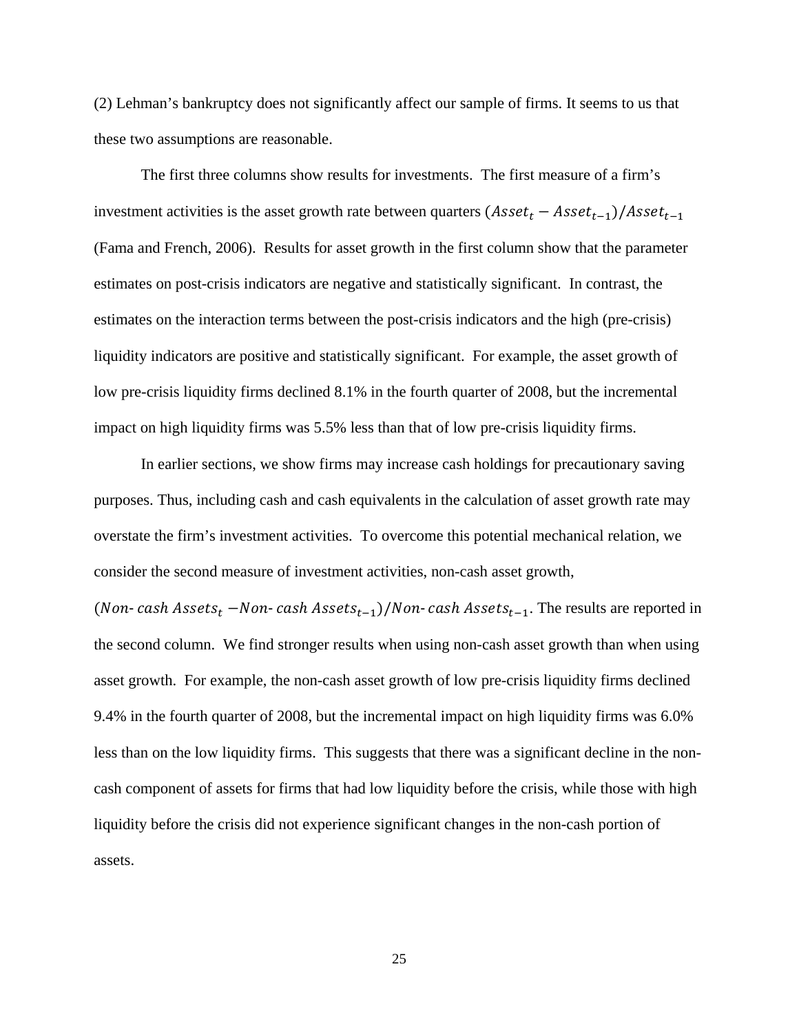(2) Lehman's bankruptcy does not significantly affect our sample of firms. It seems to us that these two assumptions are reasonable.

The first three columns show results for investments. The first measure of a firm's investment activities is the asset growth rate between quarters $(Asset_t - Asset_{t-1})/Asset_{t-1}$ (Fama and French, 2006). Results for asset growth in the first column show that the parameter estimates on post-crisis indicators are negative and statistically significant. In contrast, the estimates on the interaction terms between the post-crisis indicators and the high (pre-crisis) liquidity indicators are positive and statistically significant. For example, the asset growth of low pre-crisis liquidity firms declined 8.1% in the fourth quarter of 2008, but the incremental impact on high liquidity firms was 5.5% less than that of low pre-crisis liquidity firms.

In earlier sections, we show firms may increase cash holdings for precautionary saving purposes. Thus, including cash and cash equivalents in the calculation of asset growth rate may overstate the firm's investment activities. To overcome this potential mechanical relation, we consider the second measure of investment activities, non-cash asset growth, $(Non\text{-}cash\ Assets_t - Non\text{-}cash\ Assets_{t-1})/Non\text{-}cash\ Assets_{t-1}$. The results are reported in the second column. We find stronger results when using non-cash asset growth than when using asset growth. For example, the non-cash asset growth of low pre-crisis liquidity firms declined 9.4% in the fourth quarter of 2008, but the incremental impact on high liquidity firms was 6.0% less than on the low liquidity firms. This suggests that there was a significant decline in the non-cash component of assets for firms that had low liquidity before the crisis, while those with high liquidity before the crisis did not experience significant changes in the non-cash portion of assets.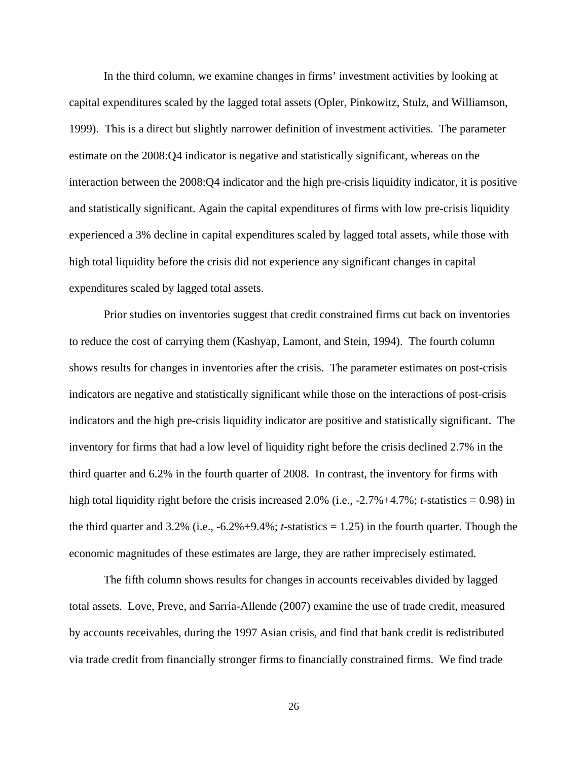In the third column, we examine changes in firms' investment activities by looking at capital expenditures scaled by the lagged total assets (Opler, Pinkowitz, Stulz, and Williamson, 1999). This is a direct but slightly narrower definition of investment activities. The parameter estimate on the 2008:Q4 indicator is negative and statistically significant, whereas on the interaction between the 2008:Q4 indicator and the high pre-crisis liquidity indicator, it is positive and statistically significant. Again the capital expenditures of firms with low pre-crisis liquidity experienced a 3% decline in capital expenditures scaled by lagged total assets, while those with high total liquidity before the crisis did not experience any significant changes in capital expenditures scaled by lagged total assets.

Prior studies on inventories suggest that credit constrained firms cut back on inventories to reduce the cost of carrying them (Kashyap, Lamont, and Stein, 1994). The fourth column shows results for changes in inventories after the crisis. The parameter estimates on post-crisis indicators are negative and statistically significant while those on the interactions of post-crisis indicators and the high pre-crisis liquidity indicator are positive and statistically significant. The inventory for firms that had a low level of liquidity right before the crisis declined 2.7% in the third quarter and 6.2% in the fourth quarter of 2008. In contrast, the inventory for firms with high total liquidity right before the crisis increased 2.0% (i.e., -2.7%+4.7%; *t*-statistics = 0.98) in the third quarter and 3.2% (i.e., -6.2%+9.4%; *t*-statistics = 1.25) in the fourth quarter. Though the economic magnitudes of these estimates are large, they are rather imprecisely estimated.

The fifth column shows results for changes in accounts receivables divided by lagged total assets. Love, Preve, and Sarria-Allende (2007) examine the use of trade credit, measured by accounts receivables, during the 1997 Asian crisis, and find that bank credit is redistributed via trade credit from financially stronger firms to financially constrained firms. We find trade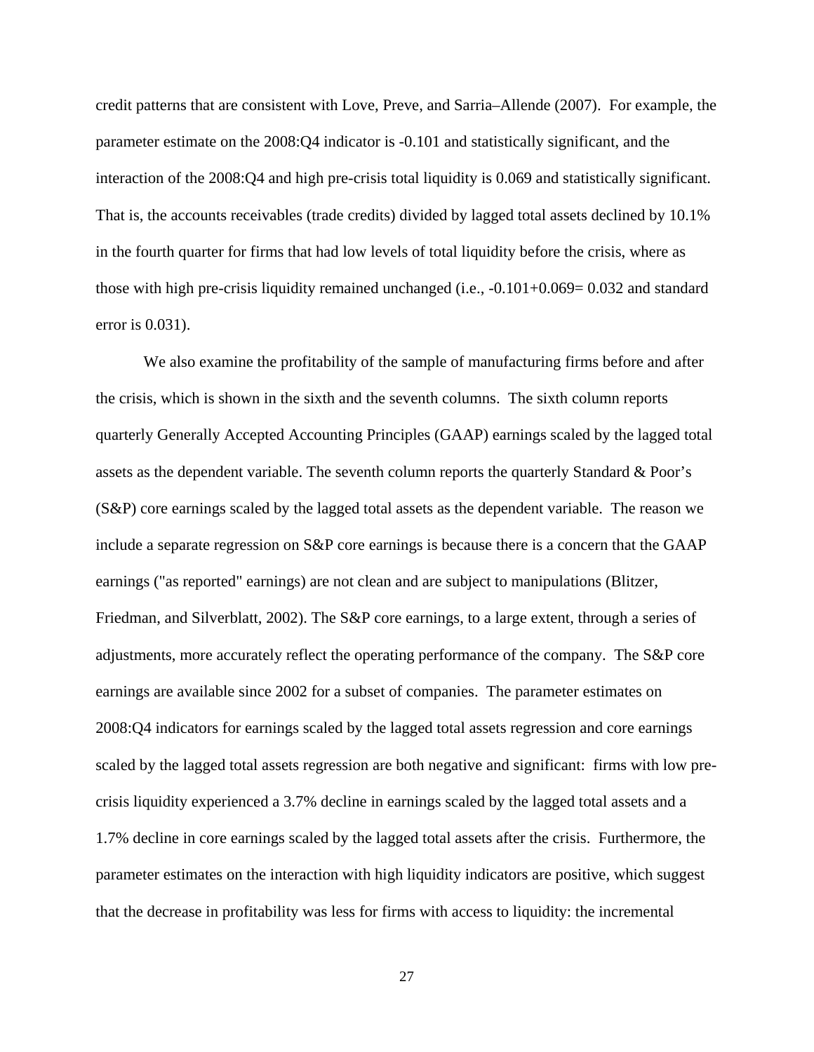credit patterns that are consistent with Love, Preve, and Sarria–Allende (2007). For example, the parameter estimate on the 2008:Q4 indicator is -0.101 and statistically significant, and the interaction of the 2008:Q4 and high pre-crisis total liquidity is 0.069 and statistically significant. That is, the accounts receivables (trade credits) divided by lagged total assets declined by 10.1% in the fourth quarter for firms that had low levels of total liquidity before the crisis, where as those with high pre-crisis liquidity remained unchanged (i.e., -0.101+0.069= 0.032 and standard error is 0.031).

We also examine the profitability of the sample of manufacturing firms before and after the crisis, which is shown in the sixth and the seventh columns. The sixth column reports quarterly Generally Accepted Accounting Principles (GAAP) earnings scaled by the lagged total assets as the dependent variable. The seventh column reports the quarterly Standard & Poor's (S&P) core earnings scaled by the lagged total assets as the dependent variable. The reason we include a separate regression on S&P core earnings is because there is a concern that the GAAP earnings ("as reported" earnings) are not clean and are subject to manipulations (Blitzer, Friedman, and Silverblatt, 2002). The S&P core earnings, to a large extent, through a series of adjustments, more accurately reflect the operating performance of the company. The S&P core earnings are available since 2002 for a subset of companies. The parameter estimates on 2008:Q4 indicators for earnings scaled by the lagged total assets regression and core earnings scaled by the lagged total assets regression are both negative and significant: firms with low pre-crisis liquidity experienced a 3.7% decline in earnings scaled by the lagged total assets and a 1.7% decline in core earnings scaled by the lagged total assets after the crisis. Furthermore, the parameter estimates on the interaction with high liquidity indicators are positive, which suggest that the decrease in profitability was less for firms with access to liquidity: the incremental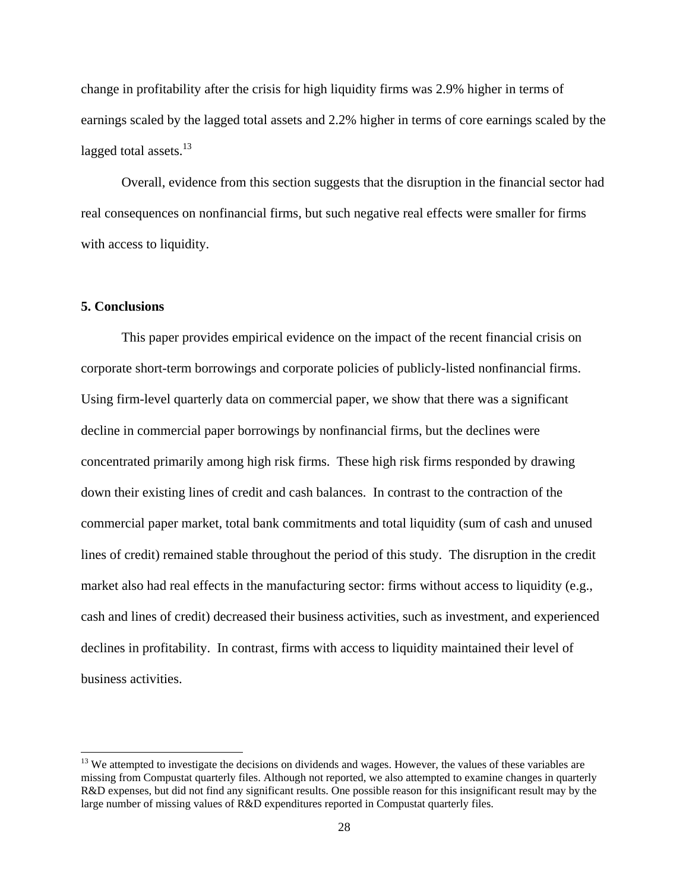change in profitability after the crisis for high liquidity firms was 2.9% higher in terms of earnings scaled by the lagged total assets and 2.2% higher in terms of core earnings scaled by the lagged total assets.[13]

Overall, evidence from this section suggests that the disruption in the financial sector had real consequences on nonfinancial firms, but such negative real effects were smaller for firms with access to liquidity.

## 5. Conclusions

This paper provides empirical evidence on the impact of the recent financial crisis on corporate short-term borrowings and corporate policies of publicly-listed nonfinancial firms. Using firm-level quarterly data on commercial paper, we show that there was a significant decline in commercial paper borrowings by nonfinancial firms, but the declines were concentrated primarily among high risk firms. These high risk firms responded by drawing down their existing lines of credit and cash balances. In contrast to the contraction of the commercial paper market, total bank commitments and total liquidity (sum of cash and unused lines of credit) remained stable throughout the period of this study. The disruption in the credit market also had real effects in the manufacturing sector: firms without access to liquidity (e.g., cash and lines of credit) decreased their business activities, such as investment, and experienced declines in profitability. In contrast, firms with access to liquidity maintained their level of business activities.

[13] We attempted to investigate the decisions on dividends and wages. However, the values of these variables are missing from Compustat quarterly files. Although not reported, we also attempted to examine changes in quarterly R&D expenses, but did not find any significant results. One possible reason for this insignificant result may by the large number of missing values of R&D expenditures reported in Compustat quarterly files.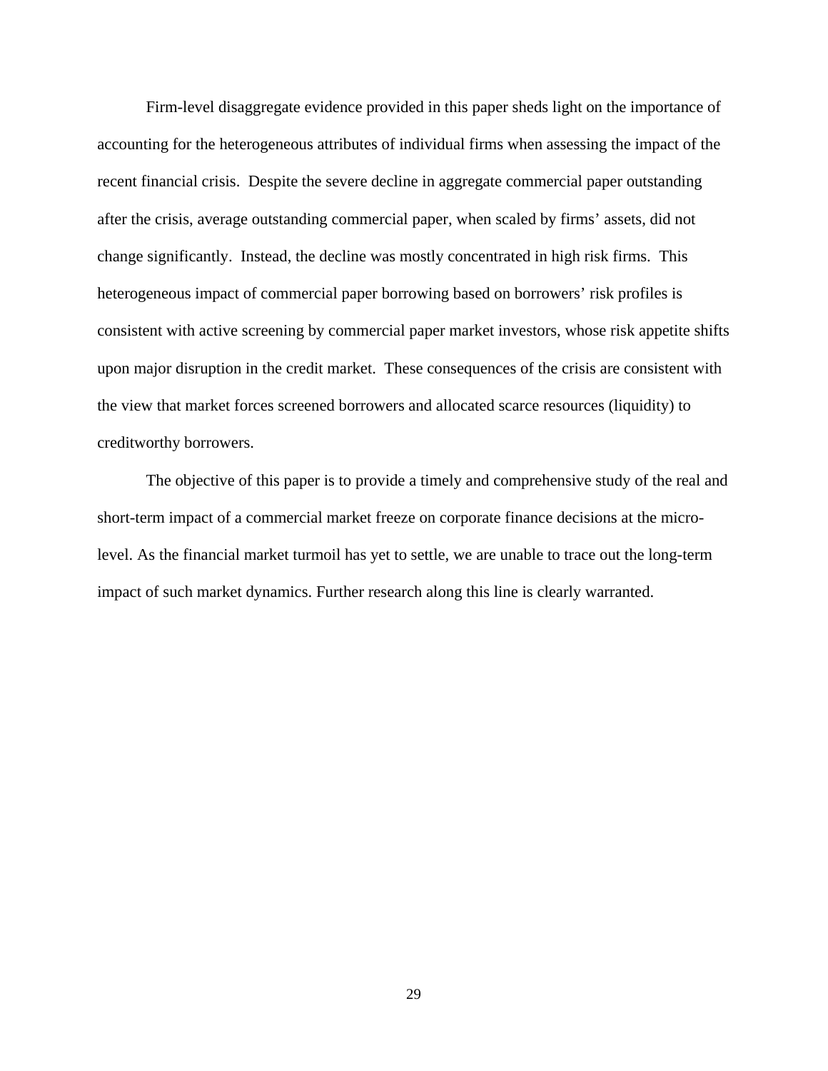Firm-level disaggregate evidence provided in this paper sheds light on the importance of accounting for the heterogeneous attributes of individual firms when assessing the impact of the recent financial crisis. Despite the severe decline in aggregate commercial paper outstanding after the crisis, average outstanding commercial paper, when scaled by firms' assets, did not change significantly. Instead, the decline was mostly concentrated in high risk firms. This heterogeneous impact of commercial paper borrowing based on borrowers' risk profiles is consistent with active screening by commercial paper market investors, whose risk appetite shifts upon major disruption in the credit market. These consequences of the crisis are consistent with the view that market forces screened borrowers and allocated scarce resources (liquidity) to creditworthy borrowers.

The objective of this paper is to provide a timely and comprehensive study of the real and short-term impact of a commercial market freeze on corporate finance decisions at the micro-level. As the financial market turmoil has yet to settle, we are unable to trace out the long-term impact of such market dynamics. Further research along this line is clearly warranted.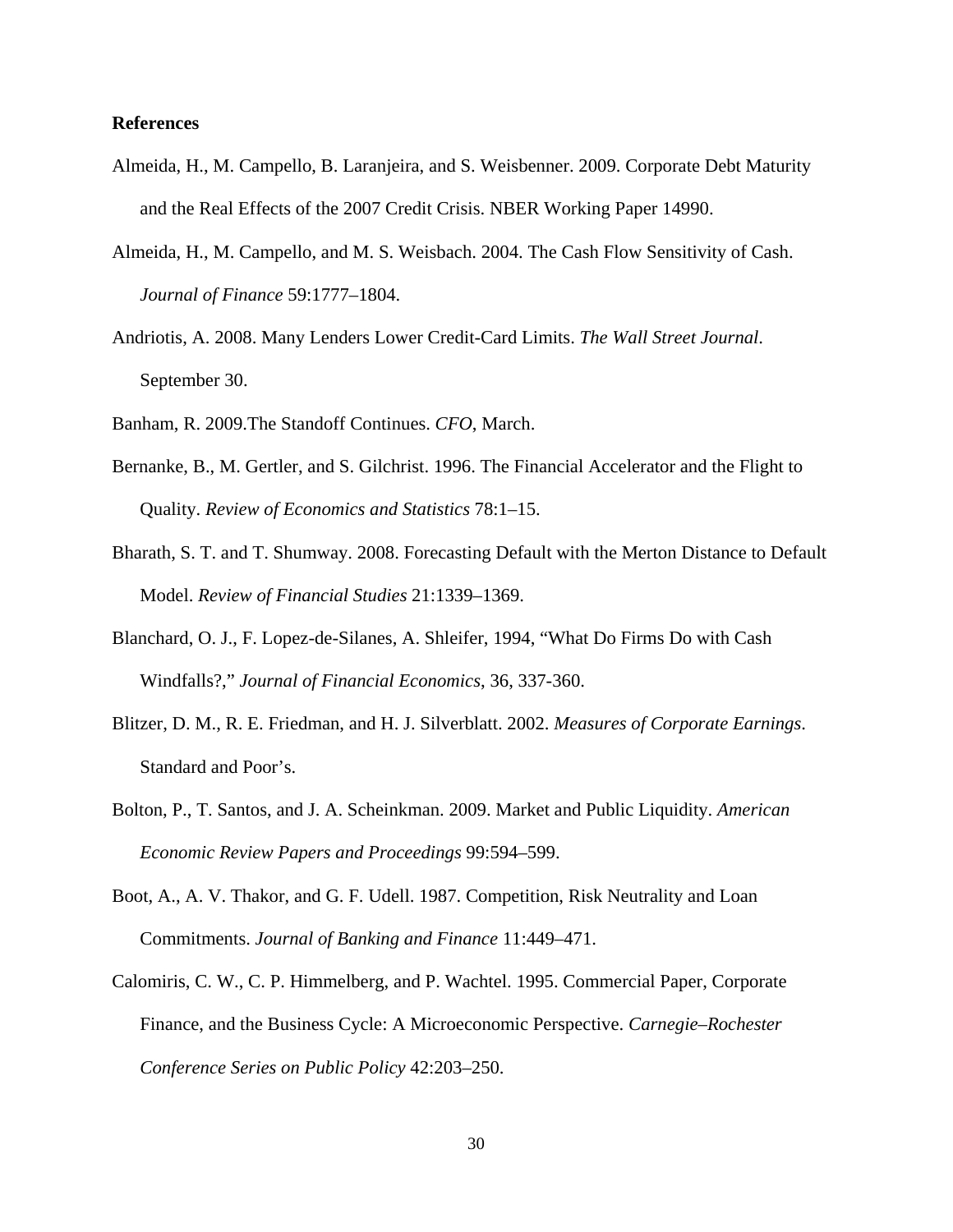**References**

Almeida, H., M. Campello, B. Laranjeira, and S. Weisbenner. 2009. Corporate Debt Maturity and the Real Effects of the 2007 Credit Crisis. NBER Working Paper 14990.

Almeida, H., M. Campello, and M. S. Weisbach. 2004. The Cash Flow Sensitivity of Cash. *Journal of Finance* 59:1777–1804.

Andriotis, A. 2008. Many Lenders Lower Credit-Card Limits. *The Wall Street Journal*. September 30.

Banham, R. 2009.The Standoff Continues. *CFO*, March.

Bernanke, B., M. Gertler, and S. Gilchrist. 1996. The Financial Accelerator and the Flight to Quality. *Review of Economics and Statistics* 78:1–15.

Bharath, S. T. and T. Shumway. 2008. Forecasting Default with the Merton Distance to Default Model. *Review of Financial Studies* 21:1339–1369.

Blanchard, O. J., F. Lopez-de-Silanes, A. Shleifer, 1994, "What Do Firms Do with Cash Windfalls?," *Journal of Financial Economics*, 36, 337-360.

Blitzer, D. M., R. E. Friedman, and H. J. Silverblatt. 2002. *Measures of Corporate Earnings*. Standard and Poor's.

Bolton, P., T. Santos, and J. A. Scheinkman. 2009. Market and Public Liquidity. *American Economic Review Papers and Proceedings* 99:594–599.

Boot, A., A. V. Thakor, and G. F. Udell. 1987. Competition, Risk Neutrality and Loan Commitments. *Journal of Banking and Finance* 11:449–471.

Calomiris, C. W., C. P. Himmelberg, and P. Wachtel. 1995. Commercial Paper, Corporate Finance, and the Business Cycle: A Microeconomic Perspective. *Carnegie–Rochester Conference Series on Public Policy* 42:203–250.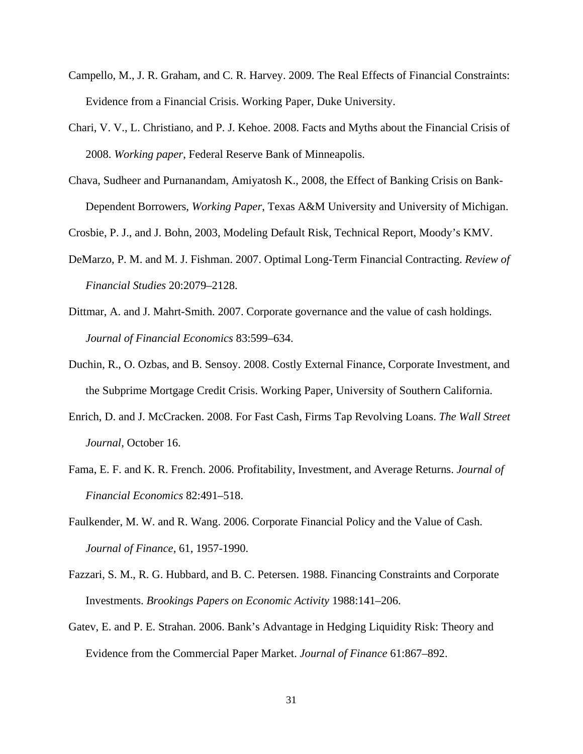Campello, M., J. R. Graham, and C. R. Harvey. 2009. The Real Effects of Financial Constraints: Evidence from a Financial Crisis. Working Paper, Duke University.

Chari, V. V., L. Christiano, and P. J. Kehoe. 2008. Facts and Myths about the Financial Crisis of 2008. *Working paper*, Federal Reserve Bank of Minneapolis.

Chava, Sudheer and Purnanandam, Amiyatosh K., 2008, the Effect of Banking Crisis on Bank-Dependent Borrowers, *Working Paper*, Texas A&M University and University of Michigan.

Crosbie, P. J., and J. Bohn, 2003, Modeling Default Risk, Technical Report, Moody's KMV.

DeMarzo, P. M. and M. J. Fishman. 2007. Optimal Long-Term Financial Contracting. *Review of Financial Studies* 20:2079–2128.

Dittmar, A. and J. Mahrt-Smith. 2007. Corporate governance and the value of cash holdings. *Journal of Financial Economics* 83:599–634.

Duchin, R., O. Ozbas, and B. Sensoy. 2008. Costly External Finance, Corporate Investment, and the Subprime Mortgage Credit Crisis. Working Paper, University of Southern California.

Enrich, D. and J. McCracken. 2008. For Fast Cash, Firms Tap Revolving Loans. *The Wall Street Journal*, October 16.

Fama, E. F. and K. R. French. 2006. Profitability, Investment, and Average Returns. *Journal of Financial Economics* 82:491–518.

Faulkender, M. W. and R. Wang. 2006. Corporate Financial Policy and the Value of Cash. *Journal of Finance*, 61, 1957-1990.

Fazzari, S. M., R. G. Hubbard, and B. C. Petersen. 1988. Financing Constraints and Corporate Investments. *Brookings Papers on Economic Activity* 1988:141–206.

Gatev, E. and P. E. Strahan. 2006. Bank's Advantage in Hedging Liquidity Risk: Theory and Evidence from the Commercial Paper Market. *Journal of Finance* 61:867–892.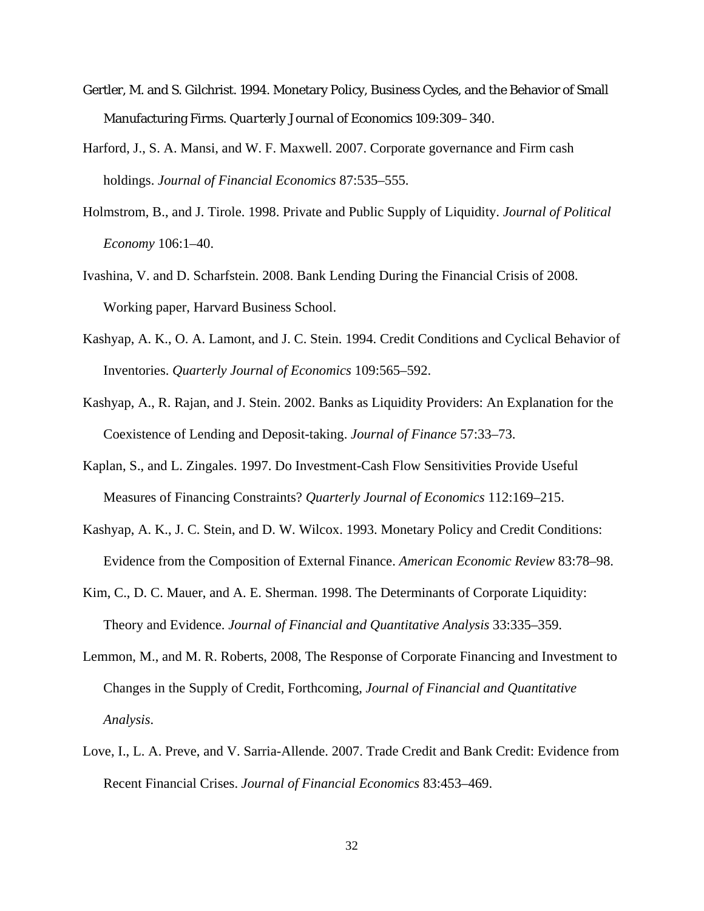Gertler, M. and S. Gilchrist. 1994. Monetary Policy, Business Cycles, and the Behavior of Small Manufacturing Firms. *Quarterly Journal of Economics* 109:309–340.

Harford, J., S. A. Mansi, and W. F. Maxwell. 2007. Corporate governance and Firm cash holdings. *Journal of Financial Economics* 87:535–555.

Holmstrom, B., and J. Tirole. 1998. Private and Public Supply of Liquidity. *Journal of Political Economy* 106:1–40.

Ivashina, V. and D. Scharfstein. 2008. Bank Lending During the Financial Crisis of 2008. Working paper, Harvard Business School.

Kashyap, A. K., O. A. Lamont, and J. C. Stein. 1994. Credit Conditions and Cyclical Behavior of Inventories. *Quarterly Journal of Economics* 109:565–592.

Kashyap, A., R. Rajan, and J. Stein. 2002. Banks as Liquidity Providers: An Explanation for the Coexistence of Lending and Deposit-taking. *Journal of Finance* 57:33–73.

Kaplan, S., and L. Zingales. 1997. Do Investment-Cash Flow Sensitivities Provide Useful Measures of Financing Constraints? *Quarterly Journal of Economics* 112:169–215.

Kashyap, A. K., J. C. Stein, and D. W. Wilcox. 1993. Monetary Policy and Credit Conditions: Evidence from the Composition of External Finance. *American Economic Review* 83:78–98.

Kim, C., D. C. Mauer, and A. E. Sherman. 1998. The Determinants of Corporate Liquidity: Theory and Evidence. *Journal of Financial and Quantitative Analysis* 33:335–359.

Lemmon, M., and M. R. Roberts, 2008, The Response of Corporate Financing and Investment to Changes in the Supply of Credit, Forthcoming, *Journal of Financial and Quantitative Analysis*.

Love, I., L. A. Preve, and V. Sarria-Allende. 2007. Trade Credit and Bank Credit: Evidence from Recent Financial Crises. *Journal of Financial Economics* 83:453–469.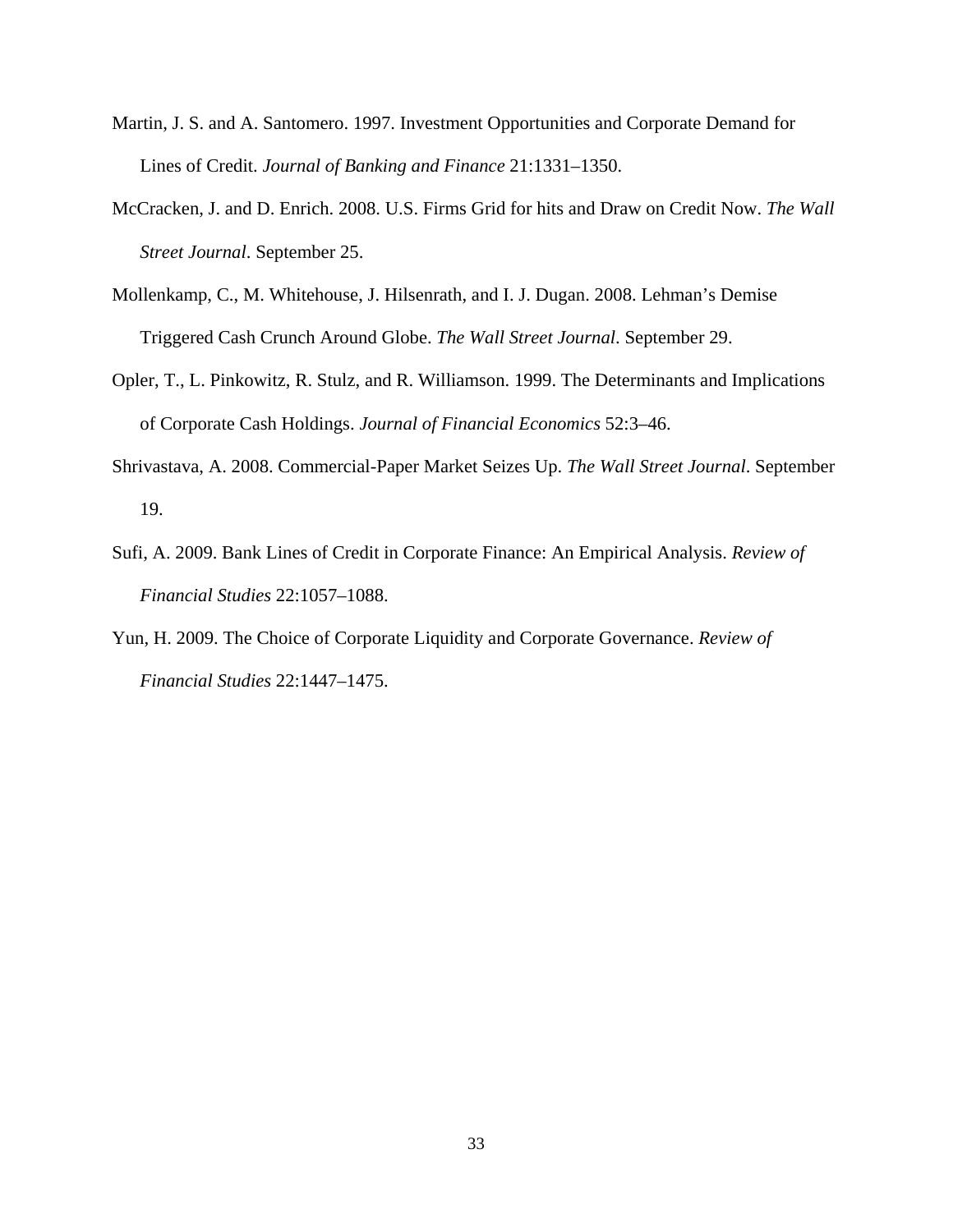Martin, J. S. and A. Santomero. 1997. Investment Opportunities and Corporate Demand for Lines of Credit. *Journal of Banking and Finance* 21:1331–1350.

McCracken, J. and D. Enrich. 2008. U.S. Firms Grid for hits and Draw on Credit Now. *The Wall Street Journal*. September 25.

Mollenkamp, C., M. Whitehouse, J. Hilsenrath, and I. J. Dugan. 2008. Lehman's Demise Triggered Cash Crunch Around Globe. *The Wall Street Journal*. September 29.

Opler, T., L. Pinkowitz, R. Stulz, and R. Williamson. 1999. The Determinants and Implications of Corporate Cash Holdings. *Journal of Financial Economics* 52:3–46.

Shrivastava, A. 2008. Commercial-Paper Market Seizes Up. *The Wall Street Journal*. September 19.

Sufi, A. 2009. Bank Lines of Credit in Corporate Finance: An Empirical Analysis. *Review of Financial Studies* 22:1057–1088.

Yun, H. 2009. The Choice of Corporate Liquidity and Corporate Governance. *Review of Financial Studies* 22:1447–1475.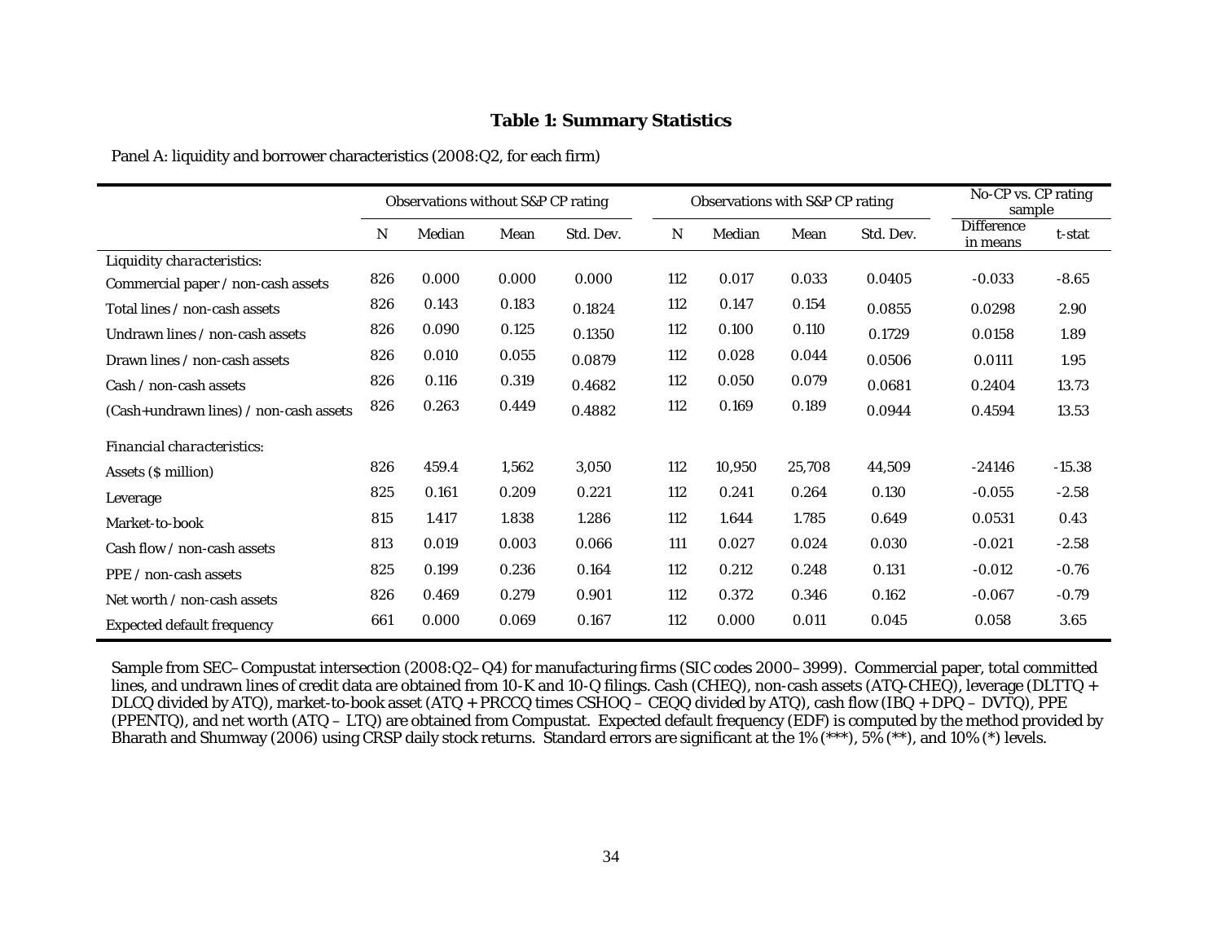### Table 1: Summary Statistics

Panel A: liquidity and borrower characteristics (2008:Q2, for each firm)

| | Observations without S&P CP rating | | | | Observations with S&P CP rating | | | | No-CP vs. CP rating sample | |
|---|---|---|---|---|---|---|---|---|---|---|
| | N | Median | Mean | Std. Dev. | N | Median | Mean | Std. Dev. | Difference in means | t-stat |
| *Liquidity characteristics:* | | | | | | | | | | |
| Commercial paper / non-cash assets | 826 | 0.000 | 0.000 | 0.000 | 112 | 0.017 | 0.033 | 0.0405 | -0.033 | -8.65 |
| Total lines / non-cash assets | 826 | 0.143 | 0.183 | 0.1824 | 112 | 0.147 | 0.154 | 0.0855 | 0.0298 | 2.90 |
| Undrawn lines / non-cash assets | 826 | 0.090 | 0.125 | 0.1350 | 112 | 0.100 | 0.110 | 0.1729 | 0.0158 | 1.89 |
| Drawn lines / non-cash assets | 826 | 0.010 | 0.055 | 0.0879 | 112 | 0.028 | 0.044 | 0.0506 | 0.0111 | 1.95 |
| Cash / non-cash assets | 826 | 0.116 | 0.319 | 0.4682 | 112 | 0.050 | 0.079 | 0.0681 | 0.2404 | 13.73 |
| (Cash+undrawn lines) / non-cash assets | 826 | 0.263 | 0.449 | 0.4882 | 112 | 0.169 | 0.189 | 0.0944 | 0.4594 | 13.53 |
| *Financial characteristics:* | | | | | | | | | | |
| Assets ($ million) | 826 | 459.4 | 1,562 | 3,050 | 112 | 10,950 | 25,708 | 44,509 | -24146 | -15.38 |
| Leverage | 825 | 0.161 | 0.209 | 0.221 | 112 | 0.241 | 0.264 | 0.130 | -0.055 | -2.58 |
| Market-to-book | 815 | 1.417 | 1.838 | 1.286 | 112 | 1.644 | 1.785 | 0.649 | 0.0531 | 0.43 |
| Cash flow / non-cash assets | 813 | 0.019 | 0.003 | 0.066 | 111 | 0.027 | 0.024 | 0.030 | -0.021 | -2.58 |
| PPE / non-cash assets | 825 | 0.199 | 0.236 | 0.164 | 112 | 0.212 | 0.248 | 0.131 | -0.012 | -0.76 |
| Net worth / non-cash assets | 826 | 0.469 | 0.279 | 0.901 | 112 | 0.372 | 0.346 | 0.162 | -0.067 | -0.79 |
| Expected default frequency | 661 | 0.000 | 0.069 | 0.167 | 112 | 0.000 | 0.011 | 0.045 | 0.058 | 3.65 |

Sample from SEC–Compustat intersection (2008:Q2–Q4) for manufacturing firms (SIC codes 2000–3999). Commercial paper, total committed lines, and undrawn lines of credit data are obtained from 10-K and 10-Q filings. Cash (CHEQ), non-cash assets (ATQ-CHEQ), leverage (DLTTQ + DLCQ divided by ATQ), market-to-book asset (ATQ + PRCCQ times CSHOQ – CEQQ divided by ATQ), cash flow (IBQ + DPQ – DVTQ), PPE (PPENTQ), and net worth (ATQ – LTQ) are obtained from Compustat. Expected default frequency (EDF) is computed by the method provided by Bharath and Shumway (2006) using CRSP daily stock returns. Standard errors are significant at the 1% (***), 5% (**), and 10% (*) levels.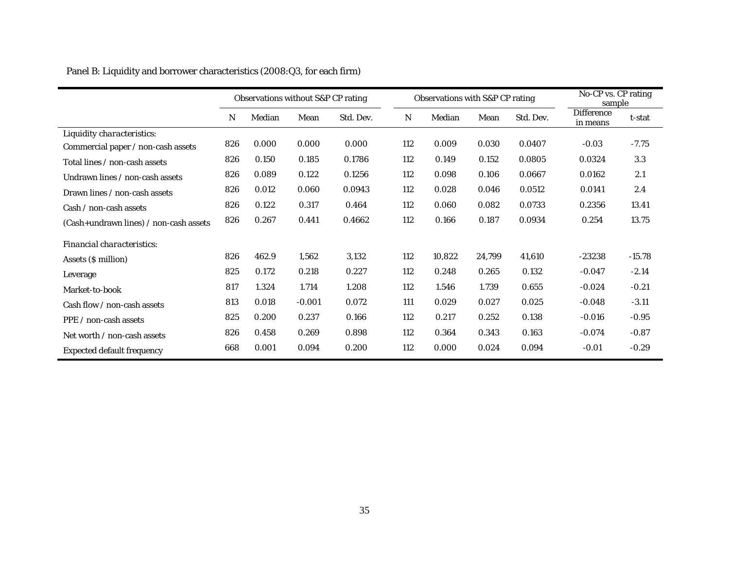Panel B: Liquidity and borrower characteristics (2008:Q3, for each firm)

| | Observations without S&P CP rating | | | | Observations with S&P CP rating | | | | No-CP vs. CP rating sample | |
|---|---|---|---|---|---|---|---|---|---|---|
| | N | Median | Mean | Std. Dev. | N | Median | Mean | Std. Dev. | Difference in means | t-stat |
| *Liquidity characteristics:* | | | | | | | | | | |
| Commercial paper / non-cash assets | 826 | 0.000 | 0.000 | 0.000 | 112 | 0.009 | 0.030 | 0.0407 | -0.03 | -7.75 |
| Total lines / non-cash assets | 826 | 0.150 | 0.185 | 0.1786 | 112 | 0.149 | 0.152 | 0.0805 | 0.0324 | 3.3 |
| Undrawn lines / non-cash assets | 826 | 0.089 | 0.122 | 0.1256 | 112 | 0.098 | 0.106 | 0.0667 | 0.0162 | 2.1 |
| Drawn lines / non-cash assets | 826 | 0.012 | 0.060 | 0.0943 | 112 | 0.028 | 0.046 | 0.0512 | 0.0141 | 2.4 |
| Cash / non-cash assets | 826 | 0.122 | 0.317 | 0.464 | 112 | 0.060 | 0.082 | 0.0733 | 0.2356 | 13.41 |
| (Cash+undrawn lines) / non-cash assets | 826 | 0.267 | 0.441 | 0.4662 | 112 | 0.166 | 0.187 | 0.0934 | 0.254 | 13.75 |
| *Financial characteristics:* | | | | | | | | | | |
| Assets ($ million) | 826 | 462.9 | 1,562 | 3,132 | 112 | 10,822 | 24,799 | 41,610 | -23238 | -15.78 |
| Leverage | 825 | 0.172 | 0.218 | 0.227 | 112 | 0.248 | 0.265 | 0.132 | -0.047 | -2.14 |
| Market-to-book | 817 | 1.324 | 1.714 | 1.208 | 112 | 1.546 | 1.739 | 0.655 | -0.024 | -0.21 |
| Cash flow / non-cash assets | 813 | 0.018 | -0.001 | 0.072 | 111 | 0.029 | 0.027 | 0.025 | -0.048 | -3.11 |
| PPE / non-cash assets | 825 | 0.200 | 0.237 | 0.166 | 112 | 0.217 | 0.252 | 0.138 | -0.016 | -0.95 |
| Net worth / non-cash assets | 826 | 0.458 | 0.269 | 0.898 | 112 | 0.364 | 0.343 | 0.163 | -0.074 | -0.87 |
| Expected default frequency | 668 | 0.001 | 0.094 | 0.200 | 112 | 0.000 | 0.024 | 0.094 | -0.01 | -0.29 |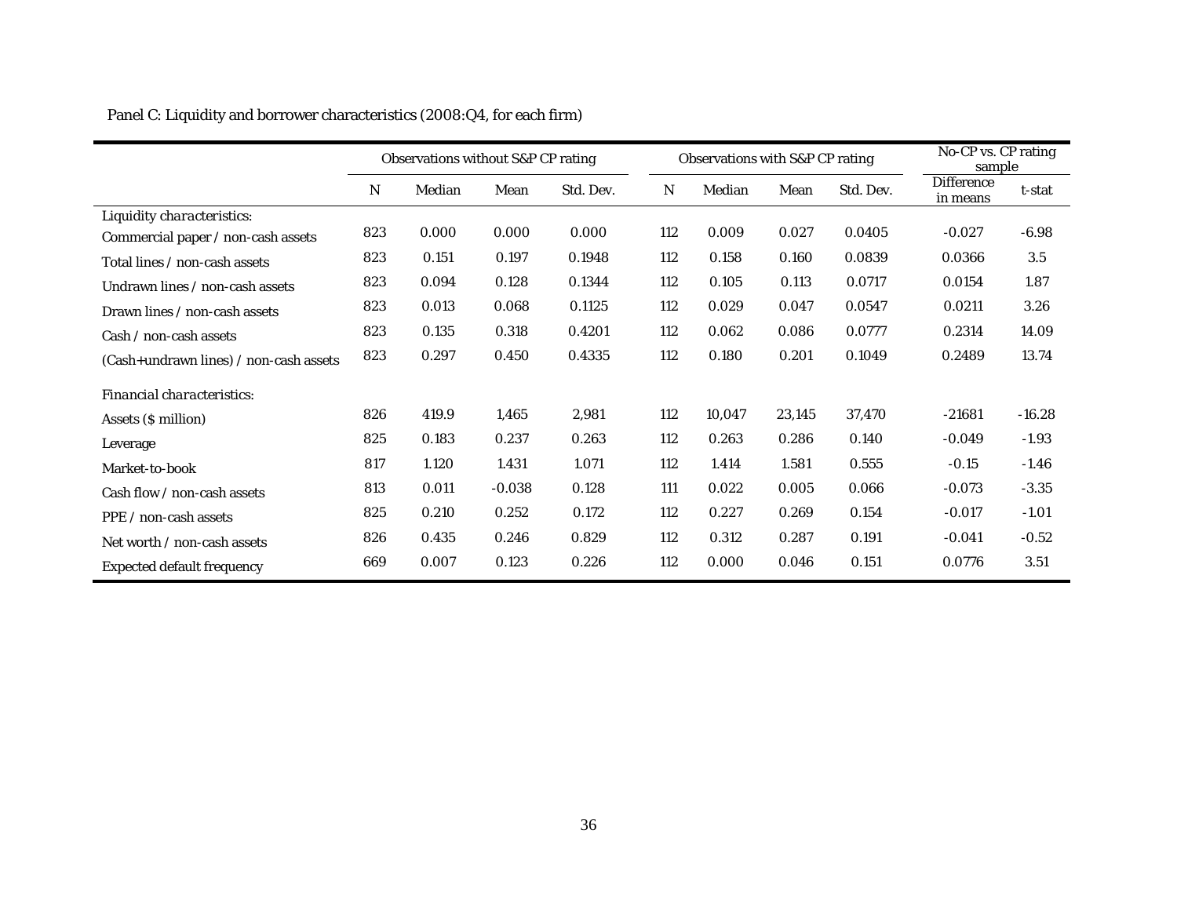Panel C: Liquidity and borrower characteristics (2008:Q4, for each firm)

| | Observations without S&P CP rating | | | | Observations with S&P CP rating | | | | No-CP vs. CP rating sample | |
|---|---|---|---|---|---|---|---|---|---|---|
| | N | Median | Mean | Std. Dev. | N | Median | Mean | Std. Dev. | Difference in means | t-stat |
| *Liquidity characteristics:* | | | | | | | | | | |
| Commercial paper / non-cash assets | 823 | 0.000 | 0.000 | 0.000 | 112 | 0.009 | 0.027 | 0.0405 | -0.027 | -6.98 |
| Total lines / non-cash assets | 823 | 0.151 | 0.197 | 0.1948 | 112 | 0.158 | 0.160 | 0.0839 | 0.0366 | 3.5 |
| Undrawn lines / non-cash assets | 823 | 0.094 | 0.128 | 0.1344 | 112 | 0.105 | 0.113 | 0.0717 | 0.0154 | 1.87 |
| Drawn lines / non-cash assets | 823 | 0.013 | 0.068 | 0.1125 | 112 | 0.029 | 0.047 | 0.0547 | 0.0211 | 3.26 |
| Cash / non-cash assets | 823 | 0.135 | 0.318 | 0.4201 | 112 | 0.062 | 0.086 | 0.0777 | 0.2314 | 14.09 |
| (Cash+undrawn lines) / non-cash assets | 823 | 0.297 | 0.450 | 0.4335 | 112 | 0.180 | 0.201 | 0.1049 | 0.2489 | 13.74 |
| *Financial characteristics:* | | | | | | | | | | |
| Assets ($ million) | 826 | 419.9 | 1,465 | 2,981 | 112 | 10,047 | 23,145 | 37,470 | -21681 | -16.28 |
| Leverage | 825 | 0.183 | 0.237 | 0.263 | 112 | 0.263 | 0.286 | 0.140 | -0.049 | -1.93 |
| Market-to-book | 817 | 1.120 | 1.431 | 1.071 | 112 | 1.414 | 1.581 | 0.555 | -0.15 | -1.46 |
| Cash flow / non-cash assets | 813 | 0.011 | -0.038 | 0.128 | 111 | 0.022 | 0.005 | 0.066 | -0.073 | -3.35 |
| PPE / non-cash assets | 825 | 0.210 | 0.252 | 0.172 | 112 | 0.227 | 0.269 | 0.154 | -0.017 | -1.01 |
| Net worth / non-cash assets | 826 | 0.435 | 0.246 | 0.829 | 112 | 0.312 | 0.287 | 0.191 | -0.041 | -0.52 |
| Expected default frequency | 669 | 0.007 | 0.123 | 0.226 | 112 | 0.000 | 0.046 | 0.151 | 0.0776 | 3.51 |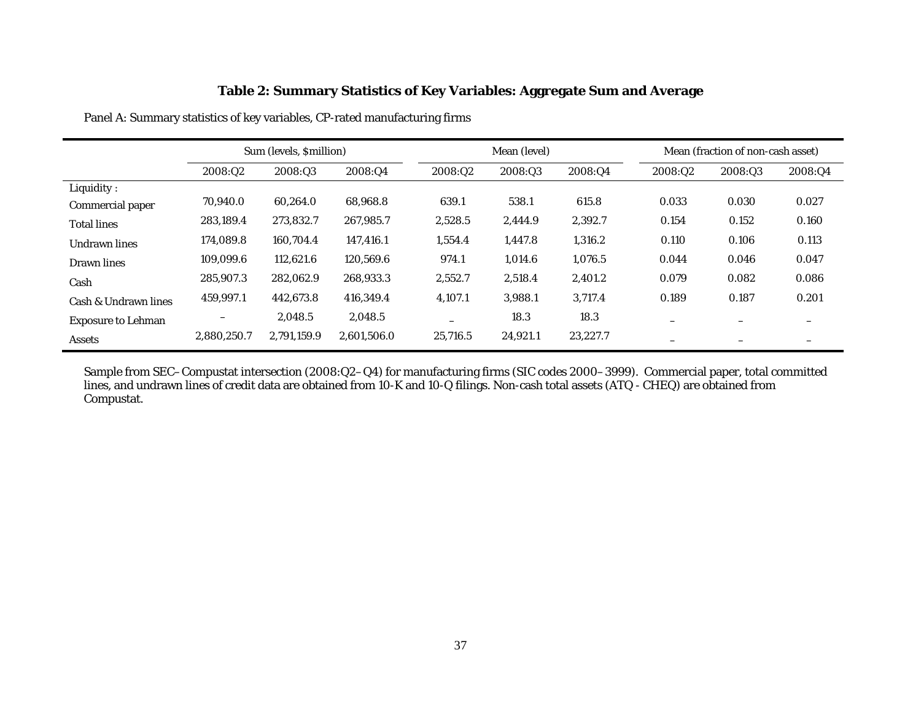# Table 2: Summary Statistics of Key Variables: Aggregate Sum and Average

Panel A: Summary statistics of key variables, CP-rated manufacturing firms

| | Sum (levels, $million) | | | Mean (level) | | | Mean (fraction of non-cash asset) | | |
|---|---|---|---|---|---|---|---|---|---|
| | 2008:Q2 | 2008:Q3 | 2008:Q4 | 2008:Q2 | 2008:Q3 | 2008:Q4 | 2008:Q2 | 2008:Q3 | 2008:Q4 |
| Liquidity : | | | | | | | | | |
| Commercial paper | 70,940.0 | 60,264.0 | 68,968.8 | 639.1 | 538.1 | 615.8 | 0.033 | 0.030 | 0.027 |
| Total lines | 283,189.4 | 273,832.7 | 267,985.7 | 2,528.5 | 2,444.9 | 2,392.7 | 0.154 | 0.152 | 0.160 |
| Undrawn lines | 174,089.8 | 160,704.4 | 147,416.1 | 1,554.4 | 1,447.8 | 1,316.2 | 0.110 | 0.106 | 0.113 |
| Drawn lines | 109,099.6 | 112,621.6 | 120,569.6 | 974.1 | 1,014.6 | 1,076.5 | 0.044 | 0.046 | 0.047 |
| Cash | 285,907.3 | 282,062.9 | 268,933.3 | 2,552.7 | 2,518.4 | 2,401.2 | 0.079 | 0.082 | 0.086 |
| Cash & Undrawn lines | 459,997.1 | 442,673.8 | 416,349.4 | 4,107.1 | 3,988.1 | 3,717.4 | 0.189 | 0.187 | 0.201 |
| Exposure to Lehman | – | 2,048.5 | 2,048.5 | – | 18.3 | 18.3 | – | – | – |
| Assets | 2,880,250.7 | 2,791,159.9 | 2,601,506.0 | 25,716.5 | 24,921.1 | 23,227.7 | – | – | – |

Sample from SEC–Compustat intersection (2008:Q2–Q4) for manufacturing firms (SIC codes 2000–3999). Commercial paper, total committed lines, and undrawn lines of credit data are obtained from 10-K and 10-Q filings. Non-cash total assets (ATQ - CHEQ) are obtained from Compustat.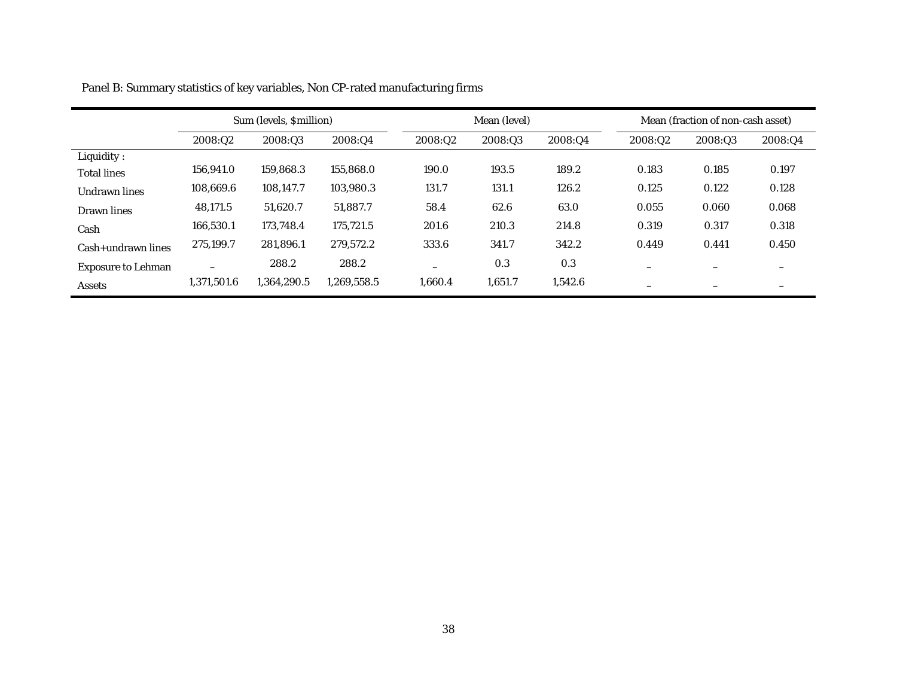Panel B: Summary statistics of key variables, Non CP-rated manufacturing firms

| | Sum (levels, $million) | | | Mean (level) | | | Mean (fraction of non-cash asset) | | |
|---|---|---|---|---|---|---|---|---|---|
| | 2008:Q2 | 2008:Q3 | 2008:Q4 | 2008:Q2 | 2008:Q3 | 2008:Q4 | 2008:Q2 | 2008:Q3 | 2008:Q4 |
| Liquidity : | | | | | | | | | |
| Total lines | 156,941.0 | 159,868.3 | 155,868.0 | 190.0 | 193.5 | 189.2 | 0.183 | 0.185 | 0.197 |
| Undrawn lines | 108,669.6 | 108,147.7 | 103,980.3 | 131.7 | 131.1 | 126.2 | 0.125 | 0.122 | 0.128 |
| Drawn lines | 48,171.5 | 51,620.7 | 51,887.7 | 58.4 | 62.6 | 63.0 | 0.055 | 0.060 | 0.068 |
| Cash | 166,530.1 | 173,748.4 | 175,721.5 | 201.6 | 210.3 | 214.8 | 0.319 | 0.317 | 0.318 |
| Cash+undrawn lines | 275,199.7 | 281,896.1 | 279,572.2 | 333.6 | 341.7 | 342.2 | 0.449 | 0.441 | 0.450 |
| Exposure to Lehman | – | 288.2 | 288.2 | – | 0.3 | 0.3 | – | – | – |
| Assets | 1,371,501.6 | 1,364,290.5 | 1,269,558.5 | 1,660.4 | 1,651.7 | 1,542.6 | – | – | – |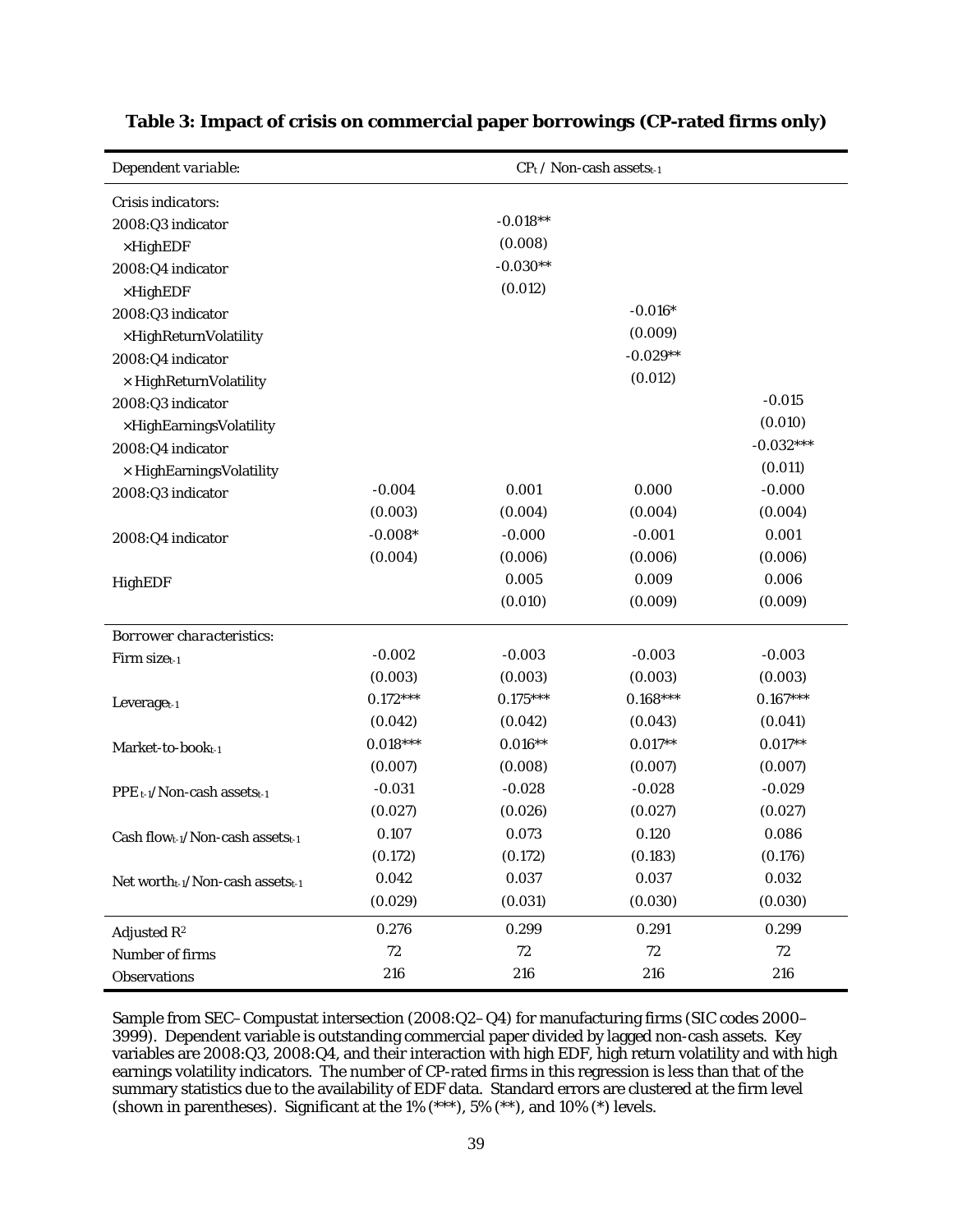**Table 3: Impact of crisis on commercial paper borrowings (CP-rated firms only)**

| *Dependent variable:* | $CP_t$ / Non-cash assets$_{t-1}$ | | | |
|---|---|---|---|---|
| *Crisis indicators:* | | | | |
| 2008:Q3 indicator ×HighEDF | | -0.018** | | |
| | | (0.008) | | |
| 2008:Q4 indicator ×HighEDF | | -0.030** | | |
| | | (0.012) | | |
| 2008:Q3 indicator ×HighReturnVolatility | | | -0.016* | |
| | | | (0.009) | |
| 2008:Q4 indicator × HighReturnVolatility | | | -0.029** | |
| | | | (0.012) | |
| 2008:Q3 indicator ×HighEarningsVolatility | | | | -0.015 |
| | | | | (0.010) |
| 2008:Q4 indicator × HighEarningsVolatility | | | | -0.032*** |
| | | | | (0.011) |
| 2008:Q3 indicator | -0.004 | 0.001 | 0.000 | -0.000 |
| | (0.003) | (0.004) | (0.004) | (0.004) |
| 2008:Q4 indicator | -0.008* | -0.000 | -0.001 | 0.001 |
| | (0.004) | (0.006) | (0.006) | (0.006) |
| HighEDF | | 0.005 | 0.009 | 0.006 |
| | | (0.010) | (0.009) | (0.009) |
| *Borrower characteristics:* | | | | |
| Firm size$_{t-1}$ | -0.002 | -0.003 | -0.003 | -0.003 |
| | (0.003) | (0.003) | (0.003) | (0.003) |
| Leverage$_{t-1}$ | 0.172*** | 0.175*** | 0.168*** | 0.167*** |
| | (0.042) | (0.042) | (0.043) | (0.041) |
| Market-to-book$_{t-1}$ | 0.018*** | 0.016** | 0.017** | 0.017** |
| | (0.007) | (0.008) | (0.007) | (0.007) |
| PPE$_{t-1}$/Non-cash assets$_{t-1}$ | -0.031 | -0.028 | -0.028 | -0.029 |
| | (0.027) | (0.026) | (0.027) | (0.027) |
| Cash flow$_{t-1}$/Non-cash assets$_{t-1}$ | 0.107 | 0.073 | 0.120 | 0.086 |
| | (0.172) | (0.172) | (0.183) | (0.176) |
| Net worth$_{t-1}$/Non-cash assets$_{t-1}$ | 0.042 | 0.037 | 0.037 | 0.032 |
| | (0.029) | (0.031) | (0.030) | (0.030) |
| Adjusted $R^2$ | 0.276 | 0.299 | 0.291 | 0.299 |
| Number of firms | 72 | 72 | 72 | 72 |
| Observations | 216 | 216 | 216 | 216 |

Sample from SEC–Compustat intersection (2008:Q2–Q4) for manufacturing firms (SIC codes 2000–3999). Dependent variable is outstanding commercial paper divided by lagged non-cash assets. Key variables are 2008:Q3, 2008:Q4, and their interaction with high EDF, high return volatility and with high earnings volatility indicators. The number of CP-rated firms in this regression is less than that of the summary statistics due to the availability of EDF data. Standard errors are clustered at the firm level (shown in parentheses). Significant at the 1% (***), 5% (**), and 10% (*) levels.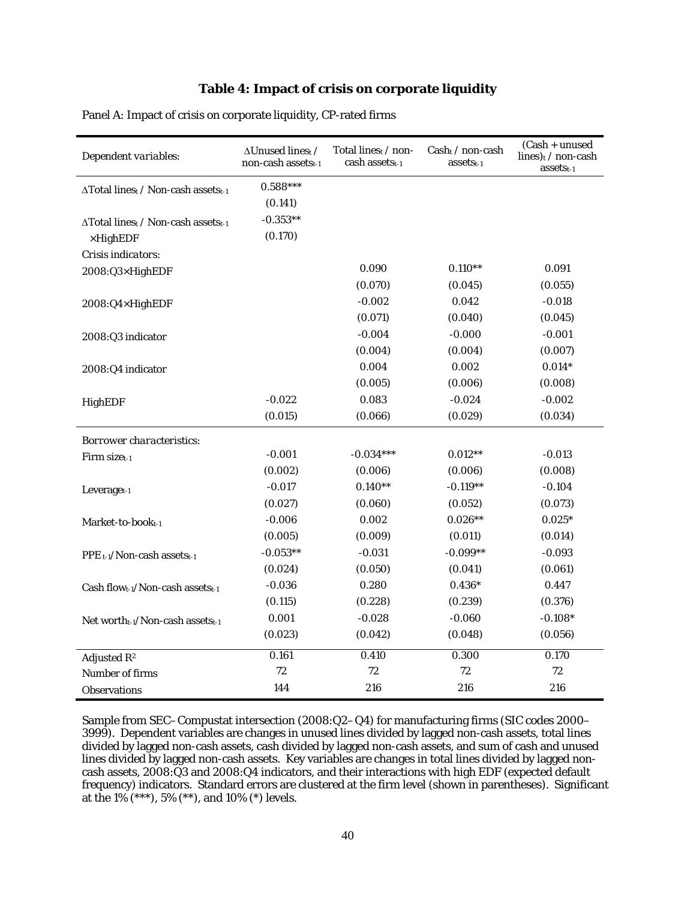## Table 4: Impact of crisis on corporate liquidity

Panel A: Impact of crisis on corporate liquidity, CP-rated firms

| *Dependent variables:* | $\Delta$Unused lines$_t$ / non-cash assets$_{t-1}$ | Total lines$_t$ / non-cash assets$_{t-1}$ | Cash$_t$ / non-cash assets$_{t-1}$ | (Cash + unused lines)$_t$ / non-cash assets$_{t-1}$ |
|---|---|---|---|---|
| $\Delta$Total lines$_t$ / Non-cash assets$_{t-1}$ | 0.588*** | | | |
| | (0.141) | | | |
| $\Delta$Total lines$_t$ / Non-cash assets$_{t-1}$ ×HighEDF | -0.353** | | | |
| | (0.170) | | | |
| *Crisis indicators:* | | | | |
| 2008:Q3×HighEDF | | 0.090 | 0.110** | 0.091 |
| | | (0.070) | (0.045) | (0.055) |
| 2008:Q4×HighEDF | | -0.002 | 0.042 | -0.018 |
| | | (0.071) | (0.040) | (0.045) |
| 2008:Q3 indicator | | -0.004 | -0.000 | -0.001 |
| | | (0.004) | (0.004) | (0.007) |
| 2008:Q4 indicator | | 0.004 | 0.002 | 0.014* |
| | | (0.005) | (0.006) | (0.008) |
| HighEDF | -0.022 | 0.083 | -0.024 | -0.002 |
| | (0.015) | (0.066) | (0.029) | (0.034) |
| *Borrower characteristics:* | | | | |
| Firm size$_{t-1}$ | -0.001 | -0.034*** | 0.012** | -0.013 |
| | (0.002) | (0.006) | (0.006) | (0.008) |
| Leverage$_{t-1}$ | -0.017 | 0.140** | -0.119** | -0.104 |
| | (0.027) | (0.060) | (0.052) | (0.073) |
| Market-to-book$_{t-1}$ | -0.006 | 0.002 | 0.026** | 0.025* |
| | (0.005) | (0.009) | (0.011) | (0.014) |
| PPE$_{t-1}$/Non-cash assets$_{t-1}$ | -0.053** | -0.031 | -0.099** | -0.093 |
| | (0.024) | (0.050) | (0.041) | (0.061) |
| Cash flow$_{t-1}$/Non-cash assets$_{t-1}$ | -0.036 | 0.280 | 0.436* | 0.447 |
| | (0.115) | (0.228) | (0.239) | (0.376) |
| Net worth$_{t-1}$/Non-cash assets$_{t-1}$ | 0.001 | -0.028 | -0.060 | -0.108* |
| | (0.023) | (0.042) | (0.048) | (0.056) |
| Adjusted $R^2$ | 0.161 | 0.410 | 0.300 | 0.170 |
| Number of firms | 72 | 72 | 72 | 72 |
| Observations | 144 | 216 | 216 | 216 |

Sample from SEC–Compustat intersection (2008:Q2–Q4) for manufacturing firms (SIC codes 2000–3999). Dependent variables are changes in unused lines divided by lagged non-cash assets, total lines divided by lagged non-cash assets, cash divided by lagged non-cash assets, and sum of cash and unused lines divided by lagged non-cash assets. Key variables are changes in total lines divided by lagged non-cash assets, 2008:Q3 and 2008:Q4 indicators, and their interactions with high EDF (expected default frequency) indicators. Standard errors are clustered at the firm level (shown in parentheses). Significant at the 1% (***), 5% (**), and 10% (*) levels.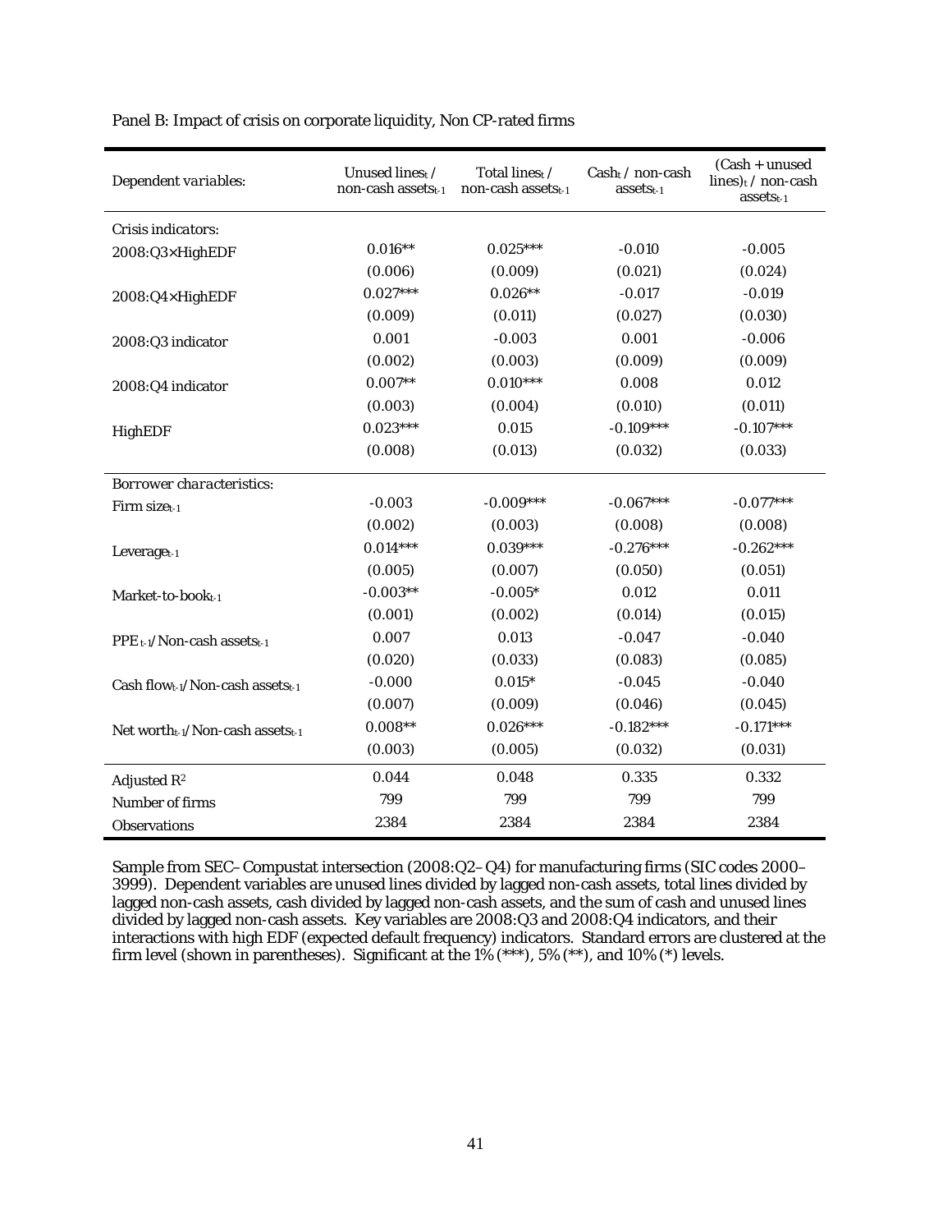Panel B: Impact of crisis on corporate liquidity, Non CP-rated firms

| *Dependent variables:* | Unused lines$_t$ / non-cash assets$_{t-1}$ | Total lines$_t$ / non-cash assets$_{t-1}$ | Cash$_t$ / non-cash assets$_{t-1}$ | (Cash + unused lines)$_t$ / non-cash assets$_{t-1}$ |
|---|---|---|---|---|
| *Crisis indicators:* | | | | |
| 2008:Q3×HighEDF | 0.016** | 0.025*** | -0.010 | -0.005 |
| | (0.006) | (0.009) | (0.021) | (0.024) |
| 2008:Q4×HighEDF | 0.027*** | 0.026** | -0.017 | -0.019 |
| | (0.009) | (0.011) | (0.027) | (0.030) |
| 2008:Q3 indicator | 0.001 | -0.003 | 0.001 | -0.006 |
| | (0.002) | (0.003) | (0.009) | (0.009) |
| 2008:Q4 indicator | 0.007** | 0.010*** | 0.008 | 0.012 |
| | (0.003) | (0.004) | (0.010) | (0.011) |
| HighEDF | 0.023*** | 0.015 | -0.109*** | -0.107*** |
| | (0.008) | (0.013) | (0.032) | (0.033) |
| *Borrower characteristics:* | | | | |
| Firm size$_{t-1}$ | -0.003 | -0.009*** | -0.067*** | -0.077*** |
| | (0.002) | (0.003) | (0.008) | (0.008) |
| Leverage$_{t-1}$ | 0.014*** | 0.039*** | -0.276*** | -0.262*** |
| | (0.005) | (0.007) | (0.050) | (0.051) |
| Market-to-book$_{t-1}$ | -0.003** | -0.005* | 0.012 | 0.011 |
| | (0.001) | (0.002) | (0.014) | (0.015) |
| PPE$_{t-1}$/Non-cash assets$_{t-1}$ | 0.007 | 0.013 | -0.047 | -0.040 |
| | (0.020) | (0.033) | (0.083) | (0.085) |
| Cash flow$_{t-1}$/Non-cash assets$_{t-1}$ | -0.000 | 0.015* | -0.045 | -0.040 |
| | (0.007) | (0.009) | (0.046) | (0.045) |
| Net worth$_{t-1}$/Non-cash assets$_{t-1}$ | 0.008** | 0.026*** | -0.182*** | -0.171*** |
| | (0.003) | (0.005) | (0.032) | (0.031) |
| Adjusted $R^2$ | 0.044 | 0.048 | 0.335 | 0.332 |
| Number of firms | 799 | 799 | 799 | 799 |
| Observations | 2384 | 2384 | 2384 | 2384 |

Sample from SEC–Compustat intersection (2008:Q2–Q4) for manufacturing firms (SIC codes 2000–3999). Dependent variables are unused lines divided by lagged non-cash assets, total lines divided by lagged non-cash assets, cash divided by lagged non-cash assets, and the sum of cash and unused lines divided by lagged non-cash assets. Key variables are 2008:Q3 and 2008:Q4 indicators, and their interactions with high EDF (expected default frequency) indicators. Standard errors are clustered at the firm level (shown in parentheses). Significant at the 1% (***), 5% (**), and 10% (*) levels.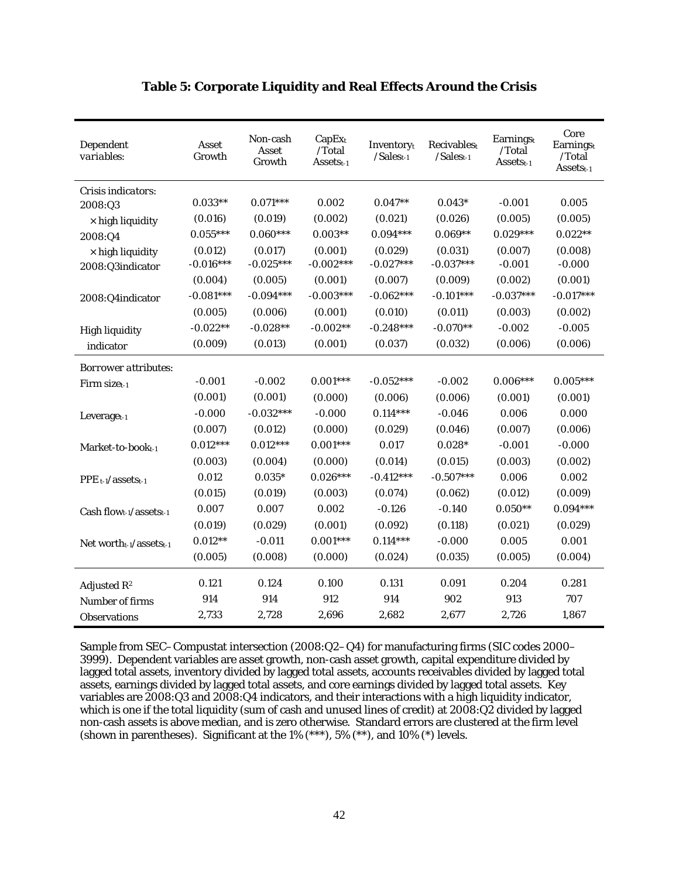**Table 5: Corporate Liquidity and Real Effects Around the Crisis**

| Dependent variables: | Asset Growth | Non-cash Asset Growth | $CapEx_t$ /Total $Assets_{t-1}$ | $Inventory_t$ /$Sales_{t-1}$ | $Recivables_t$ /$Sales_{t-1}$ | $Earnings_t$ /Total $Assets_{t-1}$ | Core $Earnings_t$ /Total $Assets_{t-1}$ |
|---|---|---|---|---|---|---|---|
| *Crisis indicators:* | | | | | | | |
| 2008:Q3 | 0.033** | 0.071*** | 0.002 | 0.047** | 0.043* | -0.001 | 0.005 |
| × high liquidity | (0.016) | (0.019) | (0.002) | (0.021) | (0.026) | (0.005) | (0.005) |
| 2008:Q4 | 0.055*** | 0.060*** | 0.003** | 0.094*** | 0.069** | 0.029*** | 0.022** |
| × high liquidity | (0.012) | (0.017) | (0.001) | (0.029) | (0.031) | (0.007) | (0.008) |
| 2008:Q3indicator | -0.016*** | -0.025*** | -0.002*** | -0.027*** | -0.037*** | -0.001 | -0.000 |
| | (0.004) | (0.005) | (0.001) | (0.007) | (0.009) | (0.002) | (0.001) |
| 2008:Q4indicator | -0.081*** | -0.094*** | -0.003*** | -0.062*** | -0.101*** | -0.037*** | -0.017*** |
| | (0.005) | (0.006) | (0.001) | (0.010) | (0.011) | (0.003) | (0.002) |
| High liquidity | -0.022** | -0.028** | -0.002** | -0.248*** | -0.070** | -0.002 | -0.005 |
| indicator | (0.009) | (0.013) | (0.001) | (0.037) | (0.032) | (0.006) | (0.006) |
| *Borrower attributes:* | | | | | | | |
| Firm $size_{t-1}$ | -0.001 | -0.002 | 0.001*** | -0.052*** | -0.002 | 0.006*** | 0.005*** |
| | (0.001) | (0.001) | (0.000) | (0.006) | (0.006) | (0.001) | (0.001) |
| $Leverage_{t-1}$ | -0.000 | -0.032*** | -0.000 | 0.114*** | -0.046 | 0.006 | 0.000 |
| | (0.007) | (0.012) | (0.000) | (0.029) | (0.046) | (0.007) | (0.006) |
| Market-to-$book_{t-1}$ | 0.012*** | 0.012*** | 0.001*** | 0.017 | 0.028* | -0.001 | -0.000 |
| | (0.003) | (0.004) | (0.000) | (0.014) | (0.015) | (0.003) | (0.002) |
| $PPE_{t-1}$/$assets_{t-1}$ | 0.012 | 0.035* | 0.026*** | -0.412*** | -0.507*** | 0.006 | 0.002 |
| | (0.015) | (0.019) | (0.003) | (0.074) | (0.062) | (0.012) | (0.009) |
| Cash $flow_{t-1}$/$assets_{t-1}$ | 0.007 | 0.007 | 0.002 | -0.126 | -0.140 | 0.050** | 0.094*** |
| | (0.019) | (0.029) | (0.001) | (0.092) | (0.118) | (0.021) | (0.029) |
| Net $worth_{t-1}$/$assets_{t-1}$ | 0.012** | -0.011 | 0.001*** | 0.114*** | -0.000 | 0.005 | 0.001 |
| | (0.005) | (0.008) | (0.000) | (0.024) | (0.035) | (0.005) | (0.004) |
| Adjusted $R^2$ | 0.121 | 0.124 | 0.100 | 0.131 | 0.091 | 0.204 | 0.281 |
| Number of firms | 914 | 914 | 912 | 914 | 902 | 913 | 707 |
| Observations | 2,733 | 2,728 | 2,696 | 2,682 | 2,677 | 2,726 | 1,867 |

Sample from SEC–Compustat intersection (2008:Q2–Q4) for manufacturing firms (SIC codes 2000–3999). Dependent variables are asset growth, non-cash asset growth, capital expenditure divided by lagged total assets, inventory divided by lagged total assets, accounts receivables divided by lagged total assets, earnings divided by lagged total assets, and core earnings divided by lagged total assets. Key variables are 2008:Q3 and 2008:Q4 indicators, and their interactions with a high liquidity indicator, which is one if the total liquidity (sum of cash and unused lines of credit) at 2008:Q2 divided by lagged non-cash assets is above median, and is zero otherwise. Standard errors are clustered at the firm level (shown in parentheses). Significant at the 1% (***), 5% (**), and 10% (*) levels.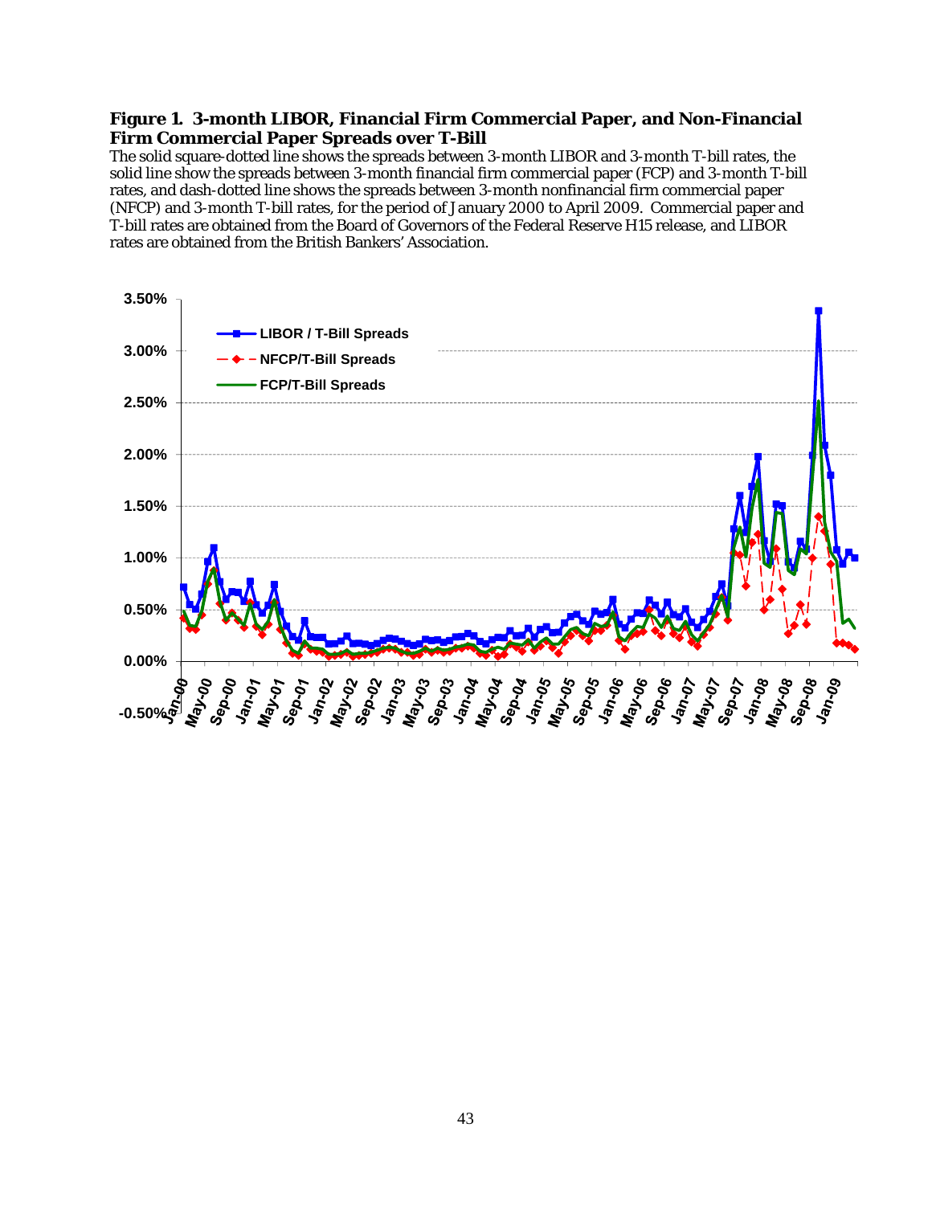**Figure 1. 3-month LIBOR, Financial Firm Commercial Paper, and Non-Financial Firm Commercial Paper Spreads over T-Bill**

The solid square-dotted line shows the spreads between 3-month LIBOR and 3-month T-bill rates, the solid line show the spreads between 3-month financial firm commercial paper (FCP) and 3-month T-bill rates, and dash-dotted line shows the spreads between 3-month nonfinancial firm commercial paper (NFCP) and 3-month T-bill rates, for the period of January 2000 to April 2009. Commercial paper and T-bill rates are obtained from the Board of Governors of the Federal Reserve H15 release, and LIBOR rates are obtained from the British Bankers' Association.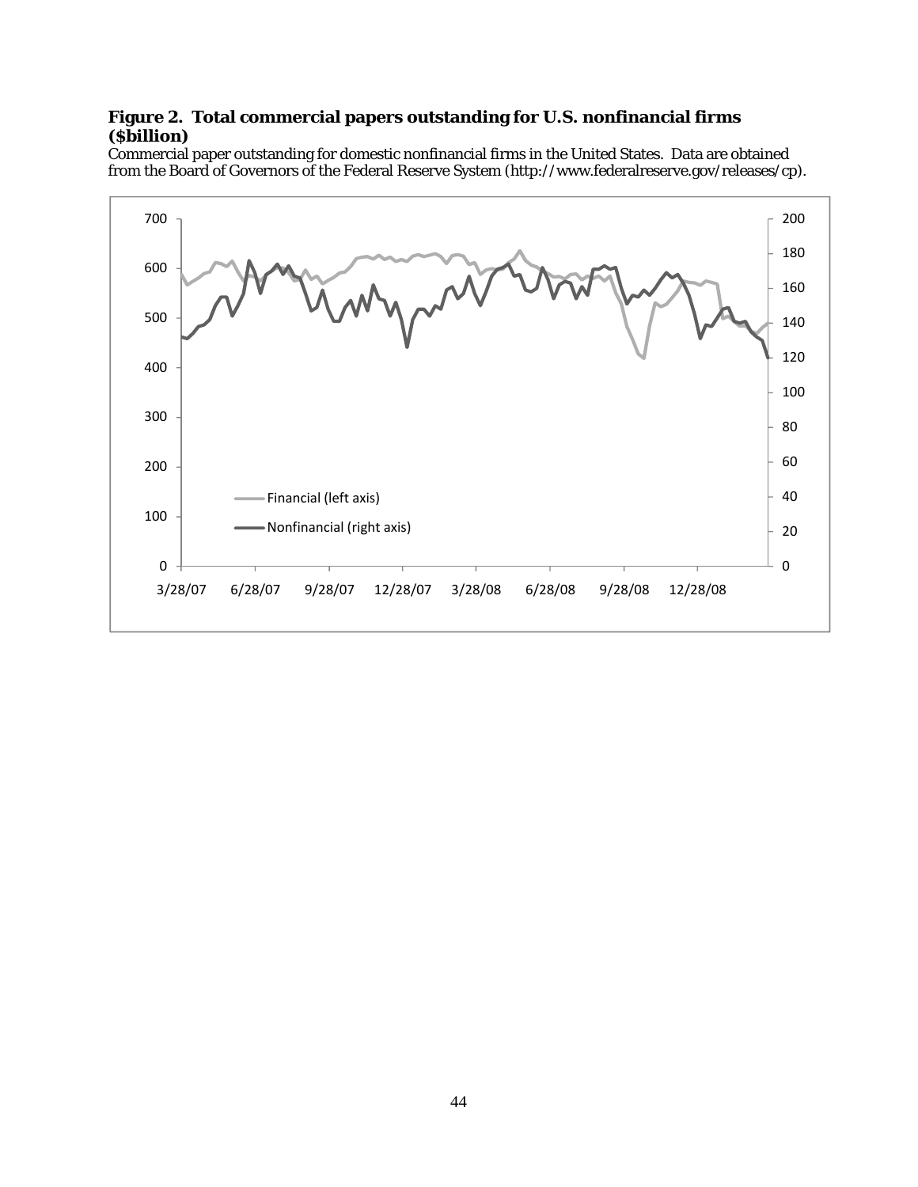**Figure 2. Total commercial papers outstanding for U.S. nonfinancial firms ($billion)**

Commercial paper outstanding for domestic nonfinancial firms in the United States. Data are obtained from the Board of Governors of the Federal Reserve System (http://www.federalreserve.gov/releases/cp).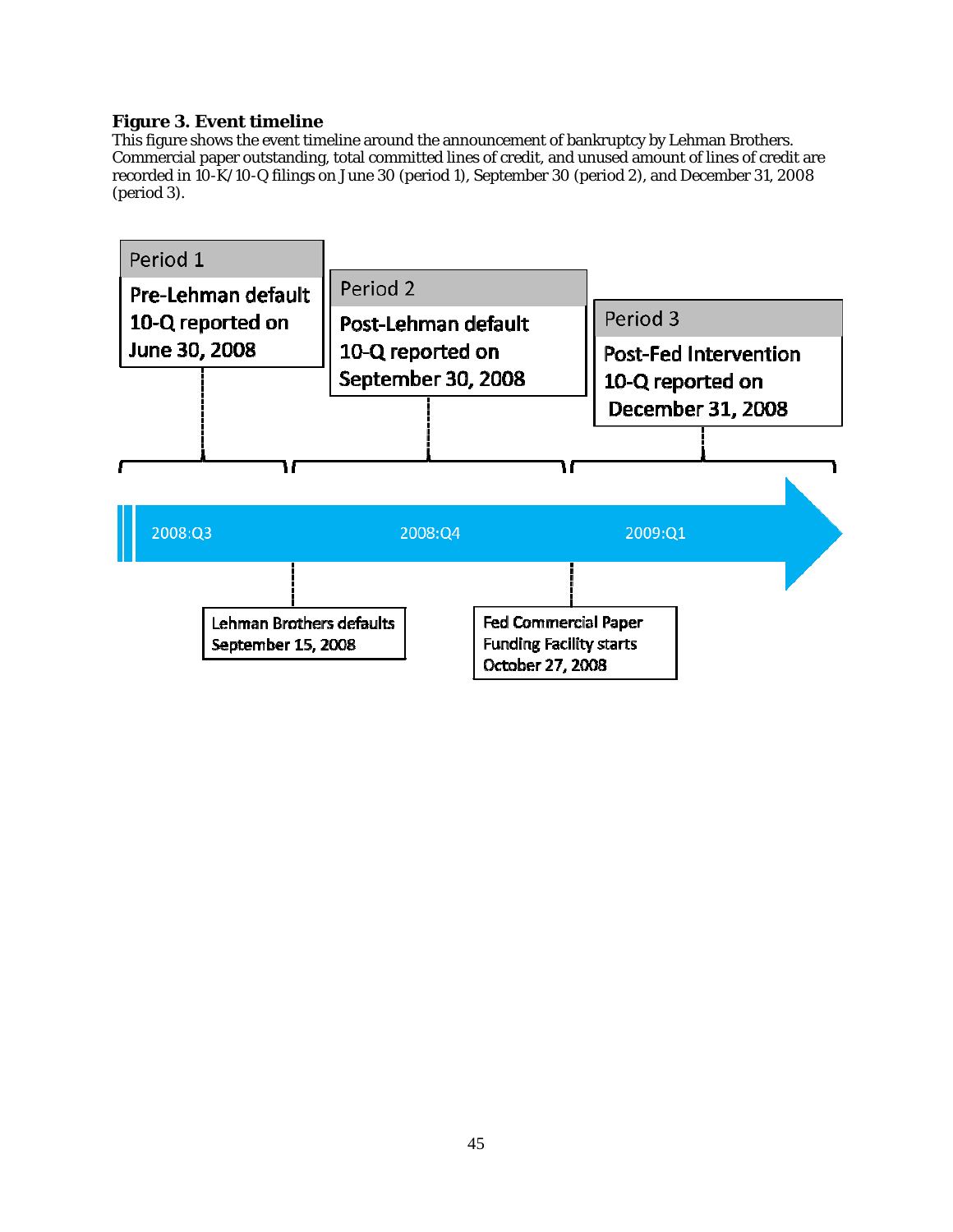**Figure 3. Event timeline**

This figure shows the event timeline around the announcement of bankruptcy by Lehman Brothers. Commercial paper outstanding, total committed lines of credit, and unused amount of lines of credit are recorded in 10-K/10-Q filings on June 30 (period 1), September 30 (period 2), and December 31, 2008 (period 3).

Period 1
Pre-Lehman default
10-Q reported on
June 30, 2008

Period 2
Post-Lehman default
10-Q reported on
September 30, 2008

Period 3
Post-Fed Intervention
10-Q reported on
December 31, 2008

2008:Q3 2008:Q4 2009:Q1

Lehman Brothers defaults
September 15, 2008

Fed Commercial Paper
Funding Facility starts
October 27, 2008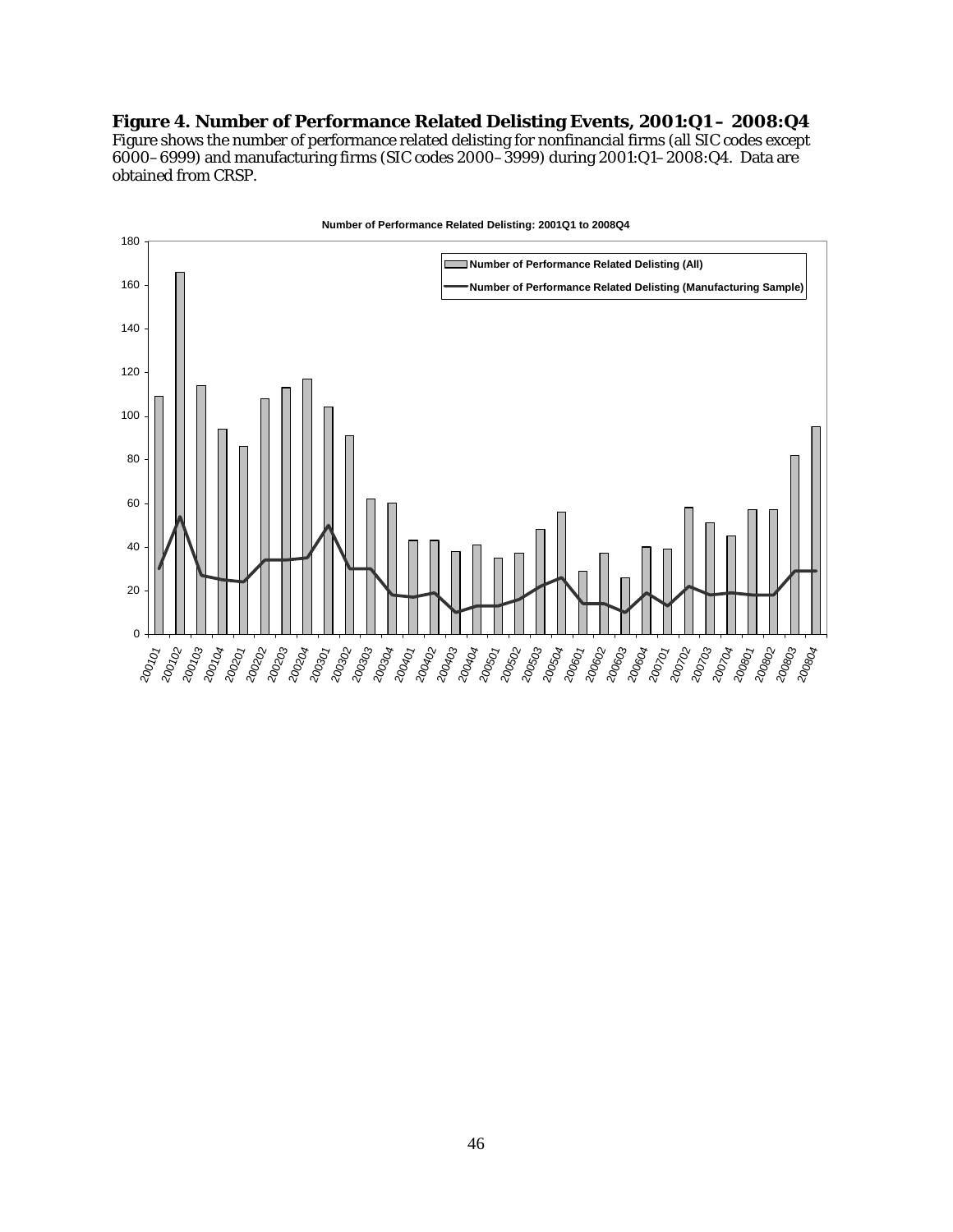**Figure 4. Number of Performance Related Delisting Events, 2001:Q1 – 2008:Q4**
Figure shows the number of performance related delisting for nonfinancial firms (all SIC codes except 6000–6999) and manufacturing firms (SIC codes 2000–3999) during 2001:Q1–2008:Q4. Data are obtained from CRSP.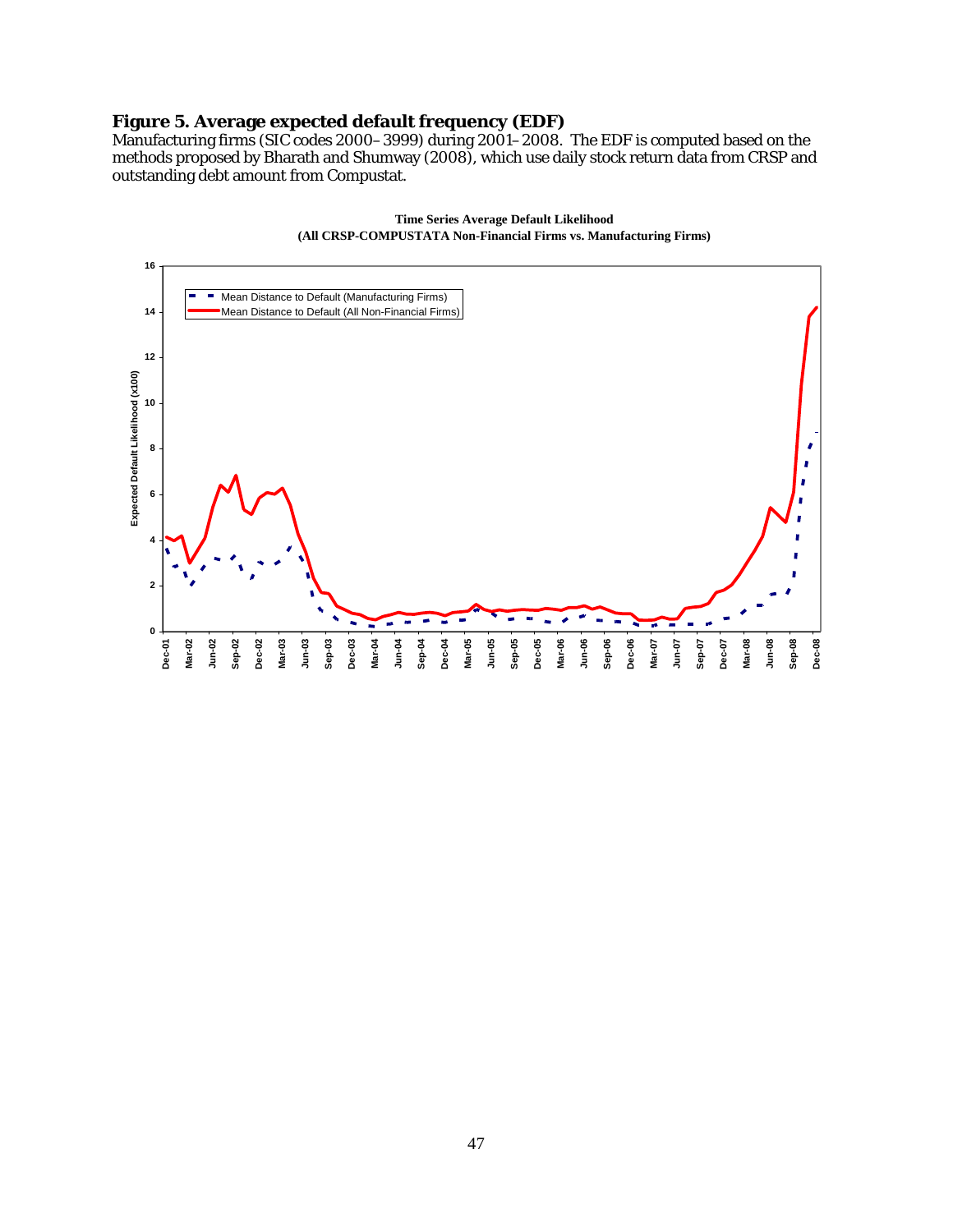**Figure 5. Average expected default frequency (EDF)**

Manufacturing firms (SIC codes 2000–3999) during 2001–2008. The EDF is computed based on the methods proposed by Bharath and Shumway (2008), which use daily stock return data from CRSP and outstanding debt amount from Compustat.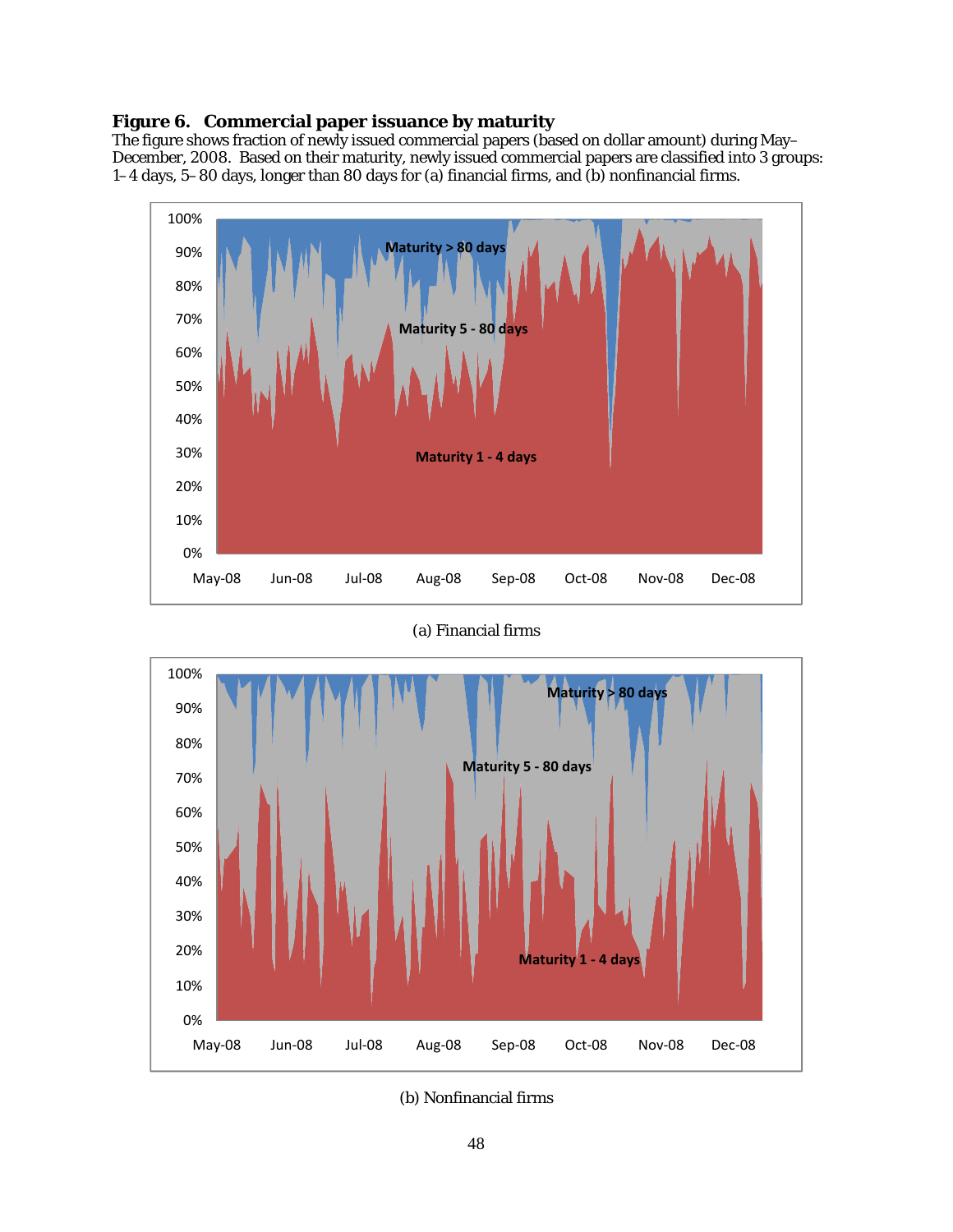**Figure 6. Commercial paper issuance by maturity**
The figure shows fraction of newly issued commercial papers (based on dollar amount) during May–December, 2008. Based on their maturity, newly issued commercial papers are classified into 3 groups: 1–4 days, 5–80 days, longer than 80 days for (a) financial firms, and (b) nonfinancial firms.

100%
90%
80%
70%
60%
50%
40%
30%
20%
10%
0%

May-08 Jun-08 Jul-08 Aug-08 Sep-08 Oct-08 Nov-08 Dec-08

Maturity > 80 days

Maturity 5 - 80 days

Maturity 1 - 4 days

(a) Financial firms

100%
90%
80%
70%
60%
50%
40%
30%
20%
10%
0%

May-08 Jun-08 Jul-08 Aug-08 Sep-08 Oct-08 Nov-08 Dec-08

Maturity > 80 days

Maturity 5 - 80 days

Maturity 1 - 4 days

(b) Nonfinancial firms